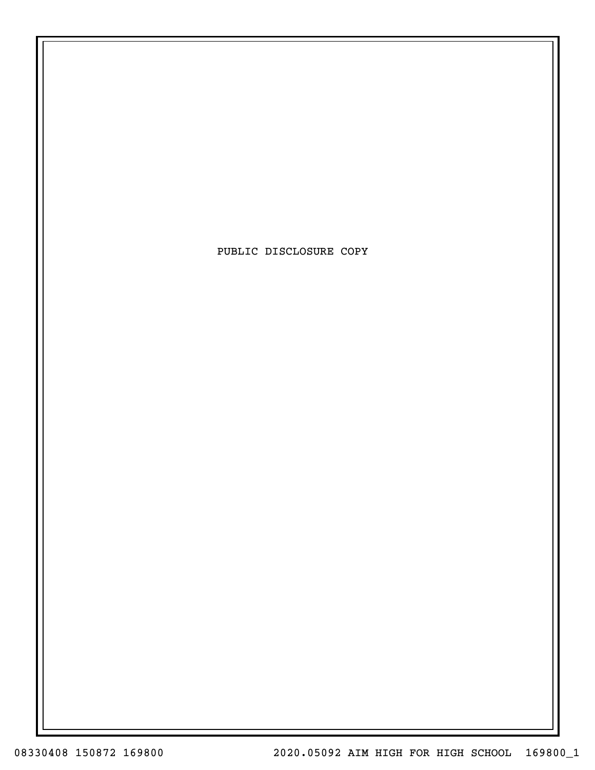PUBLIC DISCLOSURE COPY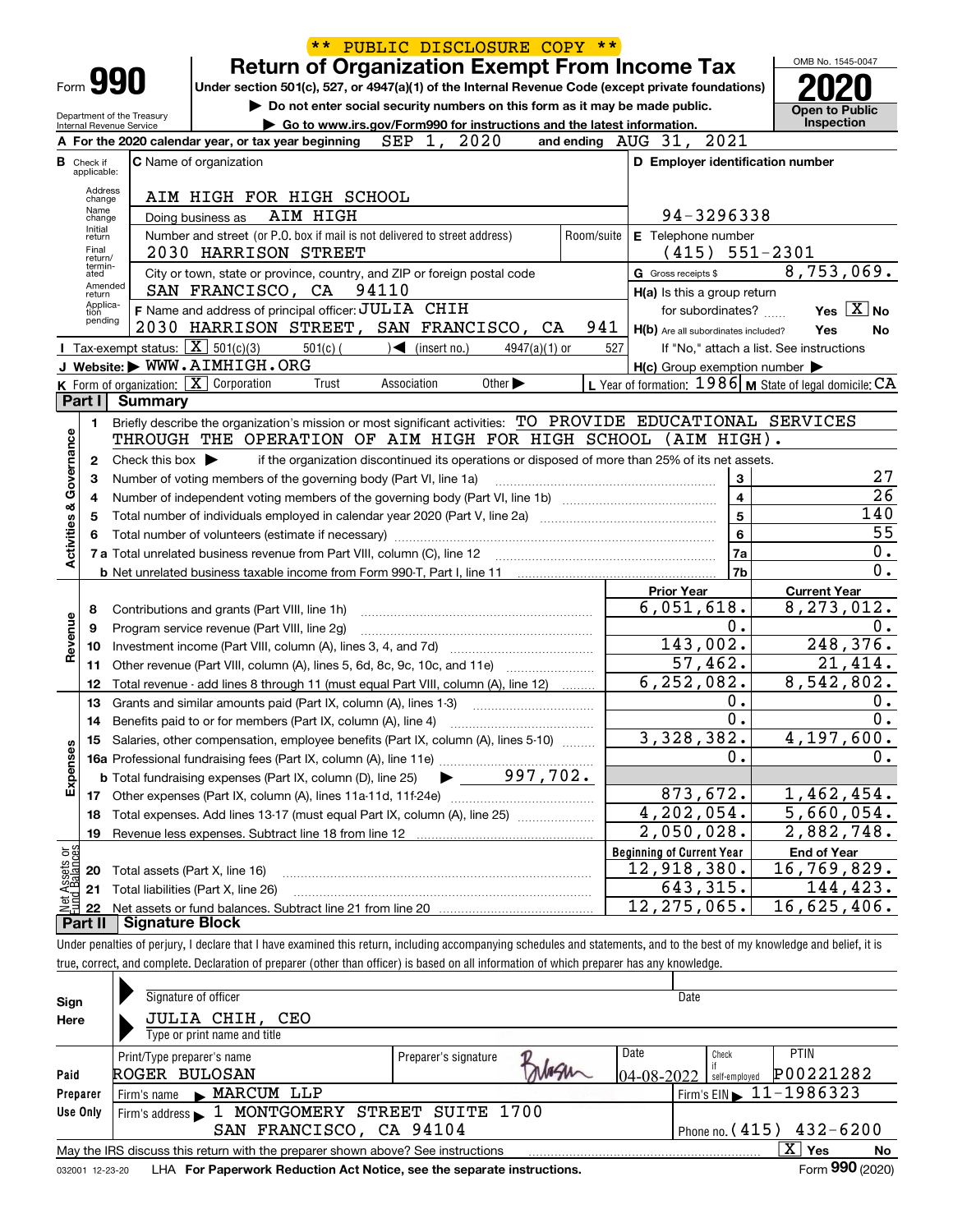\*\* PUBLIC DISCLOSURE COPY \*\*

# Form 990 — Return of Organization Exempt From Income Tax

Under section 501(c), 527, or 4947(a)(1) of the Internal Revenue Code (except private foundations)

▶ Do not enter social security numbers on this form as it may be made public.

▶ Go to www.irs.gov/Form990 for instructions and the latest information.

Department of the Treasury, Internal Revenue Service

OMB No. 1545-0047 — **2020** — Open to Public Inspection

**A** For the 2020 calendar year, or tax year beginning SEP 1, 2020 and ending AUG 31, 2021

**B** Check if applicable: Address change, Name change, Initial return, Final return/terminated, Amended return, Application pending

**C** Name of organization: AIM HIGH FOR HIGH SCHOOL

Doing business as: AIM HIGH

Number and street (or P.O. box if mail is not delivered to street address): 2030 HARRISON STREET — Room/suite:

City or town, state or province, country, and ZIP or foreign postal code: SAN FRANCISCO, CA 94110

**D** Employer identification number: 94-3296338

**E** Telephone number: (415) 551-2301

**G** Gross receipts $ 8,753,069.

**F** Name and address of principal officer: JULIA CHIH, 2030 HARRISON STREET, SAN FRANCISCO, CA 941

**H(a)** Is this a group return for subordinates? Yes [ ] No [X]

**H(b)** Are all subordinates included? Yes No — If "No," attach a list. See instructions

**I** Tax-exempt status: [X] 501(c)(3) 501(c) ( ) ◀ (insert no.) 4947(a)(1) or 527

**J** Website: ▶ WWW.AIMHIGH.ORG

**H(c)** Group exemption number ▶

**K** Form of organization: [X] Corporation Trust Association Other ▶

**L** Year of formation: 1986 **M** State of legal domicile: CA

## Part I Summary

**Activities & Governance**

1. Briefly describe the organization's mission or most significant activities: TO PROVIDE EDUCATIONAL SERVICES THROUGH THE OPERATION OF AIM HIGH FOR HIGH SCHOOL (AIM HIGH).
2. Check this box ▶ if the organization discontinued its operations or disposed of more than 25% of its net assets.

| | | | |
|---|---|---|---|
| 3 | Number of voting members of the governing body (Part VI, line 1a) | 3 | 27 |
| 4 | Number of independent voting members of the governing body (Part VI, line 1b) | 4 | 26 |
| 5 | Total number of individuals employed in calendar year 2020 (Part V, line 2a) | 5 | 140 |
| 6 | Total number of volunteers (estimate if necessary) | 6 | 55 |
| 7a | Total unrelated business revenue from Part VIII, column (C), line 12 | 7a | 0. |
| b | Net unrelated business taxable income from Form 990-T, Part I, line 11 | 7b | 0. |

| | | Prior Year | Current Year |
|---|---|---|---|
| **Revenue** | | | |
| 8 | Contributions and grants (Part VIII, line 1h) | 6,051,618. | 8,273,012. |
| 9 | Program service revenue (Part VIII, line 2g) | 0. | 0. |
| 10 | Investment income (Part VIII, column (A), lines 3, 4, and 7d) | 143,002. | 248,376. |
| 11 | Other revenue (Part VIII, column (A), lines 5, 6d, 8c, 9c, 10c, and 11e) | 57,462. | 21,414. |
| 12 | Total revenue - add lines 8 through 11 (must equal Part VIII, column (A), line 12) | 6,252,082. | 8,542,802. |
| **Expenses** | | | |
| 13 | Grants and similar amounts paid (Part IX, column (A), lines 1-3) | 0. | 0. |
| 14 | Benefits paid to or for members (Part IX, column (A), line 4) | 0. | 0. |
| 15 | Salaries, other compensation, employee benefits (Part IX, column (A), lines 5-10) | 3,328,382. | 4,197,600. |
| 16a | Professional fundraising fees (Part IX, column (A), line 11e) | 0. | 0. |
| b | Total fundraising expenses (Part IX, column (D), line 25) ▶ 997,702. | | |
| 17 | Other expenses (Part IX, column (A), lines 11a-11d, 11f-24e) | 873,672. | 1,462,454. |
| 18 | Total expenses. Add lines 13-17 (must equal Part IX, column (A), line 25) | 4,202,054. | 5,660,054. |
| 19 | Revenue less expenses. Subtract line 18 from line 12 | 2,050,028. | 2,882,748. |

| | | Beginning of Current Year | End of Year |
|---|---|---|---|
| **Net Assets or Fund Balances** | | | |
| 20 | Total assets (Part X, line 16) | 12,918,380. | 16,769,829. |
| 21 | Total liabilities (Part X, line 26) | 643,315. | 144,423. |
| 22 | Net assets or fund balances. Subtract line 21 from line 20 | 12,275,065. | 16,625,406. |

## Part II Signature Block

Under penalties of perjury, I declare that I have examined this return, including accompanying schedules and statements, and to the best of my knowledge and belief, it is true, correct, and complete. Declaration of preparer (other than officer) is based on all information of which preparer has any knowledge.

**Sign Here**

Signature of officer — Date

JULIA CHIH, CEO
Type or print name and title

**Paid Preparer Use Only**

| Print/Type preparer's name | Preparer's signature | Date | Check if self-employed | PTIN |
|---|---|---|---|---|
| ROGER BULOSAN | | 04-08-2022 | | P00221282 |

Firm's name ▶ MARCUM LLP — Firm's EIN ▶ 11-1986323

Firm's address ▶ 1 MONTGOMERY STREET SUITE 1700, SAN FRANCISCO, CA 94104 — Phone no. (415) 432-6200

May the IRS discuss this return with the preparer shown above? See instructions [X] Yes No

032001 12-23-20 LHA For Paperwork Reduction Act Notice, see the separate instructions. Form 990 (2020)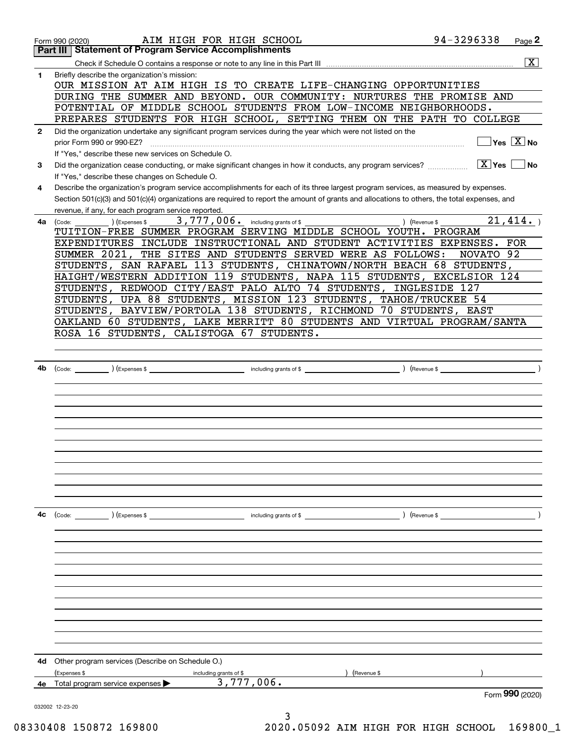Form 990 (2020) AIM HIGH FOR HIGH SCHOOL 94-3296338 Page 2

## Part III | Statement of Program Service Accomplishments

Check if Schedule O contains a response or note to any line in this Part III .......... [X]

**1** Briefly describe the organization's mission:

OUR MISSION AT AIM HIGH IS TO CREATE LIFE-CHANGING OPPORTUNITIES DURING THE SUMMER AND BEYOND. OUR COMMUNITY: NURTURES THE PROMISE AND POTENTIAL OF MIDDLE SCHOOL STUDENTS FROM LOW-INCOME NEIGHBORHOODS. PREPARES STUDENTS FOR HIGH SCHOOL, SETTING THEM ON THE PATH TO COLLEGE

**2** Did the organization undertake any significant program services during the year which were not listed on the prior Form 990 or 990-EZ? .......... [ ] Yes [X] No

If "Yes," describe these new services on Schedule O.

**3** Did the organization cease conducting, or make significant changes in how it conducts, any program services? .......... [X] Yes [ ] No

If "Yes," describe these changes on Schedule O.

**4** Describe the organization's program service accomplishments for each of its three largest program services, as measured by expenses. Section 501(c)(3) and 501(c)(4) organizations are required to report the amount of grants and allocations to others, the total expenses, and revenue, if any, for each program service reported.

**4a** (Code: ) (Expenses $ 3,777,006. including grants of $ ) (Revenue $ 21,414. )

TUITION-FREE SUMMER PROGRAM SERVING MIDDLE SCHOOL YOUTH. PROGRAM EXPENDITURES INCLUDE INSTRUCTIONAL AND STUDENT ACTIVITIES EXPENSES. FOR SUMMER 2021, THE SITES AND STUDENTS SERVED WERE AS FOLLOWS: NOVATO 92 STUDENTS, SAN RAFAEL 113 STUDENTS, CHINATOWN/NORTH BEACH 68 STUDENTS, HAIGHT/WESTERN ADDITION 119 STUDENTS, NAPA 115 STUDENTS, EXCELSIOR 124 STUDENTS, REDWOOD CITY/EAST PALO ALTO 74 STUDENTS, INGLESIDE 127 STUDENTS, UPA 88 STUDENTS, MISSION 123 STUDENTS, TAHOE/TRUCKEE 54 STUDENTS, BAYVIEW/PORTOLA 138 STUDENTS, RICHMOND 70 STUDENTS, EAST OAKLAND 60 STUDENTS, LAKE MERRITT 80 STUDENTS AND VIRTUAL PROGRAM/SANTA ROSA 16 STUDENTS, CALISTOGA 67 STUDENTS.

**4b** (Code: ) (Expenses $ including grants of $ ) (Revenue $ )

**4c** (Code: ) (Expenses $ including grants of $ ) (Revenue $ )

**4d** Other program services (Describe on Schedule O.)

(Expenses $ including grants of $ ) (Revenue $ )

**4e** Total program service expenses ▶ 3,777,006.

Form **990** (2020)

032002 12-23-20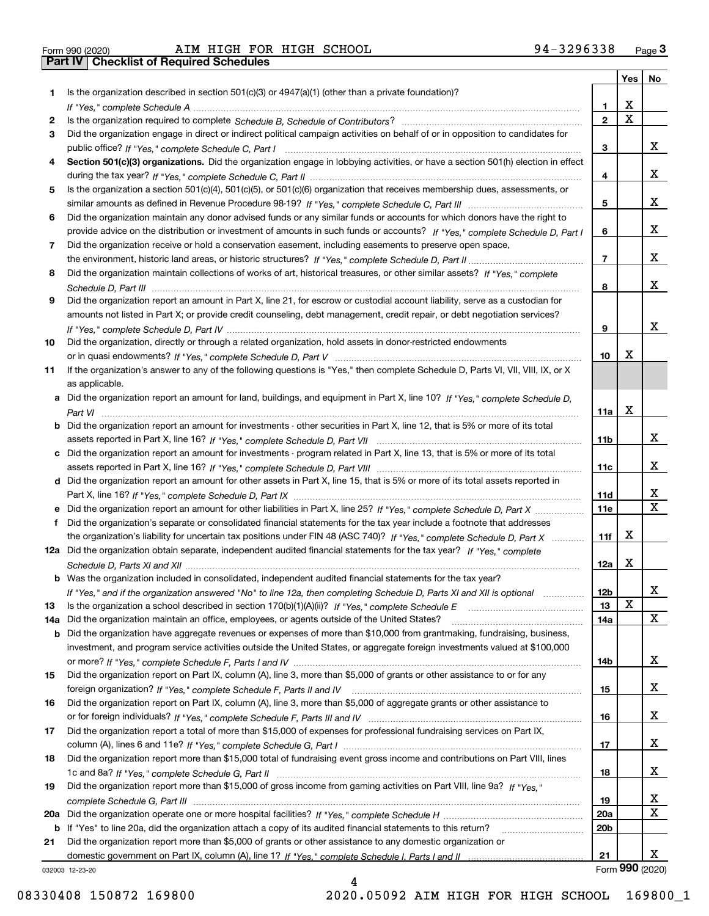Form 990 (2020) AIM HIGH FOR HIGH SCHOOL 94-3296338 Page 3

**Part IV | Checklist of Required Schedules**

| | | | Yes | No |
|---|---|---|---|---|
| 1 | Is the organization described in section 501(c)(3) or 4947(a)(1) (other than a private foundation)? *If "Yes," complete Schedule A* | 1 | X | |
| 2 | Is the organization required to complete *Schedule B, Schedule of Contributors*? | 2 | X | |
| 3 | Did the organization engage in direct or indirect political campaign activities on behalf of or in opposition to candidates for public office? *If "Yes," complete Schedule C, Part I* | 3 | | X |
| 4 | **Section 501(c)(3) organizations.** Did the organization engage in lobbying activities, or have a section 501(h) election in effect during the tax year? *If "Yes," complete Schedule C, Part II* | 4 | | X |
| 5 | Is the organization a section 501(c)(4), 501(c)(5), or 501(c)(6) organization that receives membership dues, assessments, or similar amounts as defined in Revenue Procedure 98-19? *If "Yes," complete Schedule C, Part III* | 5 | | X |
| 6 | Did the organization maintain any donor advised funds or any similar funds or accounts for which donors have the right to provide advice on the distribution or investment of amounts in such funds or accounts? *If "Yes," complete Schedule D, Part I* | 6 | | X |
| 7 | Did the organization receive or hold a conservation easement, including easements to preserve open space, the environment, historic land areas, or historic structures? *If "Yes," complete Schedule D, Part II* | 7 | | X |
| 8 | Did the organization maintain collections of works of art, historical treasures, or other similar assets? *If "Yes," complete Schedule D, Part III* | 8 | | X |
| 9 | Did the organization report an amount in Part X, line 21, for escrow or custodial account liability, serve as a custodian for amounts not listed in Part X; or provide credit counseling, debt management, credit repair, or debt negotiation services? *If "Yes," complete Schedule D, Part IV* | 9 | | X |
| 10 | Did the organization, directly or through a related organization, hold assets in donor-restricted endowments or in quasi endowments? *If "Yes," complete Schedule D, Part V* | 10 | X | |
| 11 | If the organization's answer to any of the following questions is "Yes," then complete Schedule D, Parts VI, VII, VIII, IX, or X as applicable. | | | |
| a | Did the organization report an amount for land, buildings, and equipment in Part X, line 10? *If "Yes," complete Schedule D, Part VI* | 11a | X | |
| b | Did the organization report an amount for investments - other securities in Part X, line 12, that is 5% or more of its total assets reported in Part X, line 16? *If "Yes," complete Schedule D, Part VII* | 11b | | X |
| c | Did the organization report an amount for investments - program related in Part X, line 13, that is 5% or more of its total assets reported in Part X, line 16? *If "Yes," complete Schedule D, Part VIII* | 11c | | X |
| d | Did the organization report an amount for other assets in Part X, line 15, that is 5% or more of its total assets reported in Part X, line 16? *If "Yes," complete Schedule D, Part IX* | 11d | | X |
| e | Did the organization report an amount for other liabilities in Part X, line 25? *If "Yes," complete Schedule D, Part X* | 11e | | X |
| f | Did the organization's separate or consolidated financial statements for the tax year include a footnote that addresses the organization's liability for uncertain tax positions under FIN 48 (ASC 740)? *If "Yes," complete Schedule D, Part X* | 11f | X | |
| 12a | Did the organization obtain separate, independent audited financial statements for the tax year? *If "Yes," complete Schedule D, Parts XI and XII* | 12a | X | |
| b | Was the organization included in consolidated, independent audited financial statements for the tax year? *If "Yes," and if the organization answered "No" to line 12a, then completing Schedule D, Parts XI and XII is optional* | 12b | | X |
| 13 | Is the organization a school described in section 170(b)(1)(A)(ii)? *If "Yes," complete Schedule E* | 13 | X | |
| 14a | Did the organization maintain an office, employees, or agents outside of the United States? | 14a | | X |
| b | Did the organization have aggregate revenues or expenses of more than $10,000 from grantmaking, fundraising, business, investment, and program service activities outside the United States, or aggregate foreign investments valued at $100,000 or more? *If "Yes," complete Schedule F, Parts I and IV* | 14b | | X |
| 15 | Did the organization report on Part IX, column (A), line 3, more than $5,000 of grants or other assistance to or for any foreign organization? *If "Yes," complete Schedule F, Parts II and IV* | 15 | | X |
| 16 | Did the organization report on Part IX, column (A), line 3, more than $5,000 of aggregate grants or other assistance to or for foreign individuals? *If "Yes," complete Schedule F, Parts III and IV* | 16 | | X |
| 17 | Did the organization report a total of more than $15,000 of expenses for professional fundraising services on Part IX, column (A), lines 6 and 11e? *If "Yes," complete Schedule G, Part I* | 17 | | X |
| 18 | Did the organization report more than $15,000 total of fundraising event gross income and contributions on Part VIII, lines 1c and 8a? *If "Yes," complete Schedule G, Part II* | 18 | | X |
| 19 | Did the organization report more than $15,000 of gross income from gaming activities on Part VIII, line 9a? *If "Yes," complete Schedule G, Part III* | 19 | | X |
| 20a | Did the organization operate one or more hospital facilities? *If "Yes," complete Schedule H* | 20a | | X |
| b | If "Yes" to line 20a, did the organization attach a copy of its audited financial statements to this return? | 20b | | |
| 21 | Did the organization report more than $5,000 of grants or other assistance to any domestic organization or domestic government on Part IX, column (A), line 1? *If "Yes," complete Schedule I, Parts I and II* | 21 | | X |

032003 12-23-20

Form **990** (2020)

08330408 150872 169800 2020.05092 AIM HIGH FOR HIGH SCHOOL 169800_1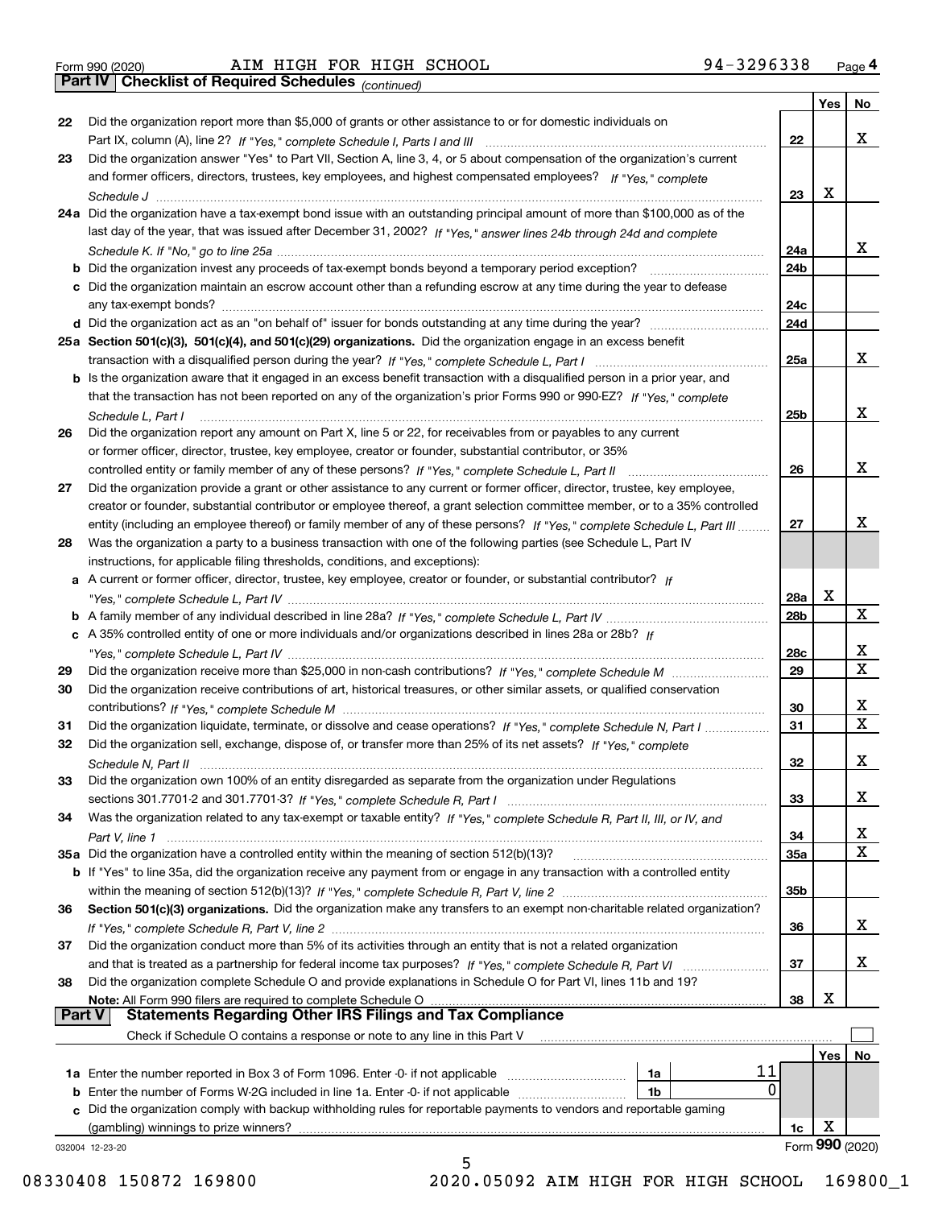Form 990 (2020) AIM HIGH FOR HIGH SCHOOL 94-3296338 Page 4

**Part IV Checklist of Required Schedules** *(continued)*

| | | | Yes | No |
|---|---|---|---|---|
| 22 | Did the organization report more than $5,000 of grants or other assistance to or for domestic individuals on Part IX, column (A), line 2? *If "Yes," complete Schedule I, Parts I and III* | 22 | | X |
| 23 | Did the organization answer "Yes" to Part VII, Section A, line 3, 4, or 5 about compensation of the organization's current and former officers, directors, trustees, key employees, and highest compensated employees? *If "Yes," complete Schedule J* | 23 | X | |
| 24a | Did the organization have a tax-exempt bond issue with an outstanding principal amount of more than $100,000 as of the last day of the year, that was issued after December 31, 2002? *If "Yes," answer lines 24b through 24d and complete Schedule K. If "No," go to line 25a* | 24a | | X |
| b | Did the organization invest any proceeds of tax-exempt bonds beyond a temporary period exception? | 24b | | |
| c | Did the organization maintain an escrow account other than a refunding escrow at any time during the year to defease any tax-exempt bonds? | 24c | | |
| d | Did the organization act as an "on behalf of" issuer for bonds outstanding at any time during the year? | 24d | | |
| 25a | **Section 501(c)(3), 501(c)(4), and 501(c)(29) organizations.** Did the organization engage in an excess benefit transaction with a disqualified person during the year? *If "Yes," complete Schedule L, Part I* | 25a | | X |
| b | Is the organization aware that it engaged in an excess benefit transaction with a disqualified person in a prior year, and that the transaction has not been reported on any of the organization's prior Forms 990 or 990-EZ? *If "Yes," complete Schedule L, Part I* | 25b | | X |
| 26 | Did the organization report any amount on Part X, line 5 or 22, for receivables from or payables to any current or former officer, director, trustee, key employee, creator or founder, substantial contributor, or 35% controlled entity or family member of any of these persons? *If "Yes," complete Schedule L, Part II* | 26 | | X |
| 27 | Did the organization provide a grant or other assistance to any current or former officer, director, trustee, key employee, creator or founder, substantial contributor or employee thereof, a grant selection committee member, or to a 35% controlled entity (including an employee thereof) or family member of any of these persons? *If "Yes," complete Schedule L, Part III* | 27 | | X |
| 28 | Was the organization a party to a business transaction with one of the following parties (see Schedule L, Part IV instructions, for applicable filing thresholds, conditions, and exceptions): | | | |
| a | A current or former officer, director, trustee, key employee, creator or founder, or substantial contributor? *If "Yes," complete Schedule L, Part IV* | 28a | X | |
| b | A family member of any individual described in line 28a? *If "Yes," complete Schedule L, Part IV* | 28b | | X |
| c | A 35% controlled entity of one or more individuals and/or organizations described in lines 28a or 28b? *If "Yes," complete Schedule L, Part IV* | 28c | | X |
| 29 | Did the organization receive more than $25,000 in non-cash contributions? *If "Yes," complete Schedule M* | 29 | | X |
| 30 | Did the organization receive contributions of art, historical treasures, or other similar assets, or qualified conservation contributions? *If "Yes," complete Schedule M* | 30 | | X |
| 31 | Did the organization liquidate, terminate, or dissolve and cease operations? *If "Yes," complete Schedule N, Part I* | 31 | | X |
| 32 | Did the organization sell, exchange, dispose of, or transfer more than 25% of its net assets? *If "Yes," complete Schedule N, Part II* | 32 | | X |
| 33 | Did the organization own 100% of an entity disregarded as separate from the organization under Regulations sections 301.7701-2 and 301.7701-3? *If "Yes," complete Schedule R, Part I* | 33 | | X |
| 34 | Was the organization related to any tax-exempt or taxable entity? *If "Yes," complete Schedule R, Part II, III, or IV, and Part V, line 1* | 34 | | X |
| 35a | Did the organization have a controlled entity within the meaning of section 512(b)(13)? | 35a | | X |
| b | If "Yes" to line 35a, did the organization receive any payment from or engage in any transaction with a controlled entity within the meaning of section 512(b)(13)? *If "Yes," complete Schedule R, Part V, line 2* | 35b | | |
| 36 | **Section 501(c)(3) organizations.** Did the organization make any transfers to an exempt non-charitable related organization? *If "Yes," complete Schedule R, Part V, line 2* | 36 | | X |
| 37 | Did the organization conduct more than 5% of its activities through an entity that is not a related organization and that is treated as a partnership for federal income tax purposes? *If "Yes," complete Schedule R, Part VI* | 37 | | X |
| 38 | Did the organization complete Schedule O and provide explanations in Schedule O for Part VI, lines 11b and 19? **Note:** All Form 990 filers are required to complete Schedule O | 38 | X | |

**Part V Statements Regarding Other IRS Filings and Tax Compliance**

Check if Schedule O contains a response or note to any line in this Part V ☐

| | | | | | Yes | No |
|---|---|---|---|---|---|---|
| 1a | Enter the number reported in Box 3 of Form 1096. Enter -0- if not applicable | 1a | 11 | | | |
| b | Enter the number of Forms W-2G included in line 1a. Enter -0- if not applicable | 1b | 0 | | | |
| c | Did the organization comply with backup withholding rules for reportable payments to vendors and reportable gaming (gambling) winnings to prize winners? | | | 1c | X | |

032004 12-23-20 Form **990** (2020)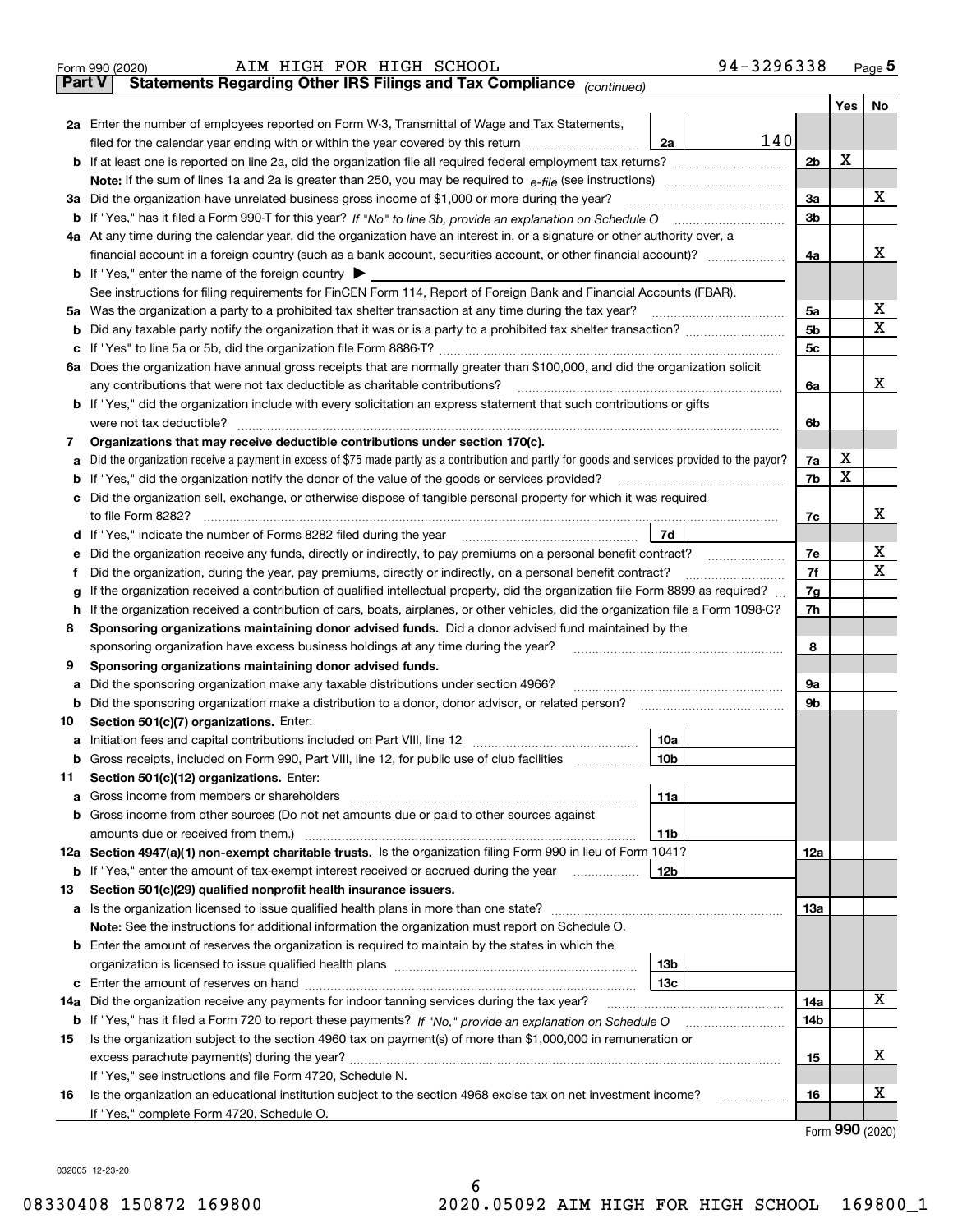Form 990 (2020) AIM HIGH FOR HIGH SCHOOL 94-3296338 Page **5**

## Part V Statements Regarding Other IRS Filings and Tax Compliance *(continued)*

| | | | | Yes | No |
|---|---|---|---|---|---|
| **2a** | Enter the number of employees reported on Form W-3, Transmittal of Wage and Tax Statements, filed for the calendar year ending with or within the year covered by this return | 2a 140 | | | |
| **b** | If at least one is reported on line 2a, did the organization file all required federal employment tax returns? | | 2b | X | |
| | **Note:** If the sum of lines 1a and 2a is greater than 250, you may be required to *e-file* (see instructions) | | | | |
| **3a** | Did the organization have unrelated business gross income of $1,000 or more during the year? | | 3a | | X |
| **b** | If "Yes," has it filed a Form 990-T for this year? *If "No" to line 3b, provide an explanation on Schedule O* | | 3b | | |
| **4a** | At any time during the calendar year, did the organization have an interest in, or a signature or other authority over, a financial account in a foreign country (such as a bank account, securities account, or other financial account)? | | 4a | | X |
| **b** | If "Yes," enter the name of the foreign country ▶ | | | | |
| | See instructions for filing requirements for FinCEN Form 114, Report of Foreign Bank and Financial Accounts (FBAR). | | | | |
| **5a** | Was the organization a party to a prohibited tax shelter transaction at any time during the tax year? | | 5a | | X |
| **b** | Did any taxable party notify the organization that it was or is a party to a prohibited tax shelter transaction? | | 5b | | X |
| **c** | If "Yes" to line 5a or 5b, did the organization file Form 8886-T? | | 5c | | |
| **6a** | Does the organization have annual gross receipts that are normally greater than $100,000, and did the organization solicit any contributions that were not tax deductible as charitable contributions? | | 6a | | X |
| **b** | If "Yes," did the organization include with every solicitation an express statement that such contributions or gifts were not tax deductible? | | 6b | | |
| **7** | **Organizations that may receive deductible contributions under section 170(c).** | | | | |
| **a** | Did the organization receive a payment in excess of $75 made partly as a contribution and partly for goods and services provided to the payor? | | 7a | X | |
| **b** | If "Yes," did the organization notify the donor of the value of the goods or services provided? | | 7b | X | |
| **c** | Did the organization sell, exchange, or otherwise dispose of tangible personal property for which it was required to file Form 8282? | | 7c | | X |
| **d** | If "Yes," indicate the number of Forms 8282 filed during the year | 7d | | | |
| **e** | Did the organization receive any funds, directly or indirectly, to pay premiums on a personal benefit contract? | | 7e | | X |
| **f** | Did the organization, during the year, pay premiums, directly or indirectly, on a personal benefit contract? | | 7f | | X |
| **g** | If the organization received a contribution of qualified intellectual property, did the organization file Form 8899 as required? | | 7g | | |
| **h** | If the organization received a contribution of cars, boats, airplanes, or other vehicles, did the organization file a Form 1098-C? | | 7h | | |
| **8** | **Sponsoring organizations maintaining donor advised funds.** Did a donor advised fund maintained by the sponsoring organization have excess business holdings at any time during the year? | | 8 | | |
| **9** | **Sponsoring organizations maintaining donor advised funds.** | | | | |
| **a** | Did the sponsoring organization make any taxable distributions under section 4966? | | 9a | | |
| **b** | Did the sponsoring organization make a distribution to a donor, donor advisor, or related person? | | 9b | | |
| **10** | **Section 501(c)(7) organizations.** Enter: | | | | |
| **a** | Initiation fees and capital contributions included on Part VIII, line 12 | 10a | | | |
| **b** | Gross receipts, included on Form 990, Part VIII, line 12, for public use of club facilities | 10b | | | |
| **11** | **Section 501(c)(12) organizations.** Enter: | | | | |
| **a** | Gross income from members or shareholders | 11a | | | |
| **b** | Gross income from other sources (Do not net amounts due or paid to other sources against amounts due or received from them.) | 11b | | | |
| **12a** | **Section 4947(a)(1) non-exempt charitable trusts.** Is the organization filing Form 990 in lieu of Form 1041? | | 12a | | |
| **b** | If "Yes," enter the amount of tax-exempt interest received or accrued during the year | 12b | | | |
| **13** | **Section 501(c)(29) qualified nonprofit health insurance issuers.** | | | | |
| **a** | Is the organization licensed to issue qualified health plans in more than one state? | | 13a | | |
| | **Note:** See the instructions for additional information the organization must report on Schedule O. | | | | |
| **b** | Enter the amount of reserves the organization is required to maintain by the states in which the organization is licensed to issue qualified health plans | 13b | | | |
| **c** | Enter the amount of reserves on hand | 13c | | | |
| **14a** | Did the organization receive any payments for indoor tanning services during the tax year? | | 14a | | X |
| **b** | If "Yes," has it filed a Form 720 to report these payments? *If "No," provide an explanation on Schedule O* | | 14b | | |
| **15** | Is the organization subject to the section 4960 tax on payment(s) of more than $1,000,000 in remuneration or excess parachute payment(s) during the year? | | 15 | | X |
| | If "Yes," see instructions and file Form 4720, Schedule N. | | | | |
| **16** | Is the organization an educational institution subject to the section 4968 excise tax on net investment income? | | 16 | | X |
| | If "Yes," complete Form 4720, Schedule O. | | | | |

Form **990** (2020)

032005 12-23-20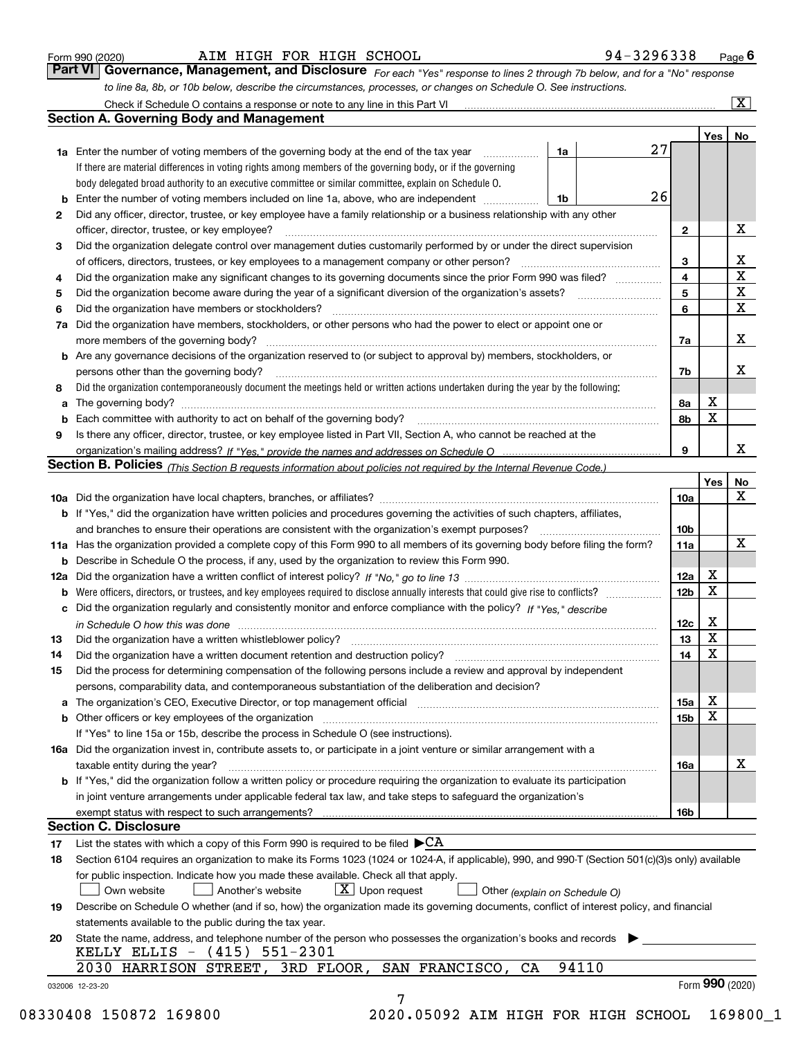Form 990 (2020) AIM HIGH FOR HIGH SCHOOL 94-3296338 Page 6

**Part VI Governance, Management, and Disclosure** *For each "Yes" response to lines 2 through 7b below, and for a "No" response to line 8a, 8b, or 10b below, describe the circumstances, processes, or changes on Schedule O. See instructions.*

Check if Schedule O contains a response or note to any line in this Part VI ..... [X]

## Section A. Governing Body and Management

| | | | | | Yes | No |
|---|---|---|---|---|---|---|
| **1a** | Enter the number of voting members of the governing body at the end of the tax year. If there are material differences in voting rights among members of the governing body, or if the governing body delegated broad authority to an executive committee or similar committee, explain on Schedule O. | 1a | 27 | | | |
| **b** | Enter the number of voting members included on line 1a, above, who are independent | 1b | 26 | | | |
| **2** | Did any officer, director, trustee, or key employee have a family relationship or a business relationship with any other officer, director, trustee, or key employee? | | | 2 | | X |
| **3** | Did the organization delegate control over management duties customarily performed by or under the direct supervision of officers, directors, trustees, or key employees to a management company or other person? | | | 3 | | X |
| **4** | Did the organization make any significant changes to its governing documents since the prior Form 990 was filed? | | | 4 | | X |
| **5** | Did the organization become aware during the year of a significant diversion of the organization's assets? | | | 5 | | X |
| **6** | Did the organization have members or stockholders? | | | 6 | | X |
| **7a** | Did the organization have members, stockholders, or other persons who had the power to elect or appoint one or more members of the governing body? | | | 7a | | X |
| **b** | Are any governance decisions of the organization reserved to (or subject to approval by) members, stockholders, or persons other than the governing body? | | | 7b | | X |
| **8** | Did the organization contemporaneously document the meetings held or written actions undertaken during the year by the following: | | | | | |
| **a** | The governing body? | | | 8a | X | |
| **b** | Each committee with authority to act on behalf of the governing body? | | | 8b | X | |
| **9** | Is there any officer, director, trustee, or key employee listed in Part VII, Section A, who cannot be reached at the organization's mailing address? *If "Yes," provide the names and addresses on Schedule O* | | | 9 | | X |

## Section B. Policies *(This Section B requests information about policies not required by the Internal Revenue Code.)*

| | | | Yes | No |
|---|---|---|---|---|
| **10a** | Did the organization have local chapters, branches, or affiliates? | 10a | | X |
| **b** | If "Yes," did the organization have written policies and procedures governing the activities of such chapters, affiliates, and branches to ensure their operations are consistent with the organization's exempt purposes? | 10b | | |
| **11a** | Has the organization provided a complete copy of this Form 990 to all members of its governing body before filing the form? | 11a | | X |
| **b** | Describe in Schedule O the process, if any, used by the organization to review this Form 990. | | | |
| **12a** | Did the organization have a written conflict of interest policy? *If "No," go to line 13* | 12a | X | |
| **b** | Were officers, directors, or trustees, and key employees required to disclose annually interests that could give rise to conflicts? | 12b | X | |
| **c** | Did the organization regularly and consistently monitor and enforce compliance with the policy? *If "Yes," describe in Schedule O how this was done* | 12c | X | |
| **13** | Did the organization have a written whistleblower policy? | 13 | X | |
| **14** | Did the organization have a written document retention and destruction policy? | 14 | X | |
| **15** | Did the process for determining compensation of the following persons include a review and approval by independent persons, comparability data, and contemporaneous substantiation of the deliberation and decision? | | | |
| **a** | The organization's CEO, Executive Director, or top management official | 15a | X | |
| **b** | Other officers or key employees of the organization | 15b | X | |
| | If "Yes" to line 15a or 15b, describe the process in Schedule O (see instructions). | | | |
| **16a** | Did the organization invest in, contribute assets to, or participate in a joint venture or similar arrangement with a taxable entity during the year? | 16a | | X |
| **b** | If "Yes," did the organization follow a written policy or procedure requiring the organization to evaluate its participation in joint venture arrangements under applicable federal tax law, and take steps to safeguard the organization's exempt status with respect to such arrangements? | 16b | | |

## Section C. Disclosure

**17** List the states with which a copy of this Form 990 is required to be filed ▶CA

**18** Section 6104 requires an organization to make its Forms 1023 (1024 or 1024-A, if applicable), 990, and 990-T (Section 501(c)(3)s only) available for public inspection. Indicate how you made these available. Check all that apply.

[ ] Own website [ ] Another's website [X] Upon request [ ] Other *(explain on Schedule O)*

**19** Describe on Schedule O whether (and if so, how) the organization made its governing documents, conflict of interest policy, and financial statements available to the public during the tax year.

**20** State the name, address, and telephone number of the person who possesses the organization's books and records ▶

KELLY ELLIS - (415) 551-2301
2030 HARRISON STREET, 3RD FLOOR, SAN FRANCISCO, CA 94110

032006 12-23-20 Form **990** (2020)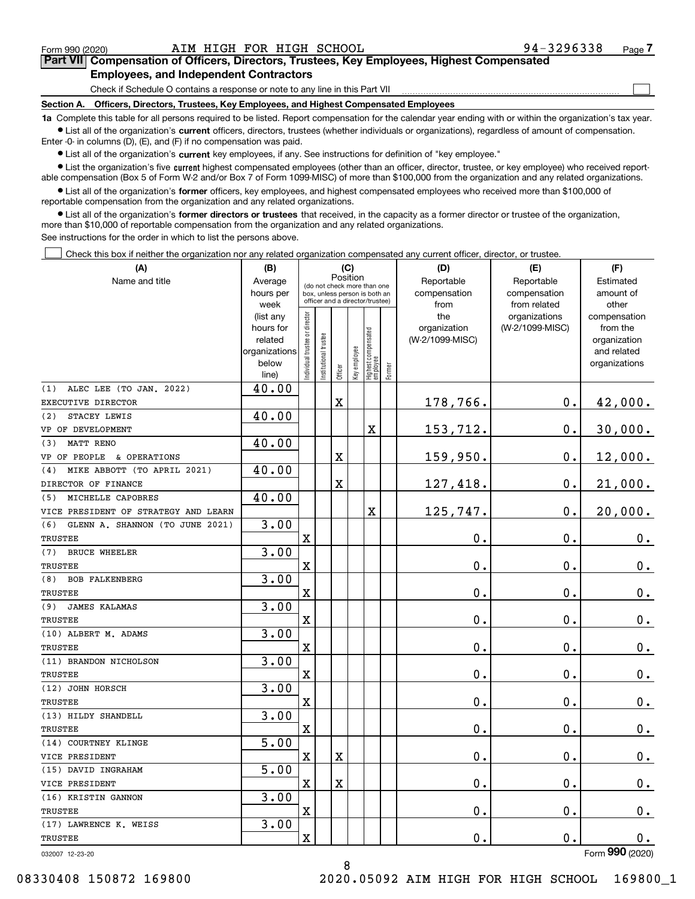Form 990 (2020) AIM HIGH FOR HIGH SCHOOL 94-3296338

## Part VII Compensation of Officers, Directors, Trustees, Key Employees, Highest Compensated Employees, and Independent Contractors

Check if Schedule O contains a response or note to any line in this Part VII ☐

### Section A. Officers, Directors, Trustees, Key Employees, and Highest Compensated Employees

**1a** Complete this table for all persons required to be listed. Report compensation for the calendar year ending with or within the organization's tax year.

- List all of the organization's **current** officers, directors, trustees (whether individuals or organizations), regardless of amount of compensation. Enter -0- in columns (D), (E), and (F) if no compensation was paid.
- List all of the organization's **current** key employees, if any. See instructions for definition of "key employee."
- List the organization's five **current** highest compensated employees (other than an officer, director, trustee, or key employee) who received reportable compensation (Box 5 of Form W-2 and/or Box 7 of Form 1099-MISC) of more than $100,000 from the organization and any related organizations.
- List all of the organization's **former** officers, key employees, and highest compensated employees who received more than $100,000 of reportable compensation from the organization and any related organizations.
- List all of the organization's **former directors or trustees** that received, in the capacity as a former director or trustee of the organization, more than $10,000 of reportable compensation from the organization and any related organizations.

See instructions for the order in which to list the persons above.

☐ Check this box if neither the organization nor any related organization compensated any current officer, director, or trustee.

| (A) Name and title | (B) Average hours per week (list any hours for related organizations below line) | (C) Position: Individual trustee or director | Institutional trustee | Officer | Key employee | Highest compensated employee | Former | (D) Reportable compensation from the organization (W-2/1099-MISC) | (E) Reportable compensation from related organizations (W-2/1099-MISC) | (F) Estimated amount of other compensation from the organization and related organizations |
|---|---|---|---|---|---|---|---|---|---|---|
| (1) ALEC LEE (TO JAN. 2022) EXECUTIVE DIRECTOR | 40.00 | | | X | | | | 178,766. | 0. | 42,000. |
| (2) STACEY LEWIS VP OF DEVELOPMENT | 40.00 | | | | | X | | 153,712. | 0. | 30,000. |
| (3) MATT RENO VP OF PEOPLE & OPERATIONS | 40.00 | | | X | | | | 159,950. | 0. | 12,000. |
| (4) MIKE ABBOTT (TO APRIL 2021) DIRECTOR OF FINANCE | 40.00 | | | X | | | | 127,418. | 0. | 21,000. |
| (5) MICHELLE CAPOBRES VICE PRESIDENT OF STRATEGY AND LEARN | 40.00 | | | | | X | | 125,747. | 0. | 20,000. |
| (6) GLENN A. SHANNON (TO JUNE 2021) TRUSTEE | 3.00 | X | | | | | | 0. | 0. | 0. |
| (7) BRUCE WHEELER TRUSTEE | 3.00 | X | | | | | | 0. | 0. | 0. |
| (8) BOB FALKENBERG TRUSTEE | 3.00 | X | | | | | | 0. | 0. | 0. |
| (9) JAMES KALAMAS TRUSTEE | 3.00 | X | | | | | | 0. | 0. | 0. |
| (10) ALBERT M. ADAMS TRUSTEE | 3.00 | X | | | | | | 0. | 0. | 0. |
| (11) BRANDON NICHOLSON TRUSTEE | 3.00 | X | | | | | | 0. | 0. | 0. |
| (12) JOHN HORSCH TRUSTEE | 3.00 | X | | | | | | 0. | 0. | 0. |
| (13) HILDY SHANDELL TRUSTEE | 3.00 | X | | | | | | 0. | 0. | 0. |
| (14) COURTNEY KLINGE VICE PRESIDENT | 5.00 | X | | X | | | | 0. | 0. | 0. |
| (15) DAVID INGRAHAM VICE PRESIDENT | 5.00 | X | | X | | | | 0. | 0. | 0. |
| (16) KRISTIN GANNON TRUSTEE | 3.00 | X | | | | | | 0. | 0. | 0. |
| (17) LAWRENCE K. WEISS TRUSTEE | 3.00 | X | | | | | | 0. | 0. | 0. |

032007 12-23-20

Form 990 (2020)

08330408 150872 169800 2020.05092 AIM HIGH FOR HIGH SCHOOL 169800_1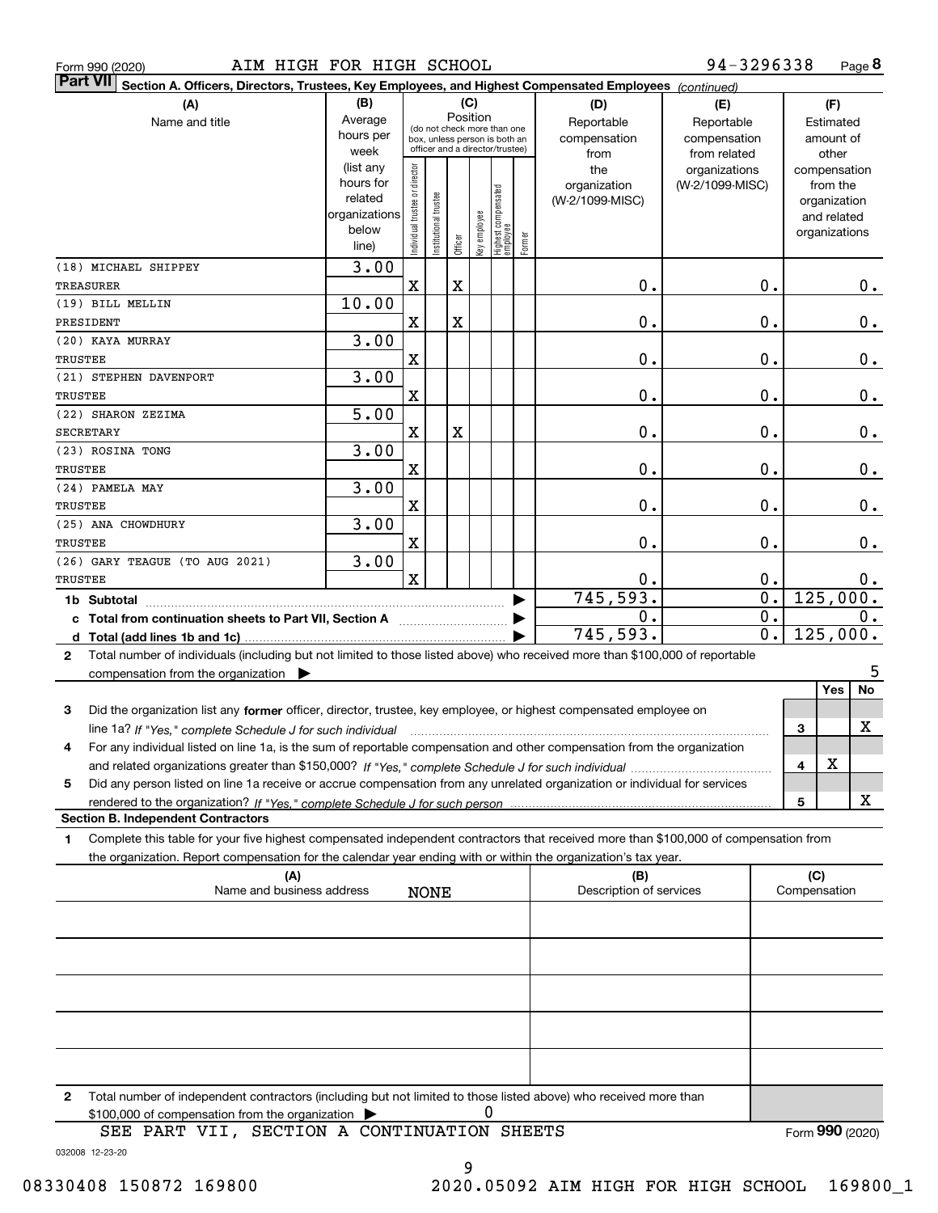Form 990 (2020) AIM HIGH FOR HIGH SCHOOL 94-3296338 Page **8**

**Part VII** **Section A. Officers, Directors, Trustees, Key Employees, and Highest Compensated Employees** *(continued)*

| (A) Name and title | (B) Average hours per week (list any hours for related organizations below line) | (C) Position: Individual trustee or director | Institutional trustee | Officer | Key employee | Highest compensated employee | Former | (D) Reportable compensation from the organization (W-2/1099-MISC) | (E) Reportable compensation from related organizations (W-2/1099-MISC) | (F) Estimated amount of other compensation from the organization and related organizations |
|---|---|---|---|---|---|---|---|---|---|---|
| (18) MICHAEL SHIPPEY<br>TREASURER | 3.00 | X | | X | | | | 0. | 0. | 0. |
| (19) BILL MELLIN<br>PRESIDENT | 10.00 | X | | X | | | | 0. | 0. | 0. |
| (20) KAYA MURRAY<br>TRUSTEE | 3.00 | X | | | | | | 0. | 0. | 0. |
| (21) STEPHEN DAVENPORT<br>TRUSTEE | 3.00 | X | | | | | | 0. | 0. | 0. |
| (22) SHARON ZEZIMA<br>SECRETARY | 5.00 | X | | X | | | | 0. | 0. | 0. |
| (23) ROSINA TONG<br>TRUSTEE | 3.00 | X | | | | | | 0. | 0. | 0. |
| (24) PAMELA MAY<br>TRUSTEE | 3.00 | X | | | | | | 0. | 0. | 0. |
| (25) ANA CHOWDHURY<br>TRUSTEE | 3.00 | X | | | | | | 0. | 0. | 0. |
| (26) GARY TEAGUE (TO AUG 2021)<br>TRUSTEE | 3.00 | X | | | | | | 0. | 0. | 0. |
| **1b Subtotal** | | | | | | | | 745,593. | 0. | 125,000. |
| **c Total from continuation sheets to Part VII, Section A** | | | | | | | | 0. | 0. | 0. |
| **d Total (add lines 1b and 1c)** | | | | | | | | 745,593. | 0. | 125,000. |

**2** Total number of individuals (including but not limited to those listed above) who received more than $100,000 of reportable compensation from the organization ▶ 5

| | | Yes | No |
|---|---|---|---|
| **3** Did the organization list any **former** officer, director, trustee, key employee, or highest compensated employee on line 1a? *If "Yes," complete Schedule J for such individual* | 3 | | X |
| **4** For any individual listed on line 1a, is the sum of reportable compensation and other compensation from the organization and related organizations greater than $150,000? *If "Yes," complete Schedule J for such individual* | 4 | X | |
| **5** Did any person listed on line 1a receive or accrue compensation from any unrelated organization or individual for services rendered to the organization? *If "Yes," complete Schedule J for such person* | 5 | | X |

**Section B. Independent Contractors**

**1** Complete this table for your five highest compensated independent contractors that received more than $100,000 of compensation from the organization. Report compensation for the calendar year ending with or within the organization's tax year.

| (A) Name and business address | (B) Description of services | (C) Compensation |
|---|---|---|
| NONE | | |
| | | |
| | | |
| | | |
| | | |

**2** Total number of independent contractors (including but not limited to those listed above) who received more than $100,000 of compensation from the organization ▶ 0

SEE PART VII, SECTION A CONTINUATION SHEETS

Form **990** (2020)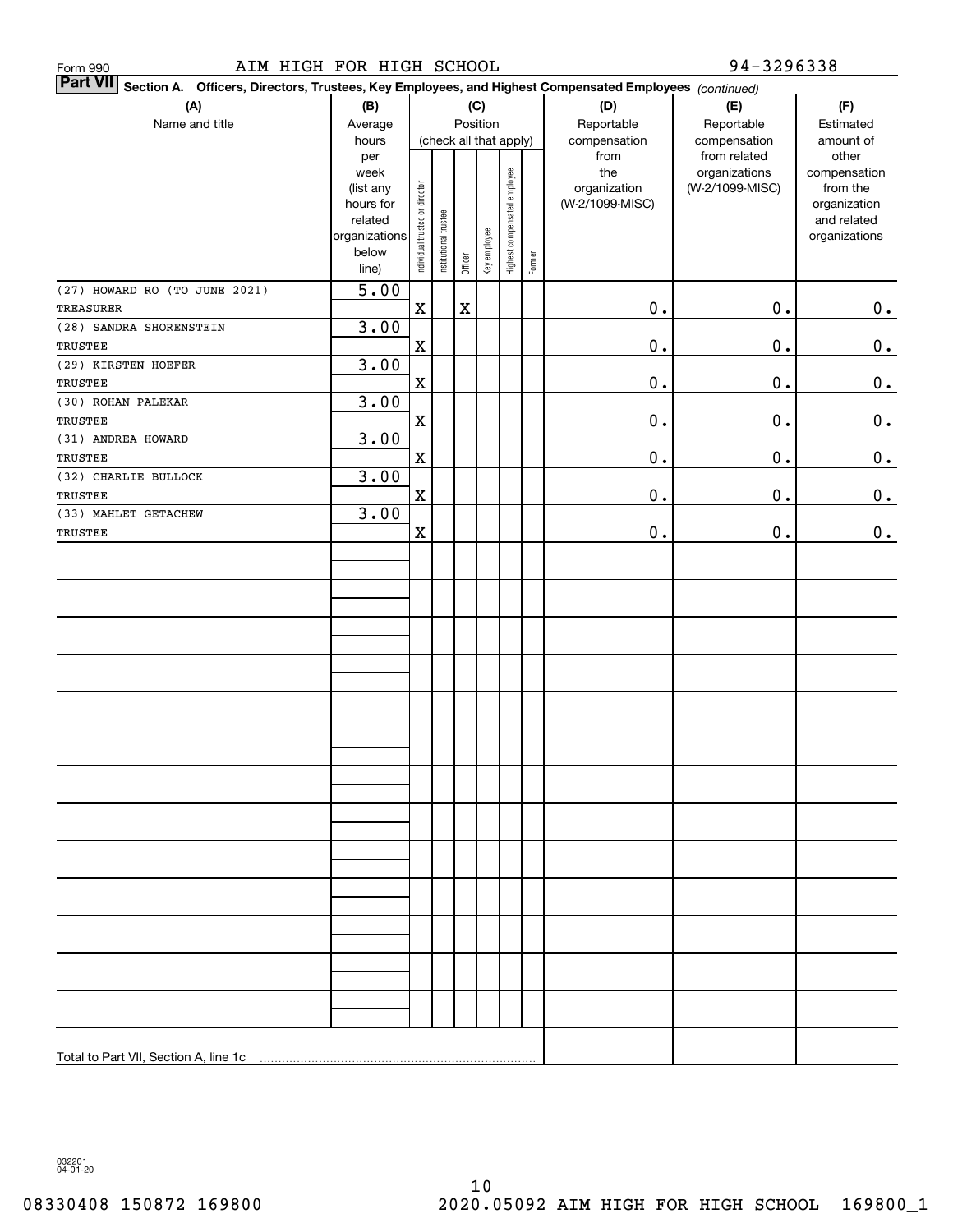Form 990 AIM HIGH FOR HIGH SCHOOL 94-3296338

**Part VII Section A. Officers, Directors, Trustees, Key Employees, and Highest Compensated Employees** *(continued)*

| (A) Name and title | (B) Average hours per week (list any hours for related organizations below line) | (C) Position: Individual trustee or director | Institutional trustee | Officer | Key employee | Highest compensated employee | Former | (D) Reportable compensation from the organization (W-2/1099-MISC) | (E) Reportable compensation from related organizations (W-2/1099-MISC) | (F) Estimated amount of other compensation from the organization and related organizations |
|---|---|---|---|---|---|---|---|---|---|---|
| (27) HOWARD RO (TO JUNE 2021) TREASURER | 5.00 | X | | X | | | | 0. | 0. | 0. |
| (28) SANDRA SHORENSTEIN TRUSTEE | 3.00 | X | | | | | | 0. | 0. | 0. |
| (29) KIRSTEN HOEFER TRUSTEE | 3.00 | X | | | | | | 0. | 0. | 0. |
| (30) ROHAN PALEKAR TRUSTEE | 3.00 | X | | | | | | 0. | 0. | 0. |
| (31) ANDREA HOWARD TRUSTEE | 3.00 | X | | | | | | 0. | 0. | 0. |
| (32) CHARLIE BULLOCK TRUSTEE | 3.00 | X | | | | | | 0. | 0. | 0. |
| (33) MAHLET GETACHEW TRUSTEE | 3.00 | X | | | | | | 0. | 0. | 0. |
| Total to Part VII, Section A, line 1c | | | | | | | | | | |

032201 04-01-20

08330408 150872 169800 2020.05092 AIM HIGH FOR HIGH SCHOOL 169800_1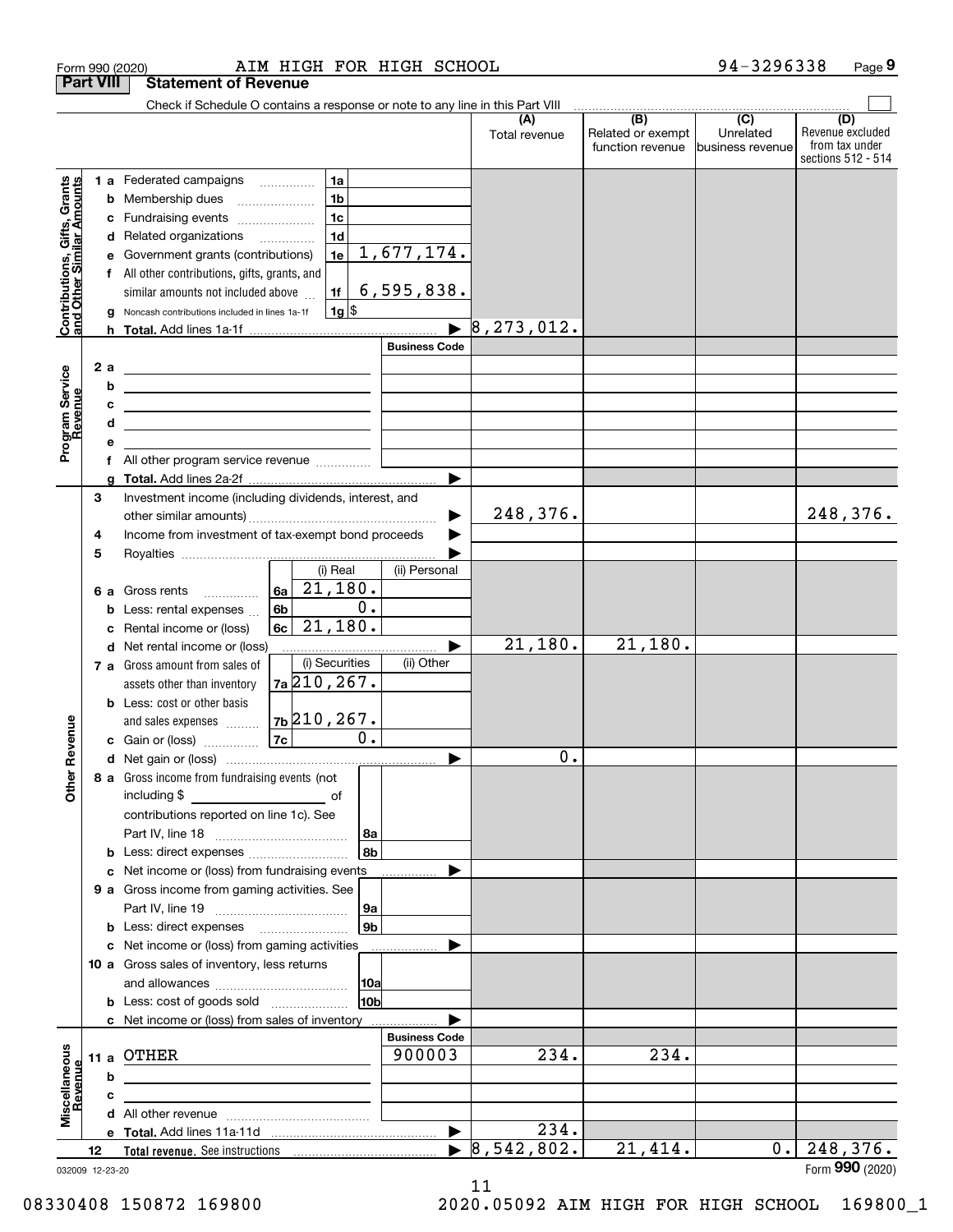Form 990 (2020) AIM HIGH FOR HIGH SCHOOL 94-3296338 Page **9**

**Part VIII Statement of Revenue**

Check if Schedule O contains a response or note to any line in this Part VIII

| | | | | (A) Total revenue | (B) Related or exempt function revenue | (C) Unrelated business revenue | (D) Revenue excluded from tax under sections 512 - 514 |
|---|---|---|---|---|---|---|---|
| **Contributions, Gifts, Grants and Other Similar Amounts** | 1 a Federated campaigns | 1a | | | | | |
| | b Membership dues | 1b | | | | | |
| | c Fundraising events | 1c | | | | | |
| | d Related organizations | 1d | | | | | |
| | e Government grants (contributions) | 1e | 1,677,174. | | | | |
| | f All other contributions, gifts, grants, and similar amounts not included above | 1f | 6,595,838. | | | | |
| | g Noncash contributions included in lines 1a-1f | 1g | $ | | | | |
| | h **Total.** Add lines 1a-1f | | ▶ | 8,273,012. | | | |
| **Program Service Revenue** | | | Business Code | | | | |
| | 2 a | | | | | | |
| | b | | | | | | |
| | c | | | | | | |
| | d | | | | | | |
| | e | | | | | | |
| | f All other program service revenue | | | | | | |
| | g **Total.** Add lines 2a-2f | | ▶ | | | | |
| **Other Revenue** | 3 Investment income (including dividends, interest, and other similar amounts) | | ▶ | 248,376. | | | 248,376. |
| | 4 Income from investment of tax-exempt bond proceeds | | ▶ | | | | |
| | 5 Royalties | | ▶ | | | | |
| | | (i) Real | (ii) Personal | | | | |
| | 6 a Gross rents (6a) | 21,180. | | | | | |
| | b Less: rental expenses (6b) | 0. | | | | | |
| | c Rental income or (loss) (6c) | 21,180. | | | | | |
| | d Net rental income or (loss) | | ▶ | 21,180. | 21,180. | | |
| | | (i) Securities | (ii) Other | | | | |
| | 7 a Gross amount from sales of assets other than inventory (7a) | 210,267. | | | | | |
| | b Less: cost or other basis and sales expenses (7b) | 210,267. | | | | | |
| | c Gain or (loss) (7c) | 0. | | | | | |
| | d Net gain or (loss) | | ▶ | 0. | | | |
| | 8 a Gross income from fundraising events (not including $ of contributions reported on line 1c). See Part IV, line 18 | 8a | | | | | |
| | b Less: direct expenses | 8b | | | | | |
| | c Net income or (loss) from fundraising events | | ▶ | | | | |
| | 9 a Gross income from gaming activities. See Part IV, line 19 | 9a | | | | | |
| | b Less: direct expenses | 9b | | | | | |
| | c Net income or (loss) from gaming activities | | ▶ | | | | |
| | 10 a Gross sales of inventory, less returns and allowances | 10a | | | | | |
| | b Less: cost of goods sold | 10b | | | | | |
| | c Net income or (loss) from sales of inventory | | ▶ | | | | |
| **Miscellaneous Revenue** | | | Business Code | | | | |
| | 11 a OTHER | | 900003 | 234. | 234. | | |
| | b | | | | | | |
| | c | | | | | | |
| | d All other revenue | | | | | | |
| | e **Total.** Add lines 11a-11d | | ▶ | 234. | | | |
| | 12 **Total revenue.** See instructions | | ▶ | 8,542,802. | 21,414. | 0. | 248,376. |

032009 12-23-20 Form **990** (2020)

08330408 150872 169800 2020.05092 AIM HIGH FOR HIGH SCHOOL 169800_1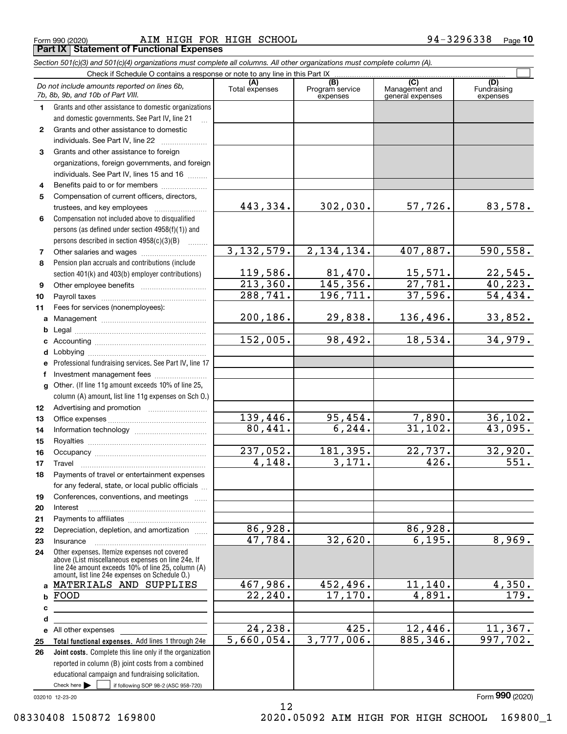Form 990 (2020) AIM HIGH FOR HIGH SCHOOL 94-3296338 Page 10

**Part IX Statement of Functional Expenses**

*Section 501(c)(3) and 501(c)(4) organizations must complete all columns. All other organizations must complete column (A).*

Check if Schedule O contains a response or note to any line in this Part IX ☐

| *Do not include amounts reported on lines 6b, 7b, 8b, 9b, and 10b of Part VIII.* | (A) Total expenses | (B) Program service expenses | (C) Management and general expenses | (D) Fundraising expenses |
|---|---|---|---|---|
| 1 Grants and other assistance to domestic organizations and domestic governments. See Part IV, line 21 | | | | |
| 2 Grants and other assistance to domestic individuals. See Part IV, line 22 | | | | |
| 3 Grants and other assistance to foreign organizations, foreign governments, and foreign individuals. See Part IV, lines 15 and 16 | | | | |
| 4 Benefits paid to or for members | | | | |
| 5 Compensation of current officers, directors, trustees, and key employees | 443,334. | 302,030. | 57,726. | 83,578. |
| 6 Compensation not included above to disqualified persons (as defined under section 4958(f)(1)) and persons described in section 4958(c)(3)(B) | | | | |
| 7 Other salaries and wages | 3,132,579. | 2,134,134. | 407,887. | 590,558. |
| 8 Pension plan accruals and contributions (include section 401(k) and 403(b) employer contributions) | 119,586. | 81,470. | 15,571. | 22,545. |
| 9 Other employee benefits | 213,360. | 145,356. | 27,781. | 40,223. |
| 10 Payroll taxes | 288,741. | 196,711. | 37,596. | 54,434. |
| 11 Fees for services (nonemployees): | | | | |
| a Management | 200,186. | 29,838. | 136,496. | 33,852. |
| b Legal | | | | |
| c Accounting | 152,005. | 98,492. | 18,534. | 34,979. |
| d Lobbying | | | | |
| e Professional fundraising services. See Part IV, line 17 | | | | |
| f Investment management fees | | | | |
| g Other. (If line 11g amount exceeds 10% of line 25, column (A) amount, list line 11g expenses on Sch O.) | | | | |
| 12 Advertising and promotion | | | | |
| 13 Office expenses | 139,446. | 95,454. | 7,890. | 36,102. |
| 14 Information technology | 80,441. | 6,244. | 31,102. | 43,095. |
| 15 Royalties | | | | |
| 16 Occupancy | 237,052. | 181,395. | 22,737. | 32,920. |
| 17 Travel | 4,148. | 3,171. | 426. | 551. |
| 18 Payments of travel or entertainment expenses for any federal, state, or local public officials | | | | |
| 19 Conferences, conventions, and meetings | | | | |
| 20 Interest | | | | |
| 21 Payments to affiliates | | | | |
| 22 Depreciation, depletion, and amortization | 86,928. | | 86,928. | |
| 23 Insurance | 47,784. | 32,620. | 6,195. | 8,969. |
| 24 Other expenses. Itemize expenses not covered above (List miscellaneous expenses on line 24e. If line 24e amount exceeds 10% of line 25, column (A) amount, list line 24e expenses on Schedule O.) | | | | |
| a MATERIALS AND SUPPLIES | 467,986. | 452,496. | 11,140. | 4,350. |
| b FOOD | 22,240. | 17,170. | 4,891. | 179. |
| c | | | | |
| d | | | | |
| e All other expenses | 24,238. | 425. | 12,446. | 11,367. |
| 25 **Total functional expenses.** Add lines 1 through 24e | 5,660,054. | 3,777,006. | 885,346. | 997,702. |
| 26 **Joint costs.** Complete this line only if the organization reported in column (B) joint costs from a combined educational campaign and fundraising solicitation. Check here ☐ if following SOP 98-2 (ASC 958-720) | | | | |

032010 12-23-20 Form **990** (2020)

08330408 150872 169800 2020.05092 AIM HIGH FOR HIGH SCHOOL 169800_1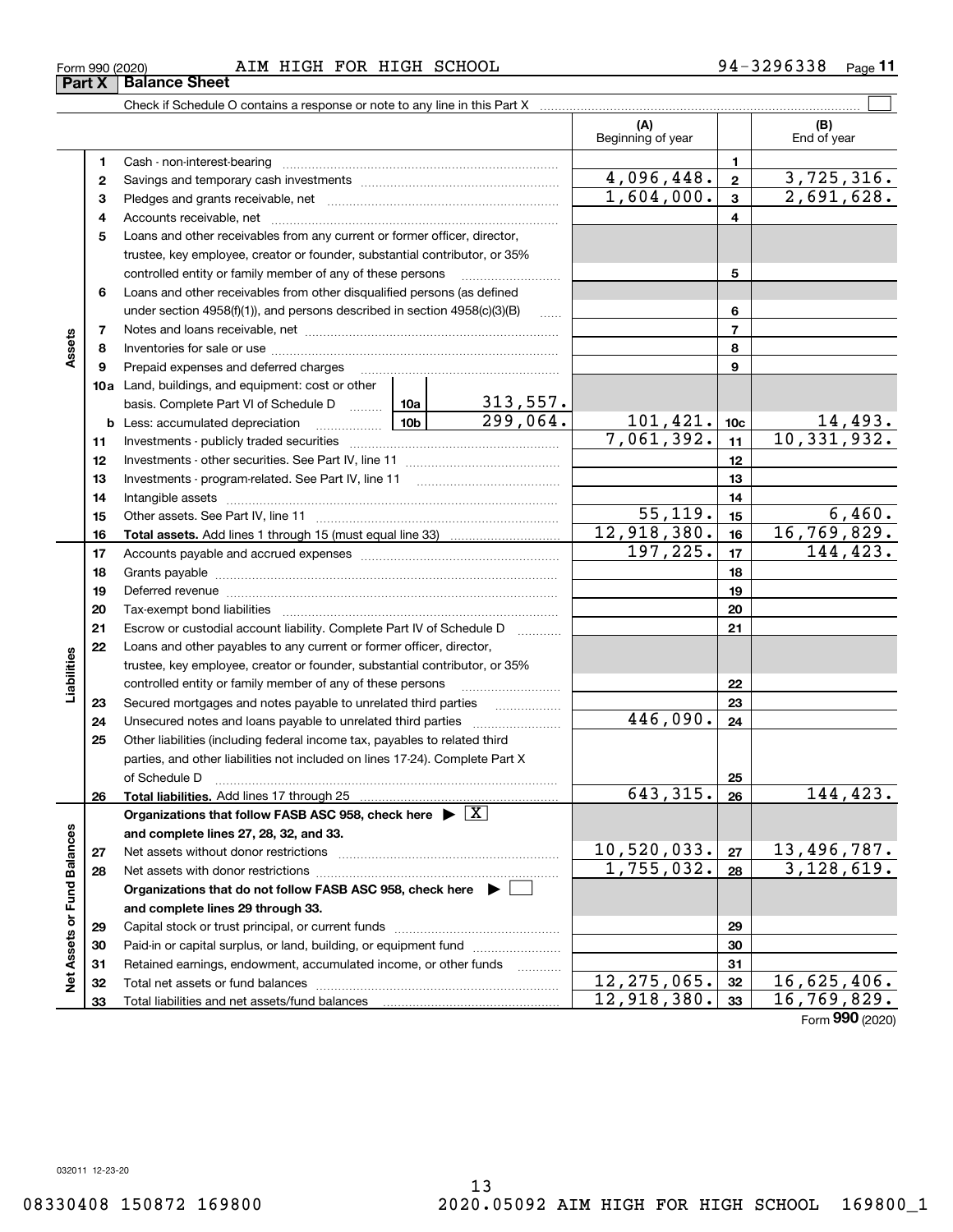Form 990 (2020) AIM HIGH FOR HIGH SCHOOL 94-3296338 Page **11**

## Part X Balance Sheet

Check if Schedule O contains a response or note to any line in this Part X ☐

| | | | | | (A) Beginning of year | | (B) End of year |
|---|---|---|---|---|---|---|---|
| Assets | 1 | Cash - non-interest-bearing | | | | 1 | |
| | 2 | Savings and temporary cash investments | | | 4,096,448. | 2 | 3,725,316. |
| | 3 | Pledges and grants receivable, net | | | 1,604,000. | 3 | 2,691,628. |
| | 4 | Accounts receivable, net | | | | 4 | |
| | 5 | Loans and other receivables from any current or former officer, director, trustee, key employee, creator or founder, substantial contributor, or 35% controlled entity or family member of any of these persons | | | | 5 | |
| | 6 | Loans and other receivables from other disqualified persons (as defined under section 4958(f)(1)), and persons described in section 4958(c)(3)(B) | | | | 6 | |
| | 7 | Notes and loans receivable, net | | | | 7 | |
| | 8 | Inventories for sale or use | | | | 8 | |
| | 9 | Prepaid expenses and deferred charges | | | | 9 | |
| | 10a | Land, buildings, and equipment: cost or other basis. Complete Part VI of Schedule D | 10a | 313,557. | | | |
| | b | Less: accumulated depreciation | 10b | 299,064. | 101,421. | 10c | 14,493. |
| | 11 | Investments - publicly traded securities | | | 7,061,392. | 11 | 10,331,932. |
| | 12 | Investments - other securities. See Part IV, line 11 | | | | 12 | |
| | 13 | Investments - program-related. See Part IV, line 11 | | | | 13 | |
| | 14 | Intangible assets | | | | 14 | |
| | 15 | Other assets. See Part IV, line 11 | | | 55,119. | 15 | 6,460. |
| | 16 | **Total assets.** Add lines 1 through 15 (must equal line 33) | | | 12,918,380. | 16 | 16,769,829. |
| Liabilities | 17 | Accounts payable and accrued expenses | | | 197,225. | 17 | 144,423. |
| | 18 | Grants payable | | | | 18 | |
| | 19 | Deferred revenue | | | | 19 | |
| | 20 | Tax-exempt bond liabilities | | | | 20 | |
| | 21 | Escrow or custodial account liability. Complete Part IV of Schedule D | | | | 21 | |
| | 22 | Loans and other payables to any current or former officer, director, trustee, key employee, creator or founder, substantial contributor, or 35% controlled entity or family member of any of these persons | | | | 22 | |
| | 23 | Secured mortgages and notes payable to unrelated third parties | | | | 23 | |
| | 24 | Unsecured notes and loans payable to unrelated third parties | | | 446,090. | 24 | |
| | 25 | Other liabilities (including federal income tax, payables to related third parties, and other liabilities not included on lines 17-24). Complete Part X of Schedule D | | | | 25 | |
| | 26 | **Total liabilities.** Add lines 17 through 25 | | | 643,315. | 26 | 144,423. |
| Net Assets or Fund Balances | | **Organizations that follow FASB ASC 958, check here** ☒ **and complete lines 27, 28, 32, and 33.** | | | | | |
| | 27 | Net assets without donor restrictions | | | 10,520,033. | 27 | 13,496,787. |
| | 28 | Net assets with donor restrictions | | | 1,755,032. | 28 | 3,128,619. |
| | | **Organizations that do not follow FASB ASC 958, check here** ☐ **and complete lines 29 through 33.** | | | | | |
| | 29 | Capital stock or trust principal, or current funds | | | | 29 | |
| | 30 | Paid-in or capital surplus, or land, building, or equipment fund | | | | 30 | |
| | 31 | Retained earnings, endowment, accumulated income, or other funds | | | | 31 | |
| | 32 | Total net assets or fund balances | | | 12,275,065. | 32 | 16,625,406. |
| | 33 | Total liabilities and net assets/fund balances | | | 12,918,380. | 33 | 16,769,829. |

Form **990** (2020)

032011 12-23-20

08330408 150872 169800 2020.05092 AIM HIGH FOR HIGH SCHOOL 169800_1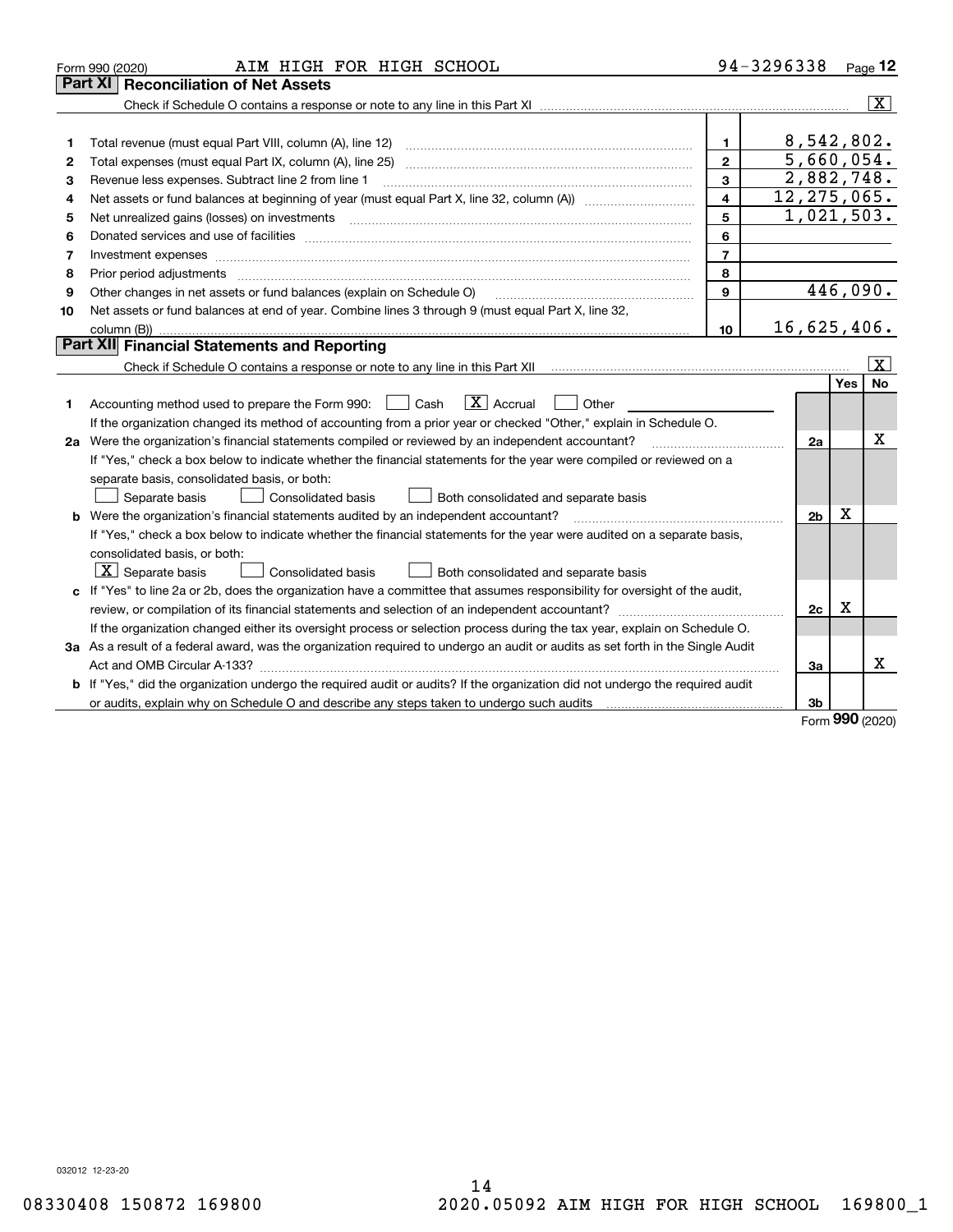Form 990 (2020) AIM HIGH FOR HIGH SCHOOL 94-3296338 Page 12

## Part XI Reconciliation of Net Assets

Check if Schedule O contains a response or note to any line in this Part XI ☒

| | | | |
|---|---|---|---|
| 1 | Total revenue (must equal Part VIII, column (A), line 12) | 1 | 8,542,802. |
| 2 | Total expenses (must equal Part IX, column (A), line 25) | 2 | 5,660,054. |
| 3 | Revenue less expenses. Subtract line 2 from line 1 | 3 | 2,882,748. |
| 4 | Net assets or fund balances at beginning of year (must equal Part X, line 32, column (A)) | 4 | 12,275,065. |
| 5 | Net unrealized gains (losses) on investments | 5 | 1,021,503. |
| 6 | Donated services and use of facilities | 6 | |
| 7 | Investment expenses | 7 | |
| 8 | Prior period adjustments | 8 | |
| 9 | Other changes in net assets or fund balances (explain on Schedule O) | 9 | 446,090. |
| 10 | Net assets or fund balances at end of year. Combine lines 3 through 9 (must equal Part X, line 32, column (B)) | 10 | 16,625,406. |

## Part XII Financial Statements and Reporting

Check if Schedule O contains a response or note to any line in this Part XII ☒

| | | | Yes | No |
|---|---|---|---|---|
| 1 | Accounting method used to prepare the Form 990: ☐ Cash ☒ Accrual ☐ Other | | | |
| | If the organization changed its method of accounting from a prior year or checked "Other," explain in Schedule O. | | | |
| 2a | Were the organization's financial statements compiled or reviewed by an independent accountant? | 2a | | X |
| | If "Yes," check a box below to indicate whether the financial statements for the year were compiled or reviewed on a separate basis, consolidated basis, or both: ☐ Separate basis ☐ Consolidated basis ☐ Both consolidated and separate basis | | | |
| b | Were the organization's financial statements audited by an independent accountant? | 2b | X | |
| | If "Yes," check a box below to indicate whether the financial statements for the year were audited on a separate basis, consolidated basis, or both: ☒ Separate basis ☐ Consolidated basis ☐ Both consolidated and separate basis | | | |
| c | If "Yes" to line 2a or 2b, does the organization have a committee that assumes responsibility for oversight of the audit, review, or compilation of its financial statements and selection of an independent accountant? | 2c | X | |
| | If the organization changed either its oversight process or selection process during the tax year, explain on Schedule O. | | | |
| 3a | As a result of a federal award, was the organization required to undergo an audit or audits as set forth in the Single Audit Act and OMB Circular A-133? | 3a | | X |
| b | If "Yes," did the organization undergo the required audit or audits? If the organization did not undergo the required audit or audits, explain why on Schedule O and describe any steps taken to undergo such audits | 3b | | |

Form 990 (2020)

032012 12-23-20

08330408 150872 169800 2020.05092 AIM HIGH FOR HIGH SCHOOL 169800_1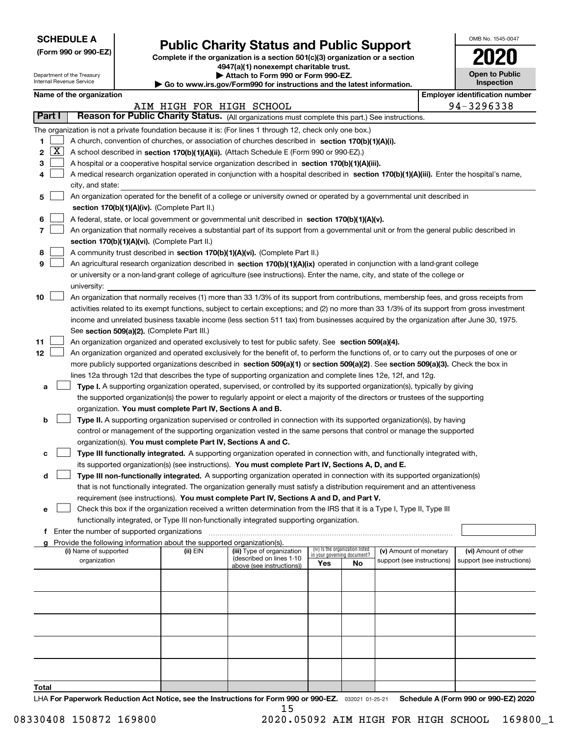**SCHEDULE A**
**(Form 990 or 990-EZ)**

Department of the Treasury
Internal Revenue Service

# Public Charity Status and Public Support

**Complete if the organization is a section 501(c)(3) organization or a section 4947(a)(1) nonexempt charitable trust.**
**▶ Attach to Form 990 or Form 990-EZ.**
**▶ Go to www.irs.gov/Form990 for instructions and the latest information.**

OMB No. 1545-0047
**2020**
**Open to Public Inspection**

**Name of the organization:** AIM HIGH FOR HIGH SCHOOL
**Employer identification number:** 94-3296338

## Part I Reason for Public Charity Status. (All organizations must complete this part.) See instructions.

The organization is not a private foundation because it is: (For lines 1 through 12, check only one box.)

1. [ ] A church, convention of churches, or association of churches described in **section 170(b)(1)(A)(i).**
2. [X] A school described in **section 170(b)(1)(A)(ii).** (Attach Schedule E (Form 990 or 990-EZ).)
3. [ ] A hospital or a cooperative hospital service organization described in **section 170(b)(1)(A)(iii).**
4. [ ] A medical research organization operated in conjunction with a hospital described in **section 170(b)(1)(A)(iii).** Enter the hospital's name, city, and state:
5. [ ] An organization operated for the benefit of a college or university owned or operated by a governmental unit described in **section 170(b)(1)(A)(iv).** (Complete Part II.)
6. [ ] A federal, state, or local government or governmental unit described in **section 170(b)(1)(A)(v).**
7. [ ] An organization that normally receives a substantial part of its support from a governmental unit or from the general public described in **section 170(b)(1)(A)(vi).** (Complete Part II.)
8. [ ] A community trust described in **section 170(b)(1)(A)(vi).** (Complete Part II.)
9. [ ] An agricultural research organization described in **section 170(b)(1)(A)(ix)** operated in conjunction with a land-grant college or university or a non-land-grant college of agriculture (see instructions). Enter the name, city, and state of the college or university:
10. [ ] An organization that normally receives (1) more than 33 1/3% of its support from contributions, membership fees, and gross receipts from activities related to its exempt functions, subject to certain exceptions; and (2) no more than 33 1/3% of its support from gross investment income and unrelated business taxable income (less section 511 tax) from businesses acquired by the organization after June 30, 1975. See **section 509(a)(2).** (Complete Part III.)
11. [ ] An organization organized and operated exclusively to test for public safety. See **section 509(a)(4).**
12. [ ] An organization organized and operated exclusively for the benefit of, to perform the functions of, or to carry out the purposes of one or more publicly supported organizations described in **section 509(a)(1)** or **section 509(a)(2)**. See **section 509(a)(3).** Check the box in lines 12a through 12d that describes the type of supporting organization and complete lines 12e, 12f, and 12g.
   - **a** [ ] **Type I.** A supporting organization operated, supervised, or controlled by its supported organization(s), typically by giving the supported organization(s) the power to regularly appoint or elect a majority of the directors or trustees of the supporting organization. **You must complete Part IV, Sections A and B.**
   - **b** [ ] **Type II.** A supporting organization supervised or controlled in connection with its supported organization(s), by having control or management of the supporting organization vested in the same persons that control or manage the supported organization(s). **You must complete Part IV, Sections A and C.**
   - **c** [ ] **Type III functionally integrated.** A supporting organization operated in connection with, and functionally integrated with, its supported organization(s) (see instructions). **You must complete Part IV, Sections A, D, and E.**
   - **d** [ ] **Type III non-functionally integrated.** A supporting organization operated in connection with its supported organization(s) that is not functionally integrated. The organization generally must satisfy a distribution requirement and an attentiveness requirement (see instructions). **You must complete Part IV, Sections A and D, and Part V.**
   - **e** [ ] Check this box if the organization received a written determination from the IRS that it is a Type I, Type II, Type III functionally integrated, or Type III non-functionally integrated supporting organization.
   - **f** Enter the number of supported organizations
   - **g** Provide the following information about the supported organization(s).

| (i) Name of supported organization | (ii) EIN | (iii) Type of organization (described on lines 1-10 above (see instructions)) | (iv) Is the organization listed in your governing document? Yes | No | (v) Amount of monetary support (see instructions) | (vi) Amount of other support (see instructions) |
|---|---|---|---|---|---|---|
| | | | | | | |
| | | | | | | |
| | | | | | | |
| | | | | | | |
| | | | | | | |
| **Total** | | | | | | |

LHA **For Paperwork Reduction Act Notice, see the Instructions for Form 990 or 990-EZ.** 032021 01-25-21 **Schedule A (Form 990 or 990-EZ) 2020**

08330408 150872 169800 2020.05092 AIM HIGH FOR HIGH SCHOOL 169800_1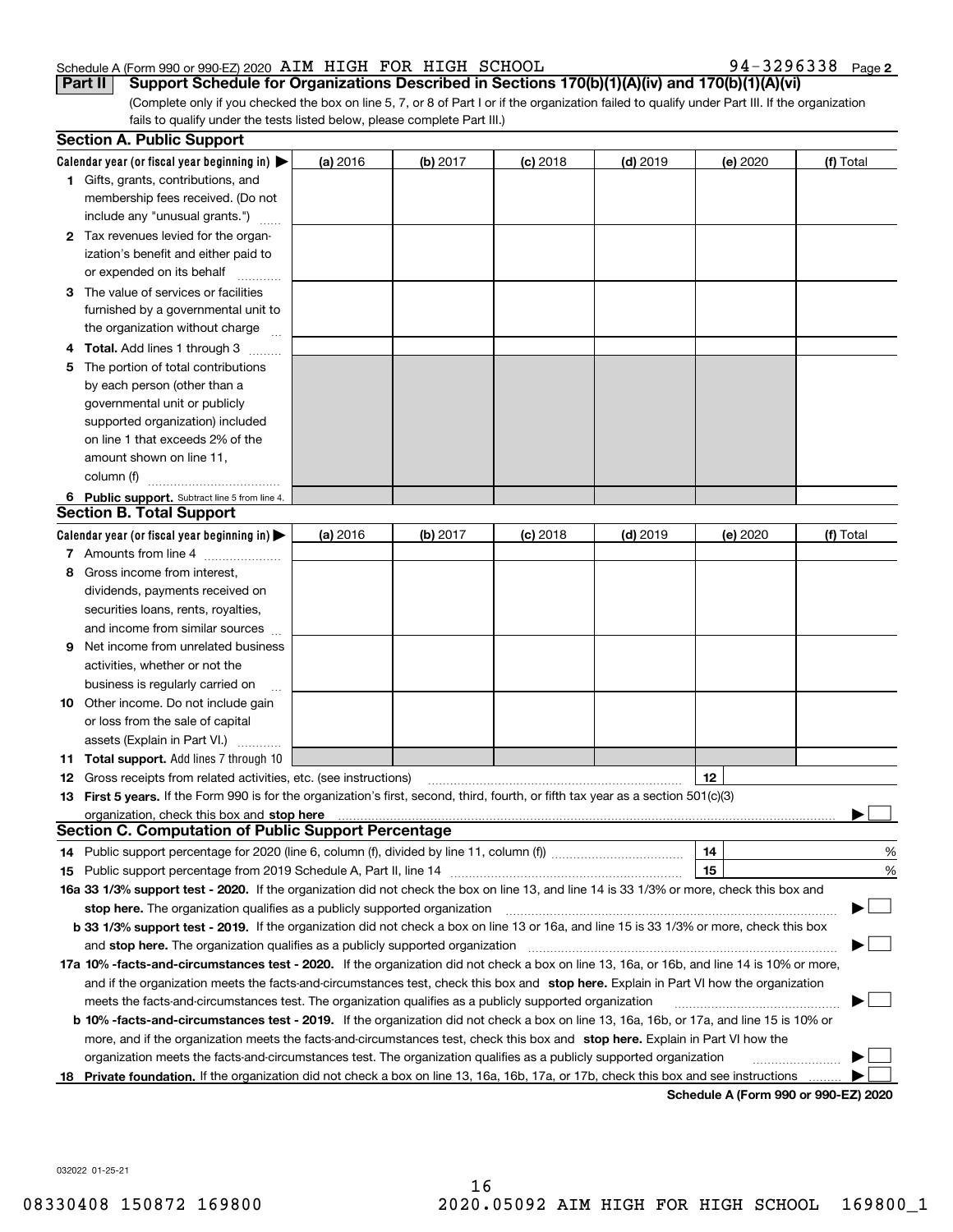Schedule A (Form 990 or 990-EZ) 2020 AIM HIGH FOR HIGH SCHOOL 94-3296338 Page 2

**Part II Support Schedule for Organizations Described in Sections 170(b)(1)(A)(iv) and 170(b)(1)(A)(vi)**

(Complete only if you checked the box on line 5, 7, or 8 of Part I or if the organization failed to qualify under Part III. If the organization fails to qualify under the tests listed below, please complete Part III.)

## Section A. Public Support

| Calendar year (or fiscal year beginning in) ▶ | (a) 2016 | (b) 2017 | (c) 2018 | (d) 2019 | (e) 2020 | (f) Total |
|---|---|---|---|---|---|---|
| **1** Gifts, grants, contributions, and membership fees received. (Do not include any "unusual grants.") | | | | | | |
| **2** Tax revenues levied for the organization's benefit and either paid to or expended on its behalf | | | | | | |
| **3** The value of services or facilities furnished by a governmental unit to the organization without charge | | | | | | |
| **4 Total.** Add lines 1 through 3 | | | | | | |
| **5** The portion of total contributions by each person (other than a governmental unit or publicly supported organization) included on line 1 that exceeds 2% of the amount shown on line 11, column (f) | | | | | | |
| **6 Public support.** Subtract line 5 from line 4. | | | | | | |

## Section B. Total Support

| Calendar year (or fiscal year beginning in) ▶ | (a) 2016 | (b) 2017 | (c) 2018 | (d) 2019 | (e) 2020 | (f) Total |
|---|---|---|---|---|---|---|
| **7** Amounts from line 4 | | | | | | |
| **8** Gross income from interest, dividends, payments received on securities loans, rents, royalties, and income from similar sources | | | | | | |
| **9** Net income from unrelated business activities, whether or not the business is regularly carried on | | | | | | |
| **10** Other income. Do not include gain or loss from the sale of capital assets (Explain in Part VI.) | | | | | | |
| **11 Total support.** Add lines 7 through 10 | | | | | | |

**12** Gross receipts from related activities, etc. (see instructions) **12**

**13 First 5 years.** If the Form 990 is for the organization's first, second, third, fourth, or fifth tax year as a section 501(c)(3) organization, check this box and **stop here** ▶ ☐

## Section C. Computation of Public Support Percentage

**14** Public support percentage for 2020 (line 6, column (f), divided by line 11, column (f)) **14** %

**15** Public support percentage from 2019 Schedule A, Part II, line 14 **15** %

**16a 33 1/3% support test - 2020.** If the organization did not check the box on line 13, and line 14 is 33 1/3% or more, check this box and **stop here.** The organization qualifies as a publicly supported organization ▶ ☐

**b 33 1/3% support test - 2019.** If the organization did not check a box on line 13 or 16a, and line 15 is 33 1/3% or more, check this box and **stop here.** The organization qualifies as a publicly supported organization ▶ ☐

**17a 10% -facts-and-circumstances test - 2020.** If the organization did not check a box on line 13, 16a, or 16b, and line 14 is 10% or more, and if the organization meets the facts-and-circumstances test, check this box and **stop here.** Explain in Part VI how the organization meets the facts-and-circumstances test. The organization qualifies as a publicly supported organization ▶ ☐

**b 10% -facts-and-circumstances test - 2019.** If the organization did not check a box on line 13, 16a, 16b, or 17a, and line 15 is 10% or more, and if the organization meets the facts-and-circumstances test, check this box and **stop here.** Explain in Part VI how the organization meets the facts-and-circumstances test. The organization qualifies as a publicly supported organization ▶ ☐

**18 Private foundation.** If the organization did not check a box on line 13, 16a, 16b, 17a, or 17b, check this box and see instructions ▶ ☐

**Schedule A (Form 990 or 990-EZ) 2020**

032022 01-25-21

08330408 150872 169800 2020.05092 AIM HIGH FOR HIGH SCHOOL 169800_1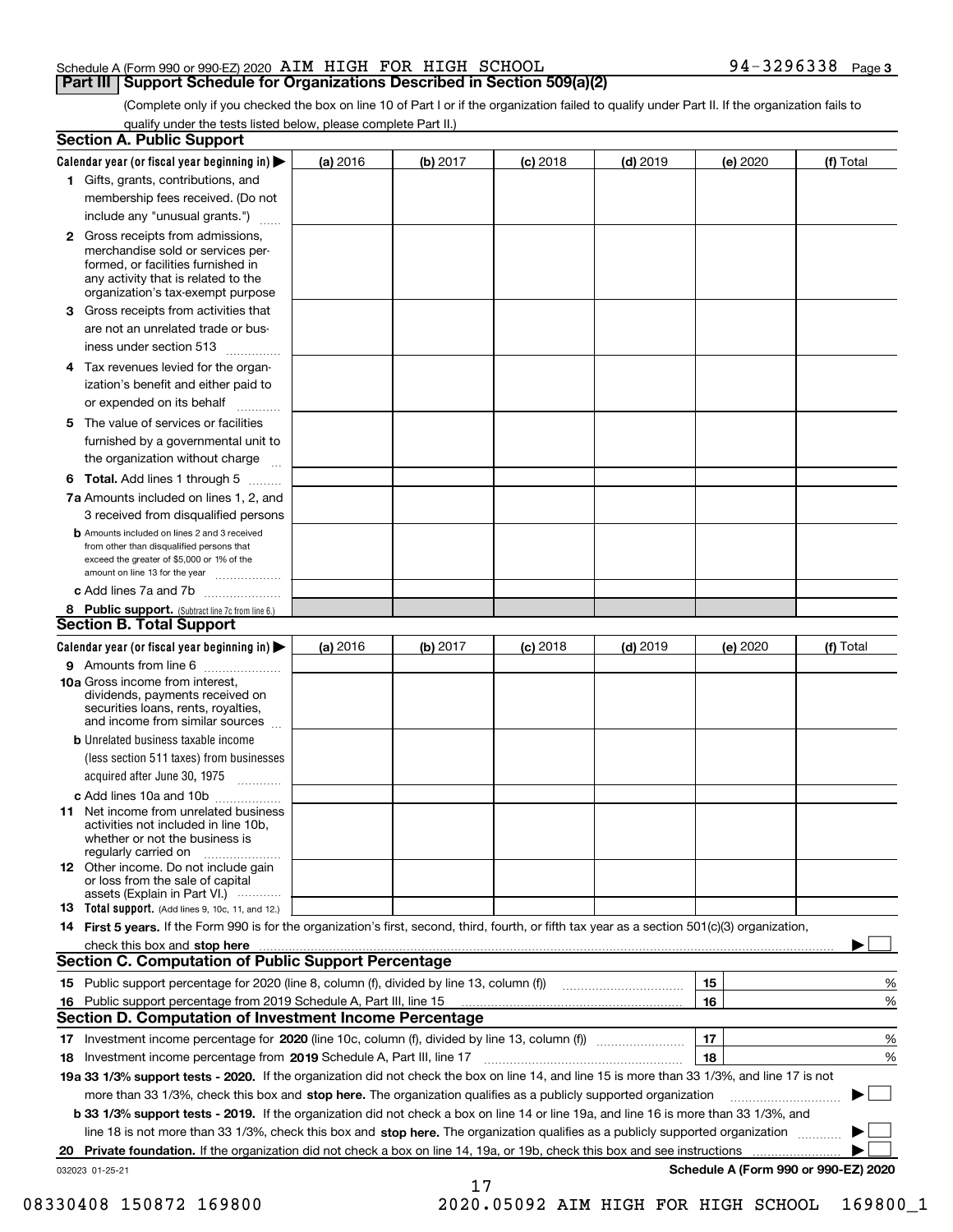Schedule A (Form 990 or 990-EZ) 2020 AIM HIGH FOR HIGH SCHOOL 94-3296338 Page 3

## Part III Support Schedule for Organizations Described in Section 509(a)(2)

(Complete only if you checked the box on line 10 of Part I or if the organization failed to qualify under Part II. If the organization fails to qualify under the tests listed below, please complete Part II.)

### Section A. Public Support

| Calendar year (or fiscal year beginning in) ▶ | (a) 2016 | (b) 2017 | (c) 2018 | (d) 2019 | (e) 2020 | (f) Total |
|---|---|---|---|---|---|---|
| 1 Gifts, grants, contributions, and membership fees received. (Do not include any "unusual grants.") | | | | | | |
| 2 Gross receipts from admissions, merchandise sold or services performed, or facilities furnished in any activity that is related to the organization's tax-exempt purpose | | | | | | |
| 3 Gross receipts from activities that are not an unrelated trade or business under section 513 | | | | | | |
| 4 Tax revenues levied for the organization's benefit and either paid to or expended on its behalf | | | | | | |
| 5 The value of services or facilities furnished by a governmental unit to the organization without charge | | | | | | |
| 6 **Total.** Add lines 1 through 5 | | | | | | |
| 7a Amounts included on lines 1, 2, and 3 received from disqualified persons | | | | | | |
| b Amounts included on lines 2 and 3 received from other than disqualified persons that exceed the greater of $5,000 or 1% of the amount on line 13 for the year | | | | | | |
| c Add lines 7a and 7b | | | | | | |
| 8 **Public support.** (Subtract line 7c from line 6.) | | | | | | |

### Section B. Total Support

| Calendar year (or fiscal year beginning in) ▶ | (a) 2016 | (b) 2017 | (c) 2018 | (d) 2019 | (e) 2020 | (f) Total |
|---|---|---|---|---|---|---|
| 9 Amounts from line 6 | | | | | | |
| 10a Gross income from interest, dividends, payments received on securities loans, rents, royalties, and income from similar sources | | | | | | |
| b Unrelated business taxable income (less section 511 taxes) from businesses acquired after June 30, 1975 | | | | | | |
| c Add lines 10a and 10b | | | | | | |
| 11 Net income from unrelated business activities not included in line 10b, whether or not the business is regularly carried on | | | | | | |
| 12 Other income. Do not include gain or loss from the sale of capital assets (Explain in Part VI.) | | | | | | |
| 13 **Total support.** (Add lines 9, 10c, 11, and 12.) | | | | | | |

14 **First 5 years.** If the Form 990 is for the organization's first, second, third, fourth, or fifth tax year as a section 501(c)(3) organization, check this box and **stop here** ▶ ☐

### Section C. Computation of Public Support Percentage

| | | |
|---|---|---|
| 15 Public support percentage for 2020 (line 8, column (f), divided by line 13, column (f)) | 15 | % |
| 16 Public support percentage from 2019 Schedule A, Part III, line 15 | 16 | % |

### Section D. Computation of Investment Income Percentage

| | | |
|---|---|---|
| 17 Investment income percentage for **2020** (line 10c, column (f), divided by line 13, column (f)) | 17 | % |
| 18 Investment income percentage from **2019** Schedule A, Part III, line 17 | 18 | % |

**19a 33 1/3% support tests - 2020.** If the organization did not check the box on line 14, and line 15 is more than 33 1/3%, and line 17 is not more than 33 1/3%, check this box and **stop here.** The organization qualifies as a publicly supported organization ▶ ☐

**b 33 1/3% support tests - 2019.** If the organization did not check a box on line 14 or line 19a, and line 16 is more than 33 1/3%, and line 18 is not more than 33 1/3%, check this box and **stop here.** The organization qualifies as a publicly supported organization ▶ ☐

**20 Private foundation.** If the organization did not check a box on line 14, 19a, or 19b, check this box and see instructions ▶ ☐

032023 01-25-21

**Schedule A (Form 990 or 990-EZ) 2020**

08330408 150872 169800 2020.05092 AIM HIGH FOR HIGH SCHOOL 169800_1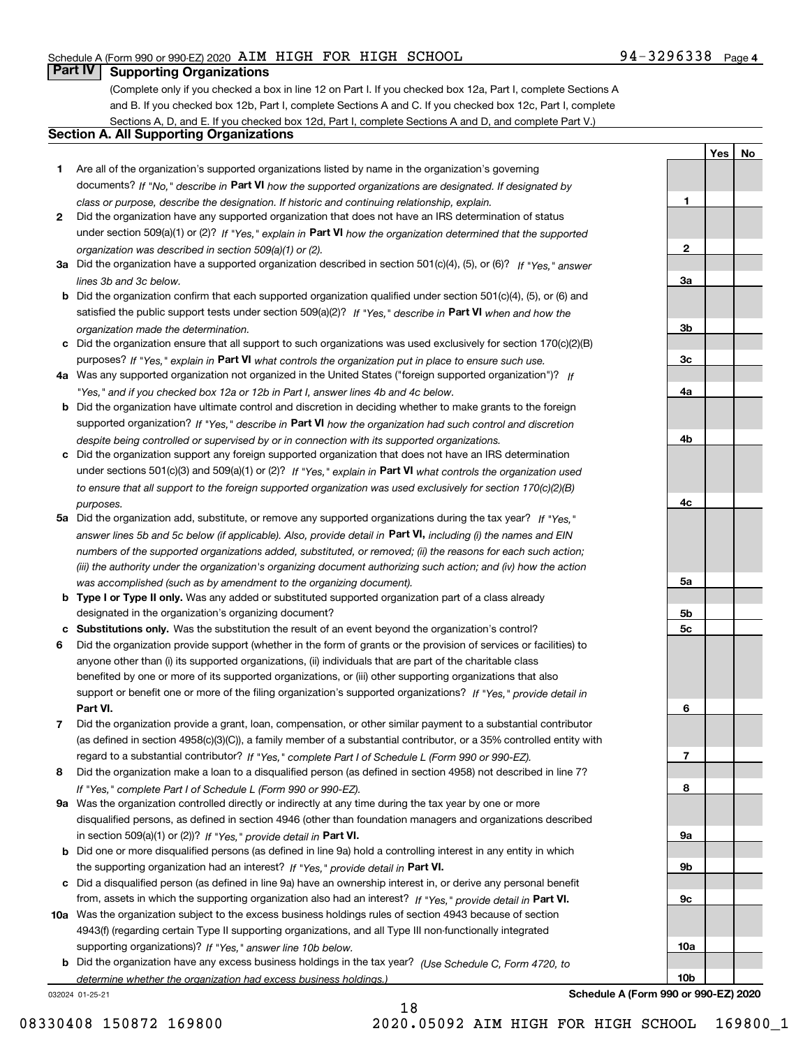Schedule A (Form 990 or 990-EZ) 2020 AIM HIGH FOR HIGH SCHOOL 94-3296338 Page 4

## Part IV Supporting Organizations

(Complete only if you checked a box in line 12 on Part I. If you checked box 12a, Part I, complete Sections A and B. If you checked box 12b, Part I, complete Sections A and C. If you checked box 12c, Part I, complete Sections A, D, and E. If you checked box 12d, Part I, complete Sections A and D, and complete Part V.)

### Section A. All Supporting Organizations

| | | | Yes | No |
|---|---|---|---|---|
| **1** | Are all of the organization's supported organizations listed by name in the organization's governing documents? *If "No," describe in* **Part VI** *how the supported organizations are designated. If designated by class or purpose, describe the designation. If historic and continuing relationship, explain.* | **1** | | |
| **2** | Did the organization have any supported organization that does not have an IRS determination of status under section 509(a)(1) or (2)? *If "Yes," explain in* **Part VI** *how the organization determined that the supported organization was described in section 509(a)(1) or (2).* | **2** | | |
| **3a** | Did the organization have a supported organization described in section 501(c)(4), (5), or (6)? *If "Yes," answer lines 3b and 3c below.* | **3a** | | |
| **b** | Did the organization confirm that each supported organization qualified under section 501(c)(4), (5), or (6) and satisfied the public support tests under section 509(a)(2)? *If "Yes," describe in* **Part VI** *when and how the organization made the determination.* | **3b** | | |
| **c** | Did the organization ensure that all support to such organizations was used exclusively for section 170(c)(2)(B) purposes? *If "Yes," explain in* **Part VI** *what controls the organization put in place to ensure such use.* | **3c** | | |
| **4a** | Was any supported organization not organized in the United States ("foreign supported organization")? *If "Yes," and if you checked box 12a or 12b in Part I, answer lines 4b and 4c below.* | **4a** | | |
| **b** | Did the organization have ultimate control and discretion in deciding whether to make grants to the foreign supported organization? *If "Yes," describe in* **Part VI** *how the organization had such control and discretion despite being controlled or supervised by or in connection with its supported organizations.* | **4b** | | |
| **c** | Did the organization support any foreign supported organization that does not have an IRS determination under sections 501(c)(3) and 509(a)(1) or (2)? *If "Yes," explain in* **Part VI** *what controls the organization used to ensure that all support to the foreign supported organization was used exclusively for section 170(c)(2)(B) purposes.* | **4c** | | |
| **5a** | Did the organization add, substitute, or remove any supported organizations during the tax year? *If "Yes," answer lines 5b and 5c below (if applicable). Also, provide detail in* **Part VI,** *including (i) the names and EIN numbers of the supported organizations added, substituted, or removed; (ii) the reasons for each such action; (iii) the authority under the organization's organizing document authorizing such action; and (iv) how the action was accomplished (such as by amendment to the organizing document).* | **5a** | | |
| **b** | **Type I or Type II only.** Was any added or substituted supported organization part of a class already designated in the organization's organizing document? | **5b** | | |
| **c** | **Substitutions only.** Was the substitution the result of an event beyond the organization's control? | **5c** | | |
| **6** | Did the organization provide support (whether in the form of grants or the provision of services or facilities) to anyone other than (i) its supported organizations, (ii) individuals that are part of the charitable class benefited by one or more of its supported organizations, or (iii) other supporting organizations that also support or benefit one or more of the filing organization's supported organizations? *If "Yes," provide detail in* **Part VI.** | **6** | | |
| **7** | Did the organization provide a grant, loan, compensation, or other similar payment to a substantial contributor (as defined in section 4958(c)(3)(C)), a family member of a substantial contributor, or a 35% controlled entity with regard to a substantial contributor? *If "Yes," complete Part I of Schedule L (Form 990 or 990-EZ).* | **7** | | |
| **8** | Did the organization make a loan to a disqualified person (as defined in section 4958) not described in line 7? *If "Yes," complete Part I of Schedule L (Form 990 or 990-EZ).* | **8** | | |
| **9a** | Was the organization controlled directly or indirectly at any time during the tax year by one or more disqualified persons, as defined in section 4946 (other than foundation managers and organizations described in section 509(a)(1) or (2))? *If "Yes," provide detail in* **Part VI.** | **9a** | | |
| **b** | Did one or more disqualified persons (as defined in line 9a) hold a controlling interest in any entity in which the supporting organization had an interest? *If "Yes," provide detail in* **Part VI.** | **9b** | | |
| **c** | Did a disqualified person (as defined in line 9a) have an ownership interest in, or derive any personal benefit from, assets in which the supporting organization also had an interest? *If "Yes," provide detail in* **Part VI.** | **9c** | | |
| **10a** | Was the organization subject to the excess business holdings rules of section 4943 because of section 4943(f) (regarding certain Type II supporting organizations, and all Type III non-functionally integrated supporting organizations)? *If "Yes," answer line 10b below.* | **10a** | | |
| **b** | Did the organization have any excess business holdings in the tax year? *(Use Schedule C, Form 4720, to determine whether the organization had excess business holdings.)* | **10b** | | |

032024 01-25-21 **Schedule A (Form 990 or 990-EZ) 2020**

08330408 150872 169800 2020.05092 AIM HIGH FOR HIGH SCHOOL 169800_1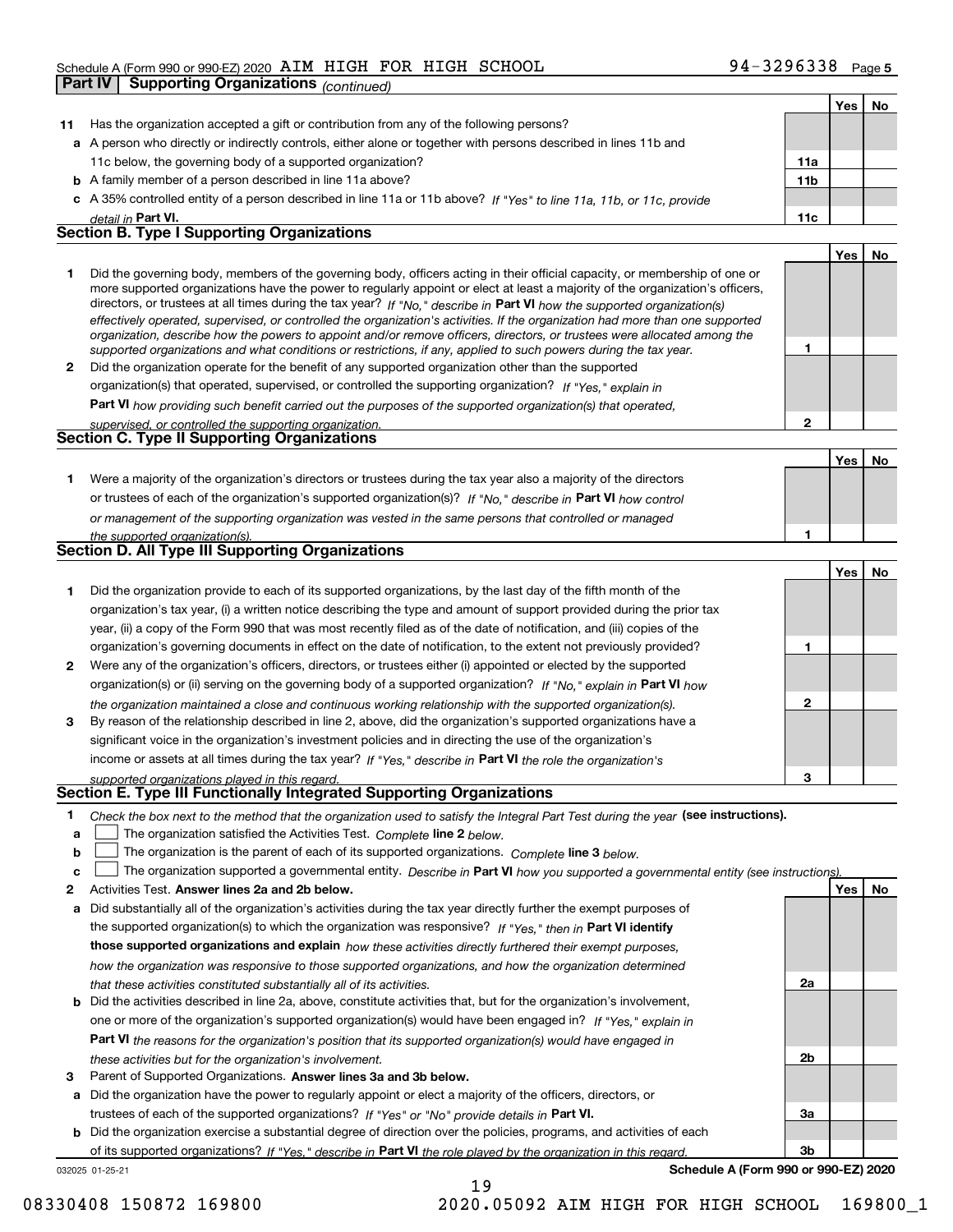Schedule A (Form 990 or 990-EZ) 2020 AIM HIGH FOR HIGH SCHOOL 94-3296338 Page 5

**Part IV Supporting Organizations** *(continued)*

| | | | Yes | No |
|---|---|---|---|---|
| **11** | Has the organization accepted a gift or contribution from any of the following persons? | | | |
| **a** | A person who directly or indirectly controls, either alone or together with persons described in lines 11b and 11c below, the governing body of a supported organization? | **11a** | | |
| **b** | A family member of a person described in line 11a above? | **11b** | | |
| **c** | A 35% controlled entity of a person described in line 11a or 11b above? *If "Yes" to line 11a, 11b, or 11c, provide detail in* **Part VI.** | **11c** | | |

## Section B. Type I Supporting Organizations

| | | | Yes | No |
|---|---|---|---|---|
| **1** | Did the governing body, members of the governing body, officers acting in their official capacity, or membership of one or more supported organizations have the power to regularly appoint or elect at least a majority of the organization's officers, directors, or trustees at all times during the tax year? *If "No," describe in* **Part VI** *how the supported organization(s) effectively operated, supervised, or controlled the organization's activities. If the organization had more than one supported organization, describe how the powers to appoint and/or remove officers, directors, or trustees were allocated among the supported organizations and what conditions or restrictions, if any, applied to such powers during the tax year.* | **1** | | |
| **2** | Did the organization operate for the benefit of any supported organization other than the supported organization(s) that operated, supervised, or controlled the supporting organization? *If "Yes," explain in* **Part VI** *how providing such benefit carried out the purposes of the supported organization(s) that operated, supervised, or controlled the supporting organization.* | **2** | | |

## Section C. Type II Supporting Organizations

| | | | Yes | No |
|---|---|---|---|---|
| **1** | Were a majority of the organization's directors or trustees during the tax year also a majority of the directors or trustees of each of the organization's supported organization(s)? *If "No," describe in* **Part VI** *how control or management of the supporting organization was vested in the same persons that controlled or managed the supported organization(s).* | **1** | | |

## Section D. All Type III Supporting Organizations

| | | | Yes | No |
|---|---|---|---|---|
| **1** | Did the organization provide to each of its supported organizations, by the last day of the fifth month of the organization's tax year, (i) a written notice describing the type and amount of support provided during the prior tax year, (ii) a copy of the Form 990 that was most recently filed as of the date of notification, and (iii) copies of the organization's governing documents in effect on the date of notification, to the extent not previously provided? | **1** | | |
| **2** | Were any of the organization's officers, directors, or trustees either (i) appointed or elected by the supported organization(s) or (ii) serving on the governing body of a supported organization? *If "No," explain in* **Part VI** *how the organization maintained a close and continuous working relationship with the supported organization(s).* | **2** | | |
| **3** | By reason of the relationship described in line 2, above, did the organization's supported organizations have a significant voice in the organization's investment policies and in directing the use of the organization's income or assets at all times during the tax year? *If "Yes," describe in* **Part VI** *the role the organization's supported organizations played in this regard.* | **3** | | |

## Section E. Type III Functionally Integrated Supporting Organizations

**1** *Check the box next to the method that the organization used to satisfy the Integral Part Test during the year* **(see instructions).**

**a** ☐ The organization satisfied the Activities Test. *Complete* **line 2** *below.*

**b** ☐ The organization is the parent of each of its supported organizations. *Complete* **line 3** *below.*

**c** ☐ The organization supported a governmental entity. *Describe in* **Part VI** *how you supported a governmental entity (see instructions).*

| | | | Yes | No |
|---|---|---|---|---|
| **2** | Activities Test. **Answer lines 2a and 2b below.** | | | |
| **a** | Did substantially all of the organization's activities during the tax year directly further the exempt purposes of the supported organization(s) to which the organization was responsive? *If "Yes," then in* **Part VI identify those supported organizations and explain** *how these activities directly furthered their exempt purposes, how the organization was responsive to those supported organizations, and how the organization determined that these activities constituted substantially all of its activities.* | **2a** | | |
| **b** | Did the activities described in line 2a, above, constitute activities that, but for the organization's involvement, one or more of the organization's supported organization(s) would have been engaged in? *If "Yes," explain in* **Part VI** *the reasons for the organization's position that its supported organization(s) would have engaged in these activities but for the organization's involvement.* | **2b** | | |
| **3** | Parent of Supported Organizations. **Answer lines 3a and 3b below.** | | | |
| **a** | Did the organization have the power to regularly appoint or elect a majority of the officers, directors, or trustees of each of the supported organizations? *If "Yes" or "No" provide details in* **Part VI.** | **3a** | | |
| **b** | Did the organization exercise a substantial degree of direction over the policies, programs, and activities of each of its supported organizations? *If "Yes," describe in* **Part VI** *the role played by the organization in this regard.* | **3b** | | |

032025 01-25-21 **Schedule A (Form 990 or 990-EZ) 2020**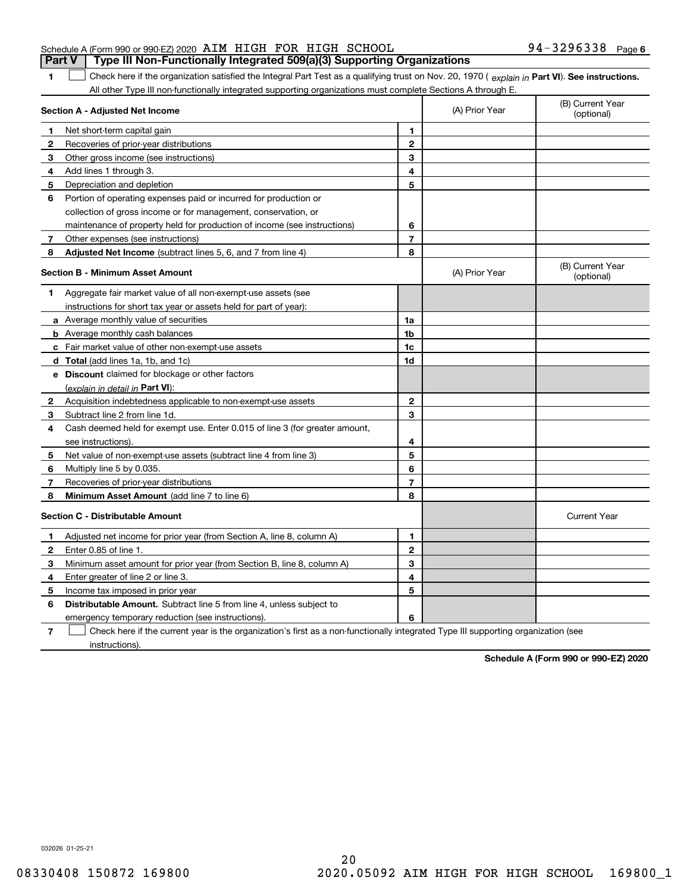Schedule A (Form 990 or 990-EZ) 2020 AIM HIGH FOR HIGH SCHOOL 94-3296338 Page 6

## Part V Type III Non-Functionally Integrated 509(a)(3) Supporting Organizations

**1** ☐ Check here if the organization satisfied the Integral Part Test as a qualifying trust on Nov. 20, 1970 ( *explain in* **Part VI**). **See instructions.** All other Type III non-functionally integrated supporting organizations must complete Sections A through E.

| **Section A - Adjusted Net Income** | | | (A) Prior Year | (B) Current Year (optional) |
|---|---|---|---|---|
| 1 | Net short-term capital gain | 1 | | |
| 2 | Recoveries of prior-year distributions | 2 | | |
| 3 | Other gross income (see instructions) | 3 | | |
| 4 | Add lines 1 through 3. | 4 | | |
| 5 | Depreciation and depletion | 5 | | |
| 6 | Portion of operating expenses paid or incurred for production or collection of gross income or for management, conservation, or maintenance of property held for production of income (see instructions) | 6 | | |
| 7 | Other expenses (see instructions) | 7 | | |
| 8 | **Adjusted Net Income** (subtract lines 5, 6, and 7 from line 4) | 8 | | |

| **Section B - Minimum Asset Amount** | | | (A) Prior Year | (B) Current Year (optional) |
|---|---|---|---|---|
| 1 | Aggregate fair market value of all non-exempt-use assets (see instructions for short tax year or assets held for part of year): | | | |
| a | Average monthly value of securities | 1a | | |
| b | Average monthly cash balances | 1b | | |
| c | Fair market value of other non-exempt-use assets | 1c | | |
| d | **Total** (add lines 1a, 1b, and 1c) | 1d | | |
| e | **Discount** claimed for blockage or other factors (*explain in detail in* **Part VI**): | | | |
| 2 | Acquisition indebtedness applicable to non-exempt-use assets | 2 | | |
| 3 | Subtract line 2 from line 1d. | 3 | | |
| 4 | Cash deemed held for exempt use. Enter 0.015 of line 3 (for greater amount, see instructions). | 4 | | |
| 5 | Net value of non-exempt-use assets (subtract line 4 from line 3) | 5 | | |
| 6 | Multiply line 5 by 0.035. | 6 | | |
| 7 | Recoveries of prior-year distributions | 7 | | |
| 8 | **Minimum Asset Amount** (add line 7 to line 6) | 8 | | |

| **Section C - Distributable Amount** | | | | Current Year |
|---|---|---|---|---|
| 1 | Adjusted net income for prior year (from Section A, line 8, column A) | 1 | | |
| 2 | Enter 0.85 of line 1. | 2 | | |
| 3 | Minimum asset amount for prior year (from Section B, line 8, column A) | 3 | | |
| 4 | Enter greater of line 2 or line 3. | 4 | | |
| 5 | Income tax imposed in prior year | 5 | | |
| 6 | **Distributable Amount.** Subtract line 5 from line 4, unless subject to emergency temporary reduction (see instructions). | 6 | | |

**7** ☐ Check here if the current year is the organization's first as a non-functionally integrated Type III supporting organization (see instructions).

**Schedule A (Form 990 or 990-EZ) 2020**

032026 01-25-21

08330408 150872 169800 2020.05092 AIM HIGH FOR HIGH SCHOOL 169800_1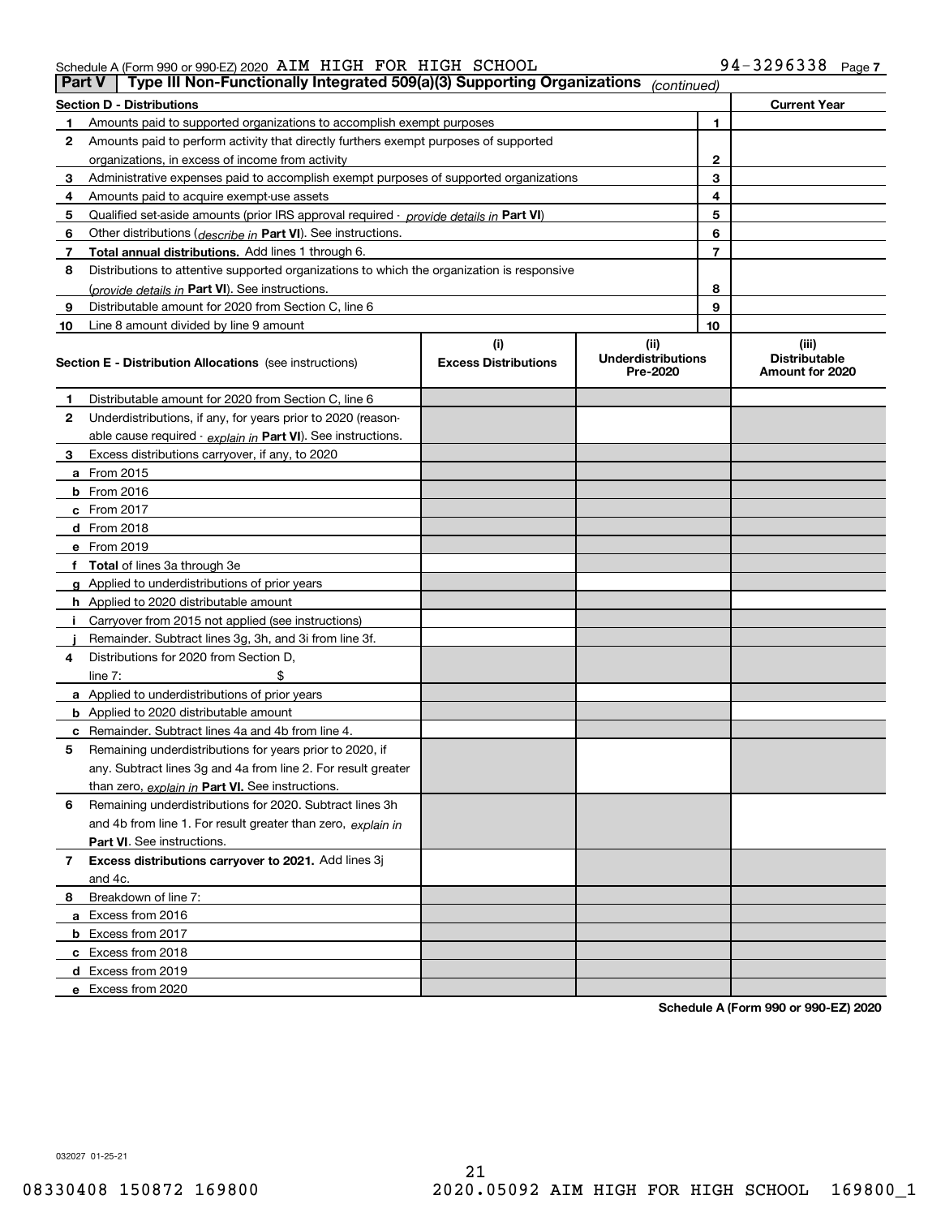Schedule A (Form 990 or 990-EZ) 2020 AIM HIGH FOR HIGH SCHOOL 94-3296338 Page 7

## Part V | Type III Non-Functionally Integrated 509(a)(3) Supporting Organizations *(continued)*

| Section D - Distributions | | | Current Year |
|---|---|---|---|
| 1 | Amounts paid to supported organizations to accomplish exempt purposes | 1 | |
| 2 | Amounts paid to perform activity that directly furthers exempt purposes of supported organizations, in excess of income from activity | 2 | |
| 3 | Administrative expenses paid to accomplish exempt purposes of supported organizations | 3 | |
| 4 | Amounts paid to acquire exempt-use assets | 4 | |
| 5 | Qualified set-aside amounts (prior IRS approval required - *provide details in* **Part VI**) | 5 | |
| 6 | Other distributions (*describe in* **Part VI**). See instructions. | 6 | |
| 7 | **Total annual distributions.** Add lines 1 through 6. | 7 | |
| 8 | Distributions to attentive supported organizations to which the organization is responsive (*provide details in* **Part VI**). See instructions. | 8 | |
| 9 | Distributable amount for 2020 from Section C, line 6 | 9 | |
| 10 | Line 8 amount divided by line 9 amount | 10 | |

| Section E - Distribution Allocations (see instructions) | (i) Excess Distributions | (ii) Underdistributions Pre-2020 | (iii) Distributable Amount for 2020 |
|---|---|---|---|
| **1** Distributable amount for 2020 from Section C, line 6 | | | |
| **2** Underdistributions, if any, for years prior to 2020 (reasonable cause required - *explain in* **Part VI**). See instructions. | | | |
| **3** Excess distributions carryover, if any, to 2020 | | | |
| **a** From 2015 | | | |
| **b** From 2016 | | | |
| **c** From 2017 | | | |
| **d** From 2018 | | | |
| **e** From 2019 | | | |
| **f Total** of lines 3a through 3e | | | |
| **g** Applied to underdistributions of prior years | | | |
| **h** Applied to 2020 distributable amount | | | |
| **i** Carryover from 2015 not applied (see instructions) | | | |
| **j** Remainder. Subtract lines 3g, 3h, and 3i from line 3f. | | | |
| **4** Distributions for 2020 from Section D, line 7: $ | | | |
| **a** Applied to underdistributions of prior years | | | |
| **b** Applied to 2020 distributable amount | | | |
| **c** Remainder. Subtract lines 4a and 4b from line 4. | | | |
| **5** Remaining underdistributions for years prior to 2020, if any. Subtract lines 3g and 4a from line 2. For result greater than zero, *explain in* **Part VI**. See instructions. | | | |
| **6** Remaining underdistributions for 2020. Subtract lines 3h and 4b from line 1. For result greater than zero, *explain in* **Part VI**. See instructions. | | | |
| **7 Excess distributions carryover to 2021.** Add lines 3j and 4c. | | | |
| **8** Breakdown of line 7: | | | |
| **a** Excess from 2016 | | | |
| **b** Excess from 2017 | | | |
| **c** Excess from 2018 | | | |
| **d** Excess from 2019 | | | |
| **e** Excess from 2020 | | | |

**Schedule A (Form 990 or 990-EZ) 2020**

032027 01-25-21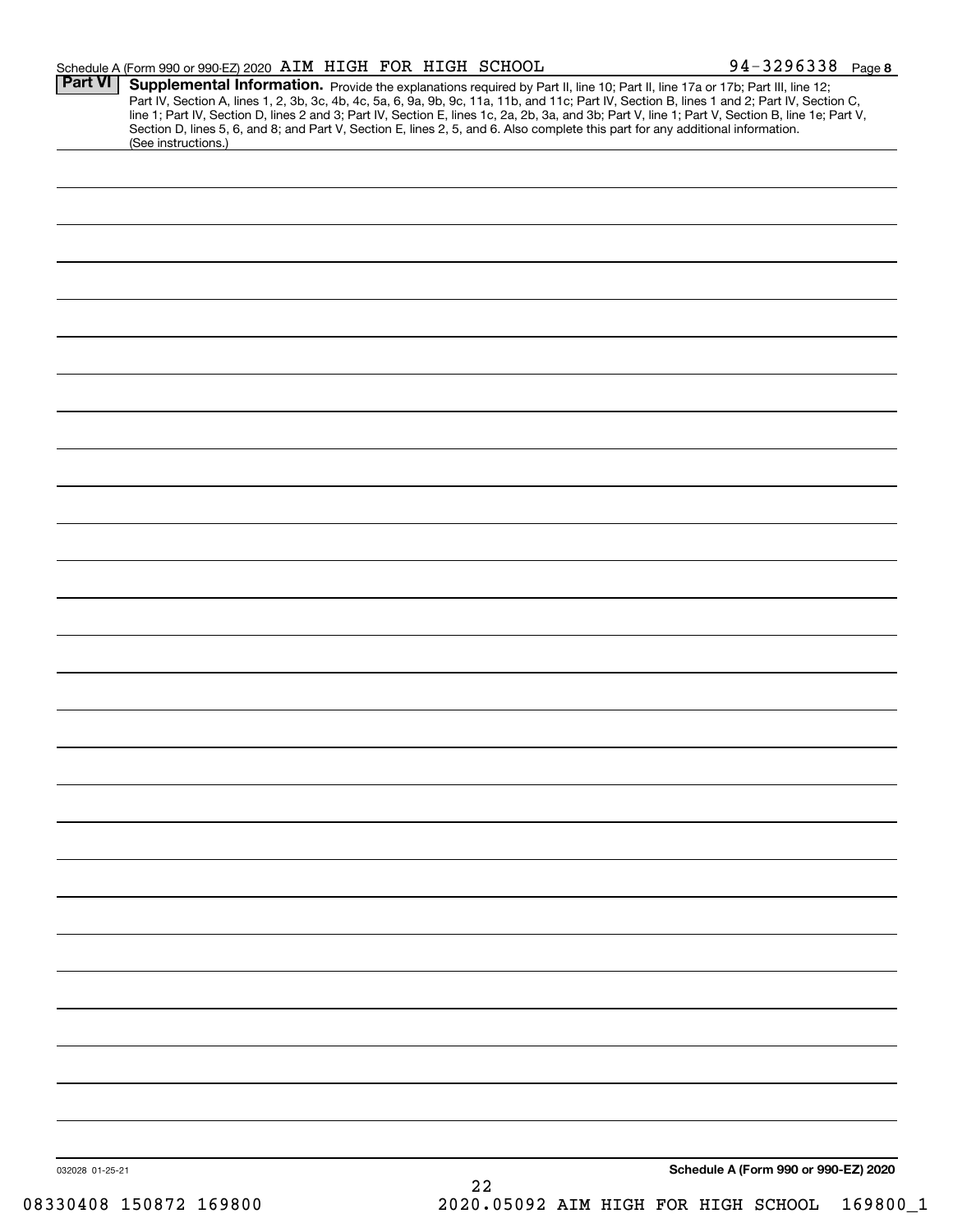Schedule A (Form 990 or 990-EZ) 2020 AIM HIGH FOR HIGH SCHOOL 94-3296338 Page **8**

**Part VI** **Supplemental Information.** Provide the explanations required by Part II, line 10; Part II, line 17a or 17b; Part III, line 12; Part IV, Section A, lines 1, 2, 3b, 3c, 4b, 4c, 5a, 6, 9a, 9b, 9c, 11a, 11b, and 11c; Part IV, Section B, lines 1 and 2; Part IV, Section C, line 1; Part IV, Section D, lines 2 and 3; Part IV, Section E, lines 1c, 2a, 2b, 3a, and 3b; Part V, line 1; Part V, Section B, line 1e; Part V, Section D, lines 5, 6, and 8; and Part V, Section E, lines 2, 5, and 6. Also complete this part for any additional information. (See instructions.)

032028 01-25-21

**Schedule A (Form 990 or 990-EZ) 2020**

08330408 150872 169800 2020.05092 AIM HIGH FOR HIGH SCHOOL 169800_1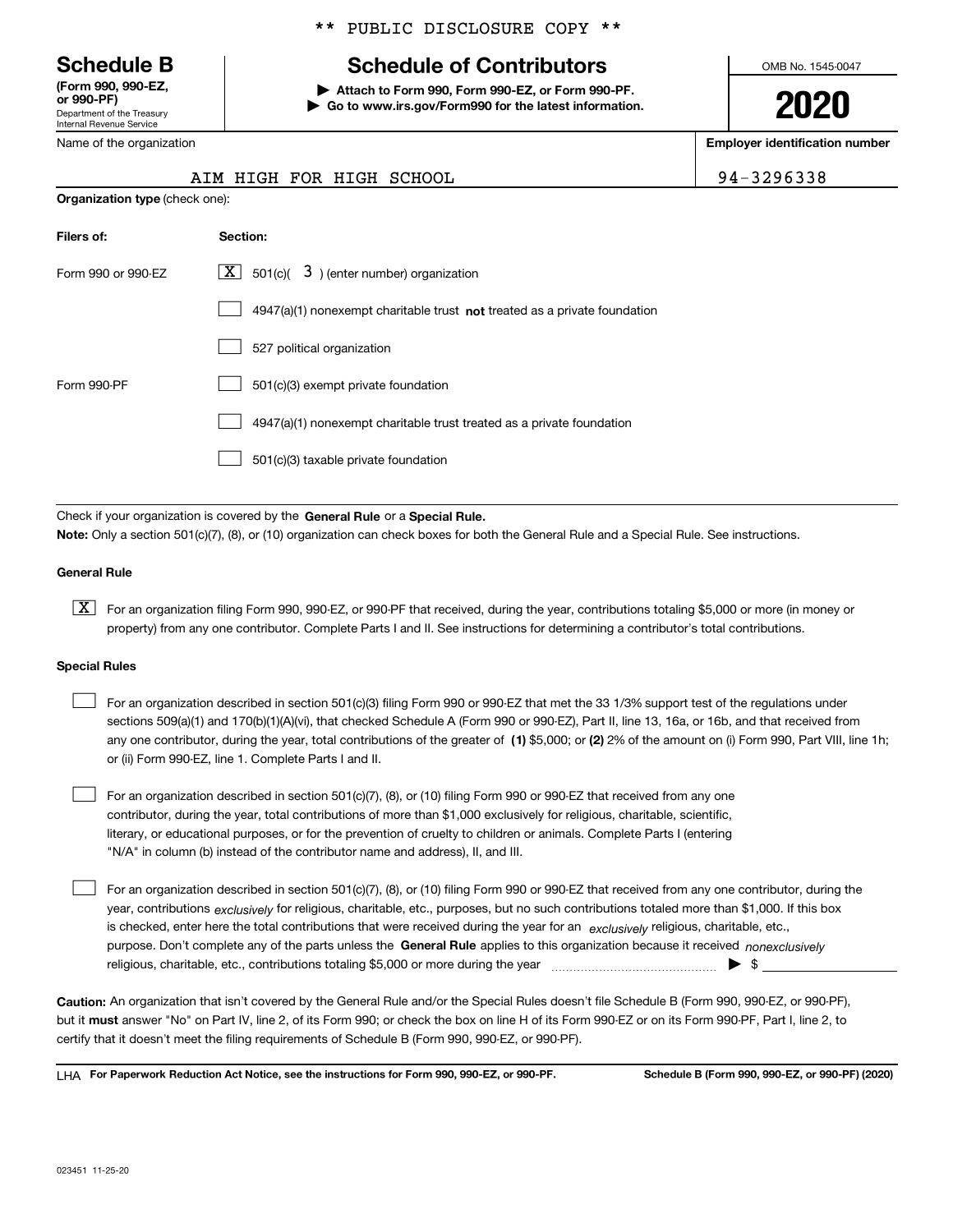\*\* PUBLIC DISCLOSURE COPY \*\*

# Schedule B

**(Form 990, 990-EZ, or 990-PF)**
Department of the Treasury
Internal Revenue Service

## Schedule of Contributors

▶ **Attach to Form 990, Form 990-EZ, or Form 990-PF.**
▶ **Go to www.irs.gov/Form990 for the latest information.**

OMB No. 1545-0047

**2020**

| Name of the organization | Employer identification number |
|---|---|
| AIM HIGH FOR HIGH SCHOOL | 94-3296338 |

**Organization type** (check one):

| Filers of: | Section: |
|---|---|
| Form 990 or 990-EZ | [X] 501(c)( 3 ) (enter number) organization |
| | [ ] 4947(a)(1) nonexempt charitable trust **not** treated as a private foundation |
| | [ ] 527 political organization |
| Form 990-PF | [ ] 501(c)(3) exempt private foundation |
| | [ ] 4947(a)(1) nonexempt charitable trust treated as a private foundation |
| | [ ] 501(c)(3) taxable private foundation |

Check if your organization is covered by the **General Rule** or a **Special Rule.**

**Note:** Only a section 501(c)(7), (8), or (10) organization can check boxes for both the General Rule and a Special Rule. See instructions.

**General Rule**

[X] For an organization filing Form 990, 990-EZ, or 990-PF that received, during the year, contributions totaling $5,000 or more (in money or property) from any one contributor. Complete Parts I and II. See instructions for determining a contributor's total contributions.

**Special Rules**

[ ] For an organization described in section 501(c)(3) filing Form 990 or 990-EZ that met the 33 1/3% support test of the regulations under sections 509(a)(1) and 170(b)(1)(A)(vi), that checked Schedule A (Form 990 or 990-EZ), Part II, line 13, 16a, or 16b, and that received from any one contributor, during the year, total contributions of the greater of **(1)** $5,000; or **(2)** 2% of the amount on (i) Form 990, Part VIII, line 1h; or (ii) Form 990-EZ, line 1. Complete Parts I and II.

[ ] For an organization described in section 501(c)(7), (8), or (10) filing Form 990 or 990-EZ that received from any one contributor, during the year, total contributions of more than $1,000 exclusively for religious, charitable, scientific, literary, or educational purposes, or for the prevention of cruelty to children or animals. Complete Parts I (entering "N/A" in column (b) instead of the contributor name and address), II, and III.

[ ] For an organization described in section 501(c)(7), (8), or (10) filing Form 990 or 990-EZ that received from any one contributor, during the year, contributions *exclusively* for religious, charitable, etc., purposes, but no such contributions totaled more than $1,000. If this box is checked, enter here the total contributions that were received during the year for an *exclusively* religious, charitable, etc., purpose. Don't complete any of the parts unless the **General Rule** applies to this organization because it received *nonexclusively* religious, charitable, etc., contributions totaling $5,000 or more during the year ▶ $ \_\_\_\_\_\_\_\_

**Caution:** An organization that isn't covered by the General Rule and/or the Special Rules doesn't file Schedule B (Form 990, 990-EZ, or 990-PF), but it **must** answer "No" on Part IV, line 2, of its Form 990; or check the box on line H of its Form 990-EZ or on its Form 990-PF, Part I, line 2, to certify that it doesn't meet the filing requirements of Schedule B (Form 990, 990-EZ, or 990-PF).

LHA **For Paperwork Reduction Act Notice, see the instructions for Form 990, 990-EZ, or 990-PF.** **Schedule B (Form 990, 990-EZ, or 990-PF) (2020)**

023451 11-25-20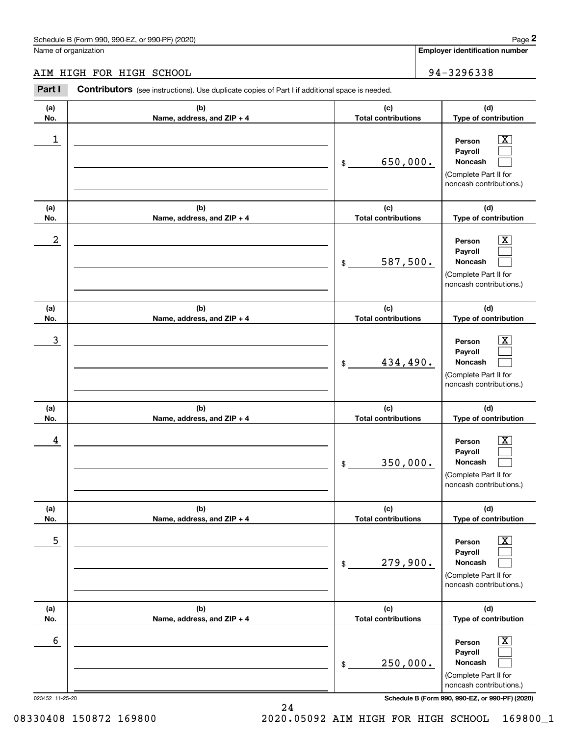Schedule B (Form 990, 990-EZ, or 990-PF) (2020)

Name of organization: AIM HIGH FOR HIGH SCHOOL

**Employer identification number:** 94-3296338

**Part I** **Contributors** (see instructions). Use duplicate copies of Part I if additional space is needed.

| (a) No. | (b) Name, address, and ZIP + 4 | (c) Total contributions | (d) Type of contribution |
|---|---|---|---|
| 1 | | $ 650,000. | Person [X] Payroll [ ] Noncash [ ] (Complete Part II for noncash contributions.) |
| 2 | | $ 587,500. | Person [X] Payroll [ ] Noncash [ ] (Complete Part II for noncash contributions.) |
| 3 | | $ 434,490. | Person [X] Payroll [ ] Noncash [ ] (Complete Part II for noncash contributions.) |
| 4 | | $ 350,000. | Person [X] Payroll [ ] Noncash [ ] (Complete Part II for noncash contributions.) |
| 5 | | $ 279,900. | Person [X] Payroll [ ] Noncash [ ] (Complete Part II for noncash contributions.) |
| 6 | | $ 250,000. | Person [X] Payroll [ ] Noncash [ ] (Complete Part II for noncash contributions.) |

023452 11-25-20 **Schedule B (Form 990, 990-EZ, or 990-PF) (2020)**

08330408 150872 169800 2020.05092 AIM HIGH FOR HIGH SCHOOL 169800_1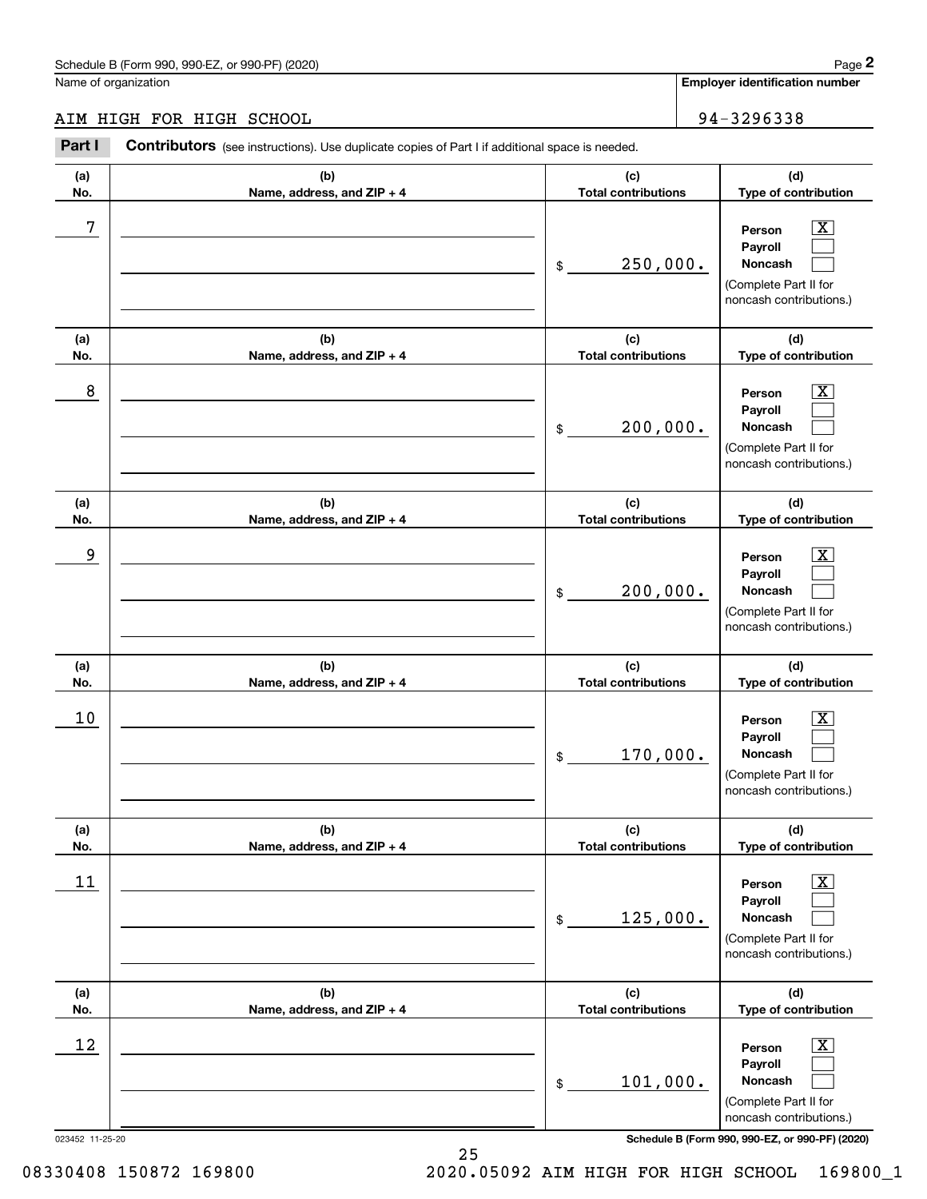Schedule B (Form 990, 990-EZ, or 990-PF) (2020)

Name of organization: AIM HIGH FOR HIGH SCHOOL

Employer identification number: 94-3296338

**Part I** **Contributors** (see instructions). Use duplicate copies of Part I if additional space is needed.

| (a) No. | (b) Name, address, and ZIP + 4 | (c) Total contributions | (d) Type of contribution |
|---|---|---|---|
| 7 | | $ 250,000. | Person [X] Payroll [ ] Noncash [ ] (Complete Part II for noncash contributions.) |
| 8 | | $ 200,000. | Person [X] Payroll [ ] Noncash [ ] (Complete Part II for noncash contributions.) |
| 9 | | $ 200,000. | Person [X] Payroll [ ] Noncash [ ] (Complete Part II for noncash contributions.) |
| 10 | | $ 170,000. | Person [X] Payroll [ ] Noncash [ ] (Complete Part II for noncash contributions.) |
| 11 | | $ 125,000. | Person [X] Payroll [ ] Noncash [ ] (Complete Part II for noncash contributions.) |
| 12 | | $ 101,000. | Person [X] Payroll [ ] Noncash [ ] (Complete Part II for noncash contributions.) |

023452 11-25-20

Schedule B (Form 990, 990-EZ, or 990-PF) (2020)

08330408 150872 169800     2020.05092 AIM HIGH FOR HIGH SCHOOL 169800_1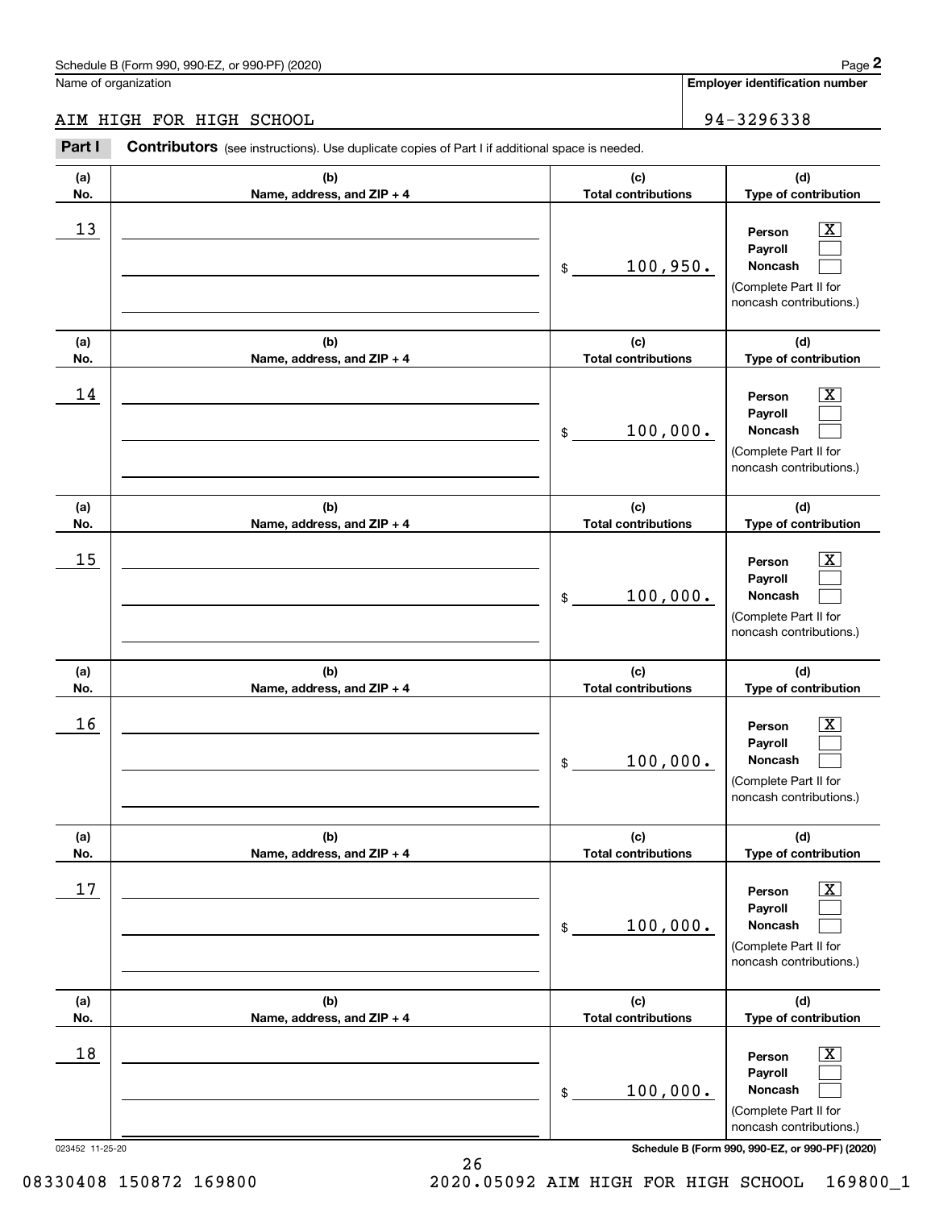Schedule B (Form 990, 990-EZ, or 990-PF) (2020)

Name of organization: AIM HIGH FOR HIGH SCHOOL

Employer identification number: 94-3296338

**Part I** **Contributors** (see instructions). Use duplicate copies of Part I if additional space is needed.

| (a) No. | (b) Name, address, and ZIP + 4 | (c) Total contributions | (d) Type of contribution |
|---|---|---|---|
| 13 | | $ 100,950. | Person [X] Payroll [ ] Noncash [ ] (Complete Part II for noncash contributions.) |
| 14 | | $ 100,000. | Person [X] Payroll [ ] Noncash [ ] (Complete Part II for noncash contributions.) |
| 15 | | $ 100,000. | Person [X] Payroll [ ] Noncash [ ] (Complete Part II for noncash contributions.) |
| 16 | | $ 100,000. | Person [X] Payroll [ ] Noncash [ ] (Complete Part II for noncash contributions.) |
| 17 | | $ 100,000. | Person [X] Payroll [ ] Noncash [ ] (Complete Part II for noncash contributions.) |
| 18 | | $ 100,000. | Person [X] Payroll [ ] Noncash [ ] (Complete Part II for noncash contributions.) |

023452 11-25-20

Schedule B (Form 990, 990-EZ, or 990-PF) (2020)

08330408 150872 169800 2020.05092 AIM HIGH FOR HIGH SCHOOL 169800_1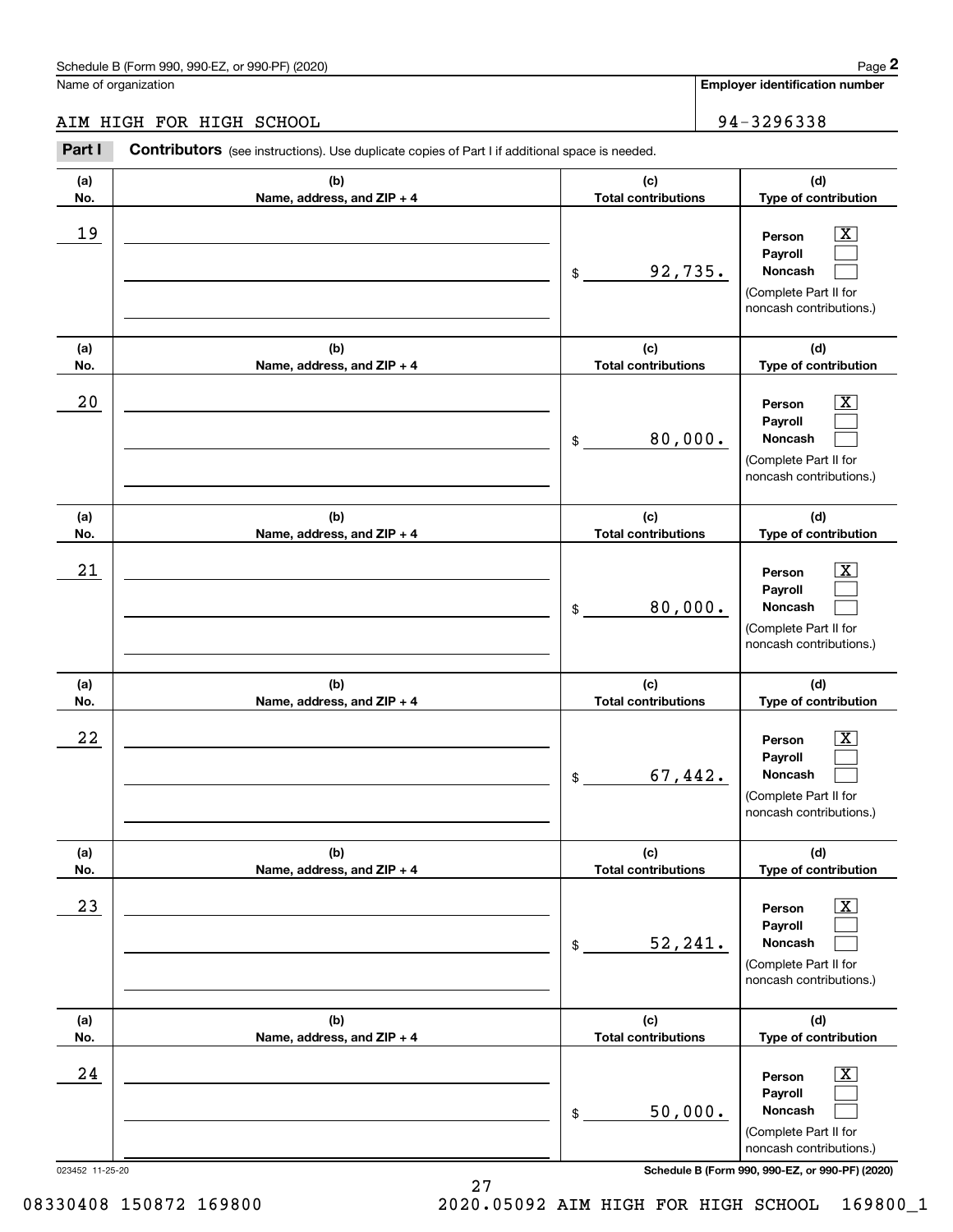Schedule B (Form 990, 990-EZ, or 990-PF) (2020)

Name of organization: AIM HIGH FOR HIGH SCHOOL

Employer identification number: 94-3296338

**Part I Contributors** (see instructions). Use duplicate copies of Part I if additional space is needed.

| (a) No. | (b) Name, address, and ZIP + 4 | (c) Total contributions | (d) Type of contribution |
|---|---|---|---|
| 19 | | $ 92,735. | Person [X] Payroll [ ] Noncash [ ] (Complete Part II for noncash contributions.) |
| 20 | | $ 80,000. | Person [X] Payroll [ ] Noncash [ ] (Complete Part II for noncash contributions.) |
| 21 | | $ 80,000. | Person [X] Payroll [ ] Noncash [ ] (Complete Part II for noncash contributions.) |
| 22 | | $ 67,442. | Person [X] Payroll [ ] Noncash [ ] (Complete Part II for noncash contributions.) |
| 23 | | $ 52,241. | Person [X] Payroll [ ] Noncash [ ] (Complete Part II for noncash contributions.) |
| 24 | | $ 50,000. | Person [X] Payroll [ ] Noncash [ ] (Complete Part II for noncash contributions.) |

023452 11-25-20

Schedule B (Form 990, 990-EZ, or 990-PF) (2020)

08330408 150872 169800 2020.05092 AIM HIGH FOR HIGH SCHOOL 169800_1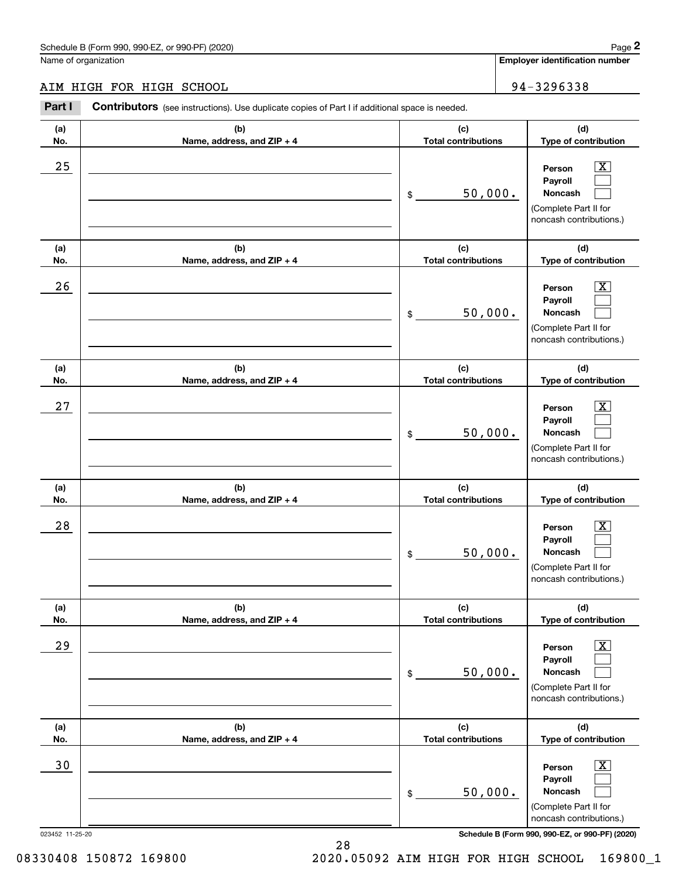Schedule B (Form 990, 990-EZ, or 990-PF) (2020)

Name of organization: AIM HIGH FOR HIGH SCHOOL

Employer identification number: 94-3296338

**Part I** **Contributors** (see instructions). Use duplicate copies of Part I if additional space is needed.

| (a) No. | (b) Name, address, and ZIP + 4 | (c) Total contributions | (d) Type of contribution |
|---|---|---|---|
| 25 | | $ 50,000. | Person [X] Payroll [ ] Noncash [ ] (Complete Part II for noncash contributions.) |
| 26 | | $ 50,000. | Person [X] Payroll [ ] Noncash [ ] (Complete Part II for noncash contributions.) |
| 27 | | $ 50,000. | Person [X] Payroll [ ] Noncash [ ] (Complete Part II for noncash contributions.) |
| 28 | | $ 50,000. | Person [X] Payroll [ ] Noncash [ ] (Complete Part II for noncash contributions.) |
| 29 | | $ 50,000. | Person [X] Payroll [ ] Noncash [ ] (Complete Part II for noncash contributions.) |
| 30 | | $ 50,000. | Person [X] Payroll [ ] Noncash [ ] (Complete Part II for noncash contributions.) |

023452 11-25-20

Schedule B (Form 990, 990-EZ, or 990-PF) (2020)

08330408 150872 169800 2020.05092 AIM HIGH FOR HIGH SCHOOL 169800_1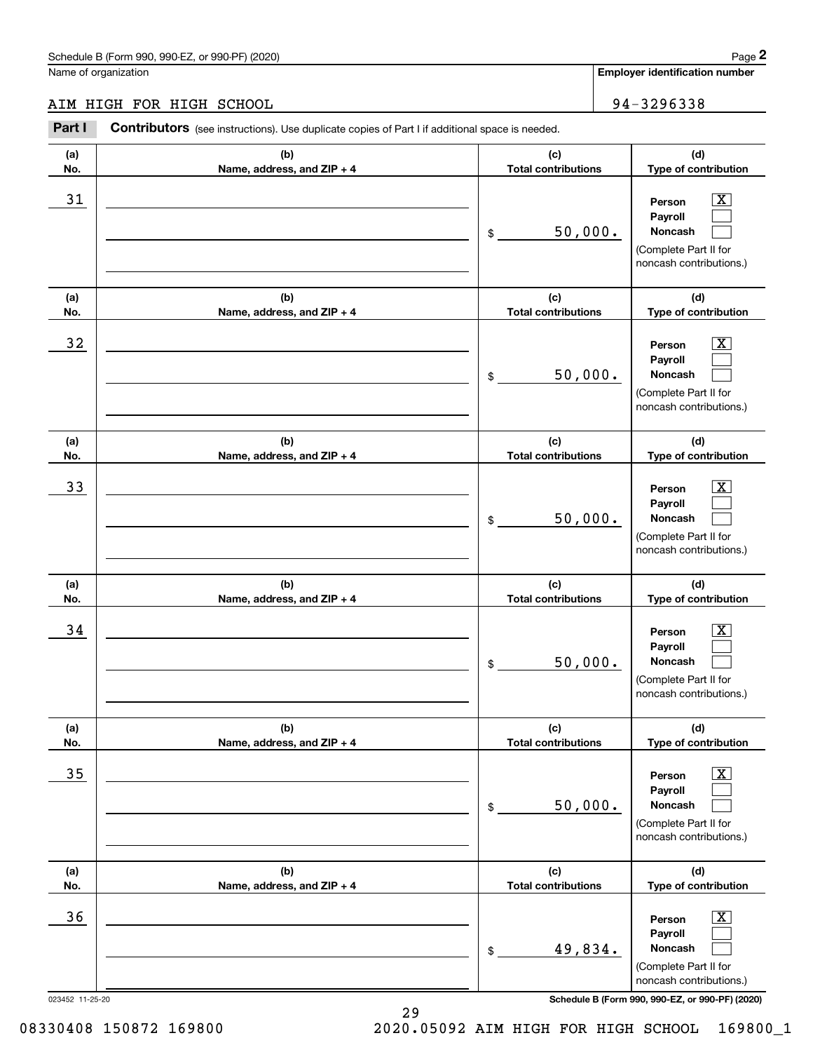Schedule B (Form 990, 990-EZ, or 990-PF) (2020)

Name of organization: AIM HIGH FOR HIGH SCHOOL

Employer identification number: 94-3296338

**Part I** **Contributors** (see instructions). Use duplicate copies of Part I if additional space is needed.

| (a) No. | (b) Name, address, and ZIP + 4 | (c) Total contributions | (d) Type of contribution |
|---|---|---|---|
| 31 | | $ 50,000. | Person [X] Payroll [ ] Noncash [ ] (Complete Part II for noncash contributions.) |
| 32 | | $ 50,000. | Person [X] Payroll [ ] Noncash [ ] (Complete Part II for noncash contributions.) |
| 33 | | $ 50,000. | Person [X] Payroll [ ] Noncash [ ] (Complete Part II for noncash contributions.) |
| 34 | | $ 50,000. | Person [X] Payroll [ ] Noncash [ ] (Complete Part II for noncash contributions.) |
| 35 | | $ 50,000. | Person [X] Payroll [ ] Noncash [ ] (Complete Part II for noncash contributions.) |
| 36 | | $ 49,834. | Person [X] Payroll [ ] Noncash [ ] (Complete Part II for noncash contributions.) |

023452 11-25-20

Schedule B (Form 990, 990-EZ, or 990-PF) (2020)

08330408 150872 169800 2020.05092 AIM HIGH FOR HIGH SCHOOL 169800_1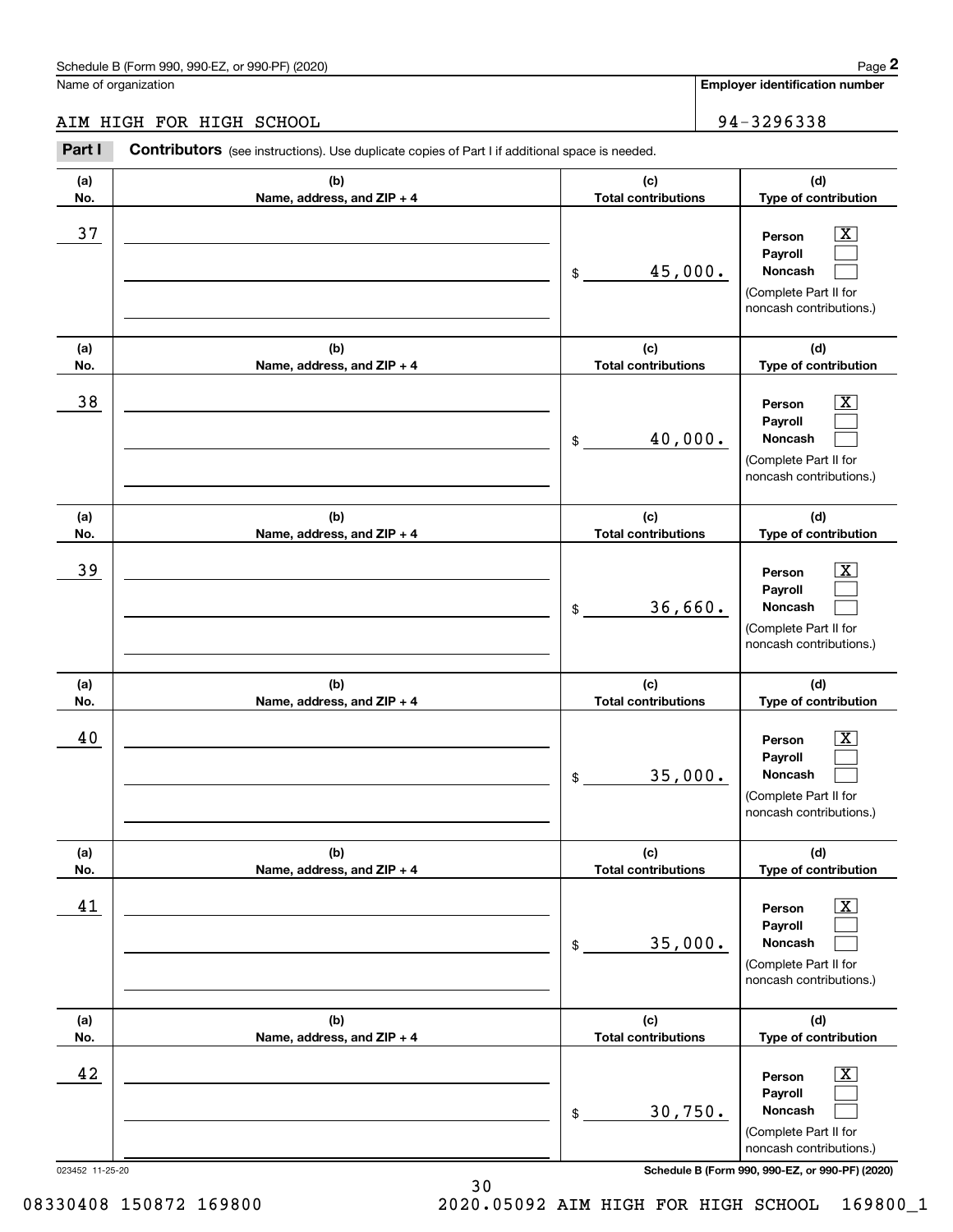Schedule B (Form 990, 990-EZ, or 990-PF) (2020)

Name of organization: AIM HIGH FOR HIGH SCHOOL

Employer identification number: 94-3296338

**Part I** **Contributors** (see instructions). Use duplicate copies of Part I if additional space is needed.

| (a) No. | (b) Name, address, and ZIP + 4 | (c) Total contributions | (d) Type of contribution |
|---|---|---|---|
| 37 | | $ 45,000. | Person [X] Payroll [ ] Noncash [ ] (Complete Part II for noncash contributions.) |
| 38 | | $ 40,000. | Person [X] Payroll [ ] Noncash [ ] (Complete Part II for noncash contributions.) |
| 39 | | $ 36,660. | Person [X] Payroll [ ] Noncash [ ] (Complete Part II for noncash contributions.) |
| 40 | | $ 35,000. | Person [X] Payroll [ ] Noncash [ ] (Complete Part II for noncash contributions.) |
| 41 | | $ 35,000. | Person [X] Payroll [ ] Noncash [ ] (Complete Part II for noncash contributions.) |
| 42 | | $ 30,750. | Person [X] Payroll [ ] Noncash [ ] (Complete Part II for noncash contributions.) |

023452 11-25-20

Schedule B (Form 990, 990-EZ, or 990-PF) (2020)

08330408 150872 169800 2020.05092 AIM HIGH FOR HIGH SCHOOL 169800_1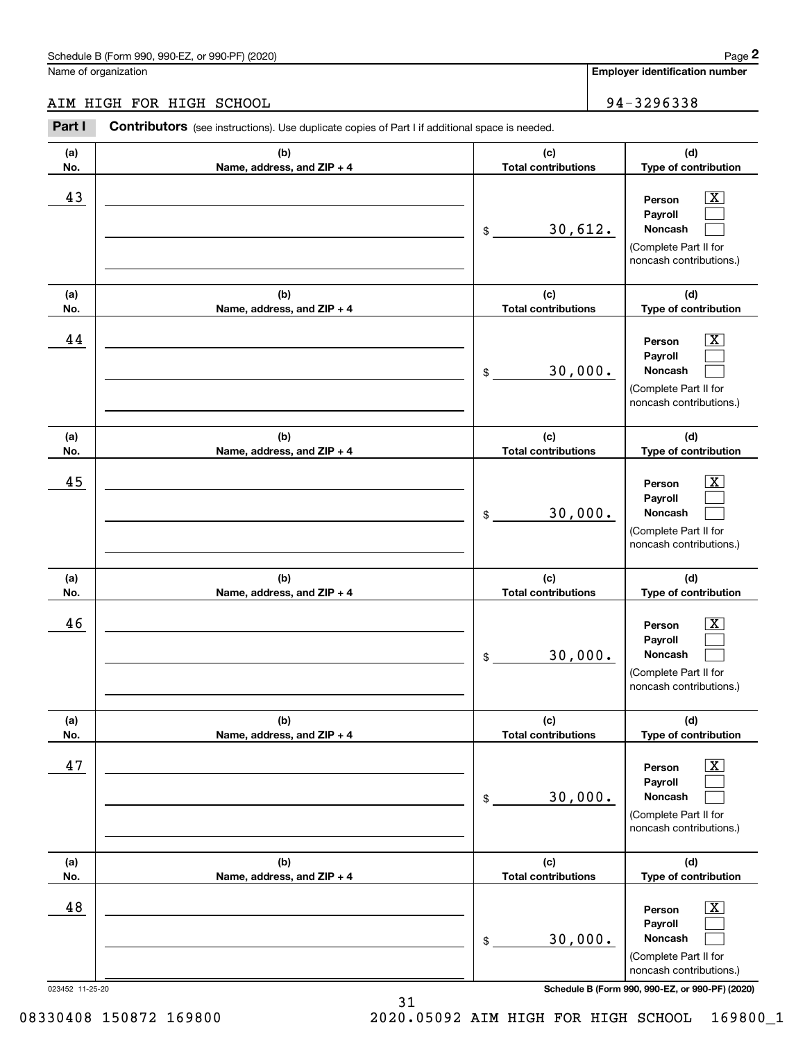Schedule B (Form 990, 990-EZ, or 990-PF) (2020)

Name of organization: AIM HIGH FOR HIGH SCHOOL

Employer identification number: 94-3296338

**Part I** **Contributors** (see instructions). Use duplicate copies of Part I if additional space is needed.

| (a) No. | (b) Name, address, and ZIP + 4 | (c) Total contributions | (d) Type of contribution |
|---|---|---|---|
| 43 | | $ 30,612. | Person [X] Payroll [ ] Noncash [ ] (Complete Part II for noncash contributions.) |
| 44 | | $ 30,000. | Person [X] Payroll [ ] Noncash [ ] (Complete Part II for noncash contributions.) |
| 45 | | $ 30,000. | Person [X] Payroll [ ] Noncash [ ] (Complete Part II for noncash contributions.) |
| 46 | | $ 30,000. | Person [X] Payroll [ ] Noncash [ ] (Complete Part II for noncash contributions.) |
| 47 | | $ 30,000. | Person [X] Payroll [ ] Noncash [ ] (Complete Part II for noncash contributions.) |
| 48 | | $ 30,000. | Person [X] Payroll [ ] Noncash [ ] (Complete Part II for noncash contributions.) |

023452 11-25-20

08330408 150872 169800 2020.05092 AIM HIGH FOR HIGH SCHOOL 169800_1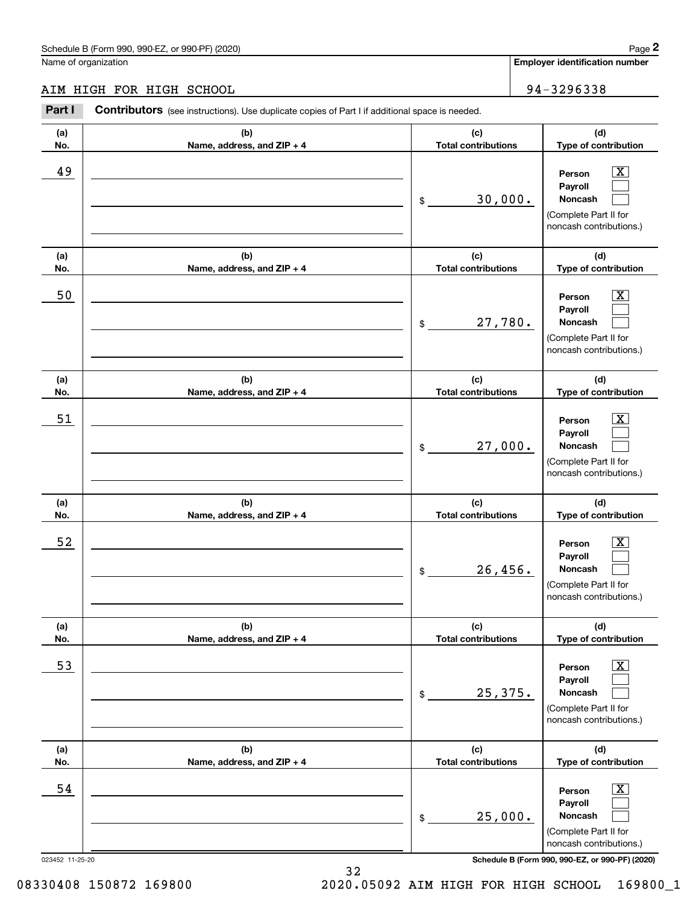Schedule B (Form 990, 990-EZ, or 990-PF) (2020)

Name of organization: AIM HIGH FOR HIGH SCHOOL

Employer identification number: 94-3296338

**Part I** **Contributors** (see instructions). Use duplicate copies of Part I if additional space is needed.

| (a) No. | (b) Name, address, and ZIP + 4 | (c) Total contributions | (d) Type of contribution |
|---|---|---|---|
| 49 | | $ 30,000. | Person [X] Payroll [ ] Noncash [ ] (Complete Part II for noncash contributions.) |
| 50 | | $ 27,780. | Person [X] Payroll [ ] Noncash [ ] (Complete Part II for noncash contributions.) |
| 51 | | $ 27,000. | Person [X] Payroll [ ] Noncash [ ] (Complete Part II for noncash contributions.) |
| 52 | | $ 26,456. | Person [X] Payroll [ ] Noncash [ ] (Complete Part II for noncash contributions.) |
| 53 | | $ 25,375. | Person [X] Payroll [ ] Noncash [ ] (Complete Part II for noncash contributions.) |
| 54 | | $ 25,000. | Person [X] Payroll [ ] Noncash [ ] (Complete Part II for noncash contributions.) |

023452 11-25-20

08330408 150872 169800 2020.05092 AIM HIGH FOR HIGH SCHOOL 169800_1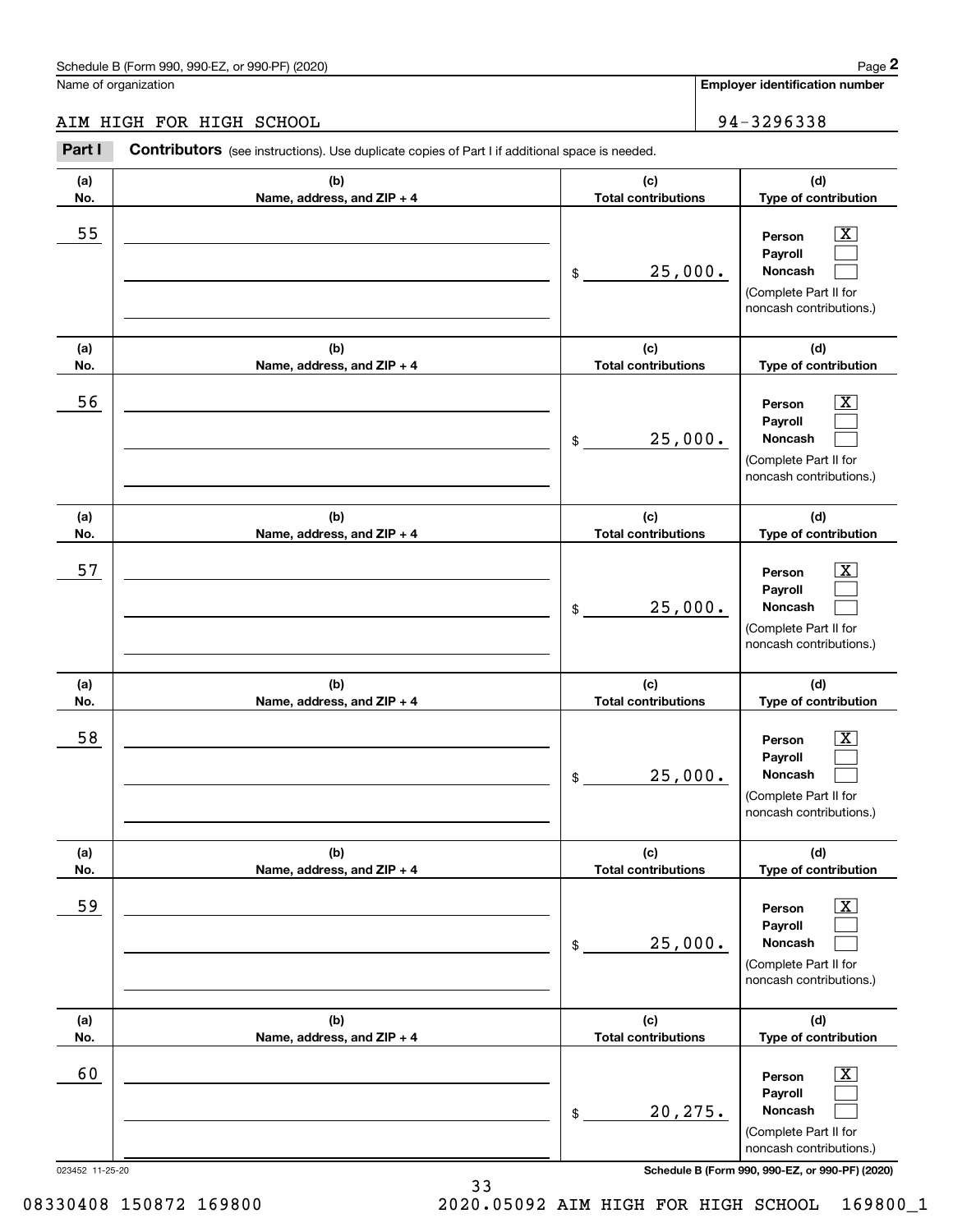Schedule B (Form 990, 990-EZ, or 990-PF) (2020)

Name of organization: AIM HIGH FOR HIGH SCHOOL

Employer identification number: 94-3296338

**Part I** **Contributors** (see instructions). Use duplicate copies of Part I if additional space is needed.

| (a) No. | (b) Name, address, and ZIP + 4 | (c) Total contributions | (d) Type of contribution |
|---|---|---|---|
| 55 | | $ 25,000. | Person [X] Payroll [ ] Noncash [ ] (Complete Part II for noncash contributions.) |
| 56 | | $ 25,000. | Person [X] Payroll [ ] Noncash [ ] (Complete Part II for noncash contributions.) |
| 57 | | $ 25,000. | Person [X] Payroll [ ] Noncash [ ] (Complete Part II for noncash contributions.) |
| 58 | | $ 25,000. | Person [X] Payroll [ ] Noncash [ ] (Complete Part II for noncash contributions.) |
| 59 | | $ 25,000. | Person [X] Payroll [ ] Noncash [ ] (Complete Part II for noncash contributions.) |
| 60 | | $ 20,275. | Person [X] Payroll [ ] Noncash [ ] (Complete Part II for noncash contributions.) |

023452 11-25-20

Schedule B (Form 990, 990-EZ, or 990-PF) (2020)

08330408 150872 169800 2020.05092 AIM HIGH FOR HIGH SCHOOL 169800_1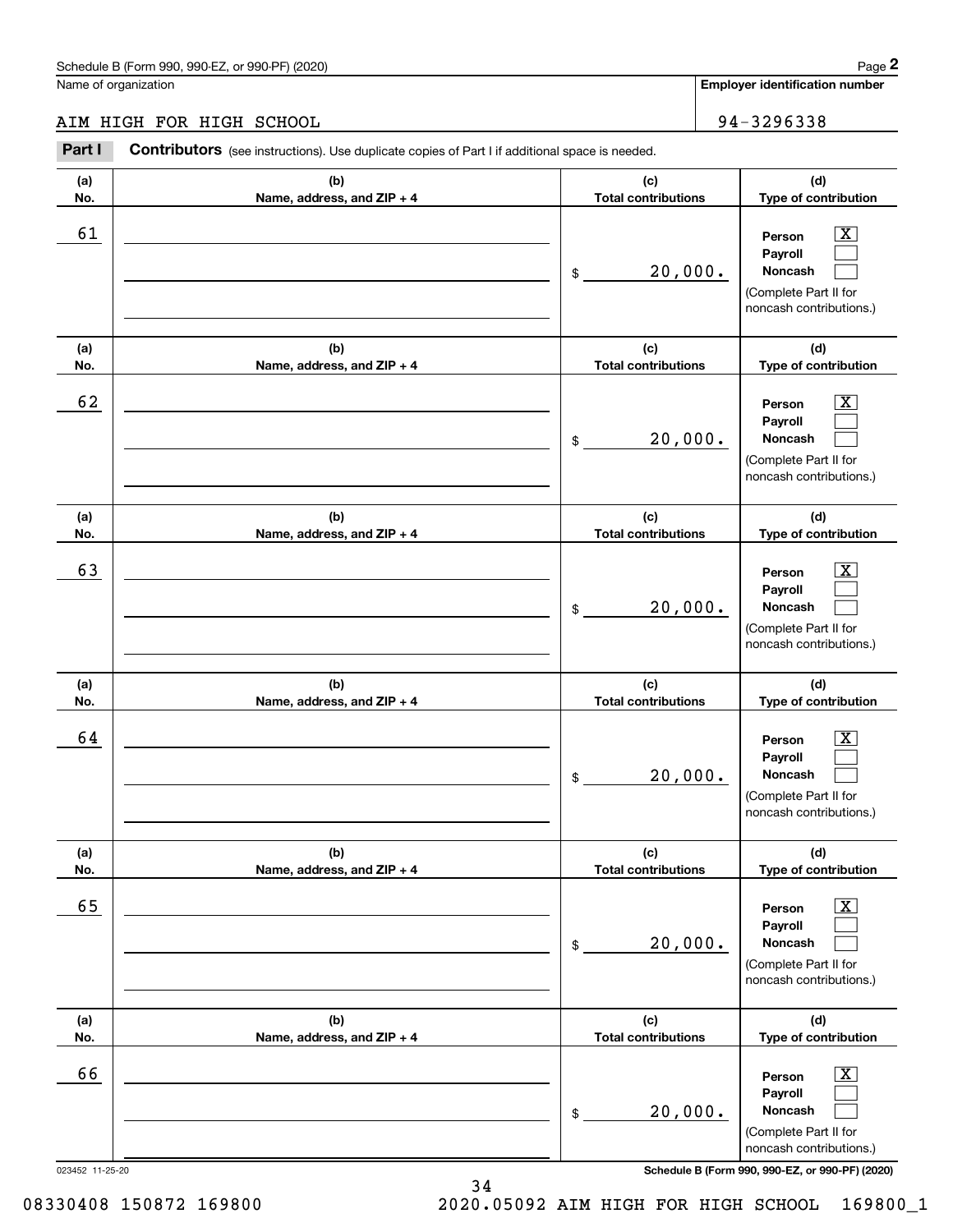Name of organization

**Employer identification number**

AIM HIGH FOR HIGH SCHOOL | 94-3296338

**Part I** **Contributors** (see instructions). Use duplicate copies of Part I if additional space is needed.

| (a) No. | (b) Name, address, and ZIP + 4 | (c) Total contributions | (d) Type of contribution |
|---|---|---|---|
| 61 | | $ 20,000. | Person [X] Payroll [ ] Noncash [ ] (Complete Part II for noncash contributions.) |
| 62 | | $ 20,000. | Person [X] Payroll [ ] Noncash [ ] (Complete Part II for noncash contributions.) |
| 63 | | $ 20,000. | Person [X] Payroll [ ] Noncash [ ] (Complete Part II for noncash contributions.) |
| 64 | | $ 20,000. | Person [X] Payroll [ ] Noncash [ ] (Complete Part II for noncash contributions.) |
| 65 | | $ 20,000. | Person [X] Payroll [ ] Noncash [ ] (Complete Part II for noncash contributions.) |
| 66 | | $ 20,000. | Person [X] Payroll [ ] Noncash [ ] (Complete Part II for noncash contributions.) |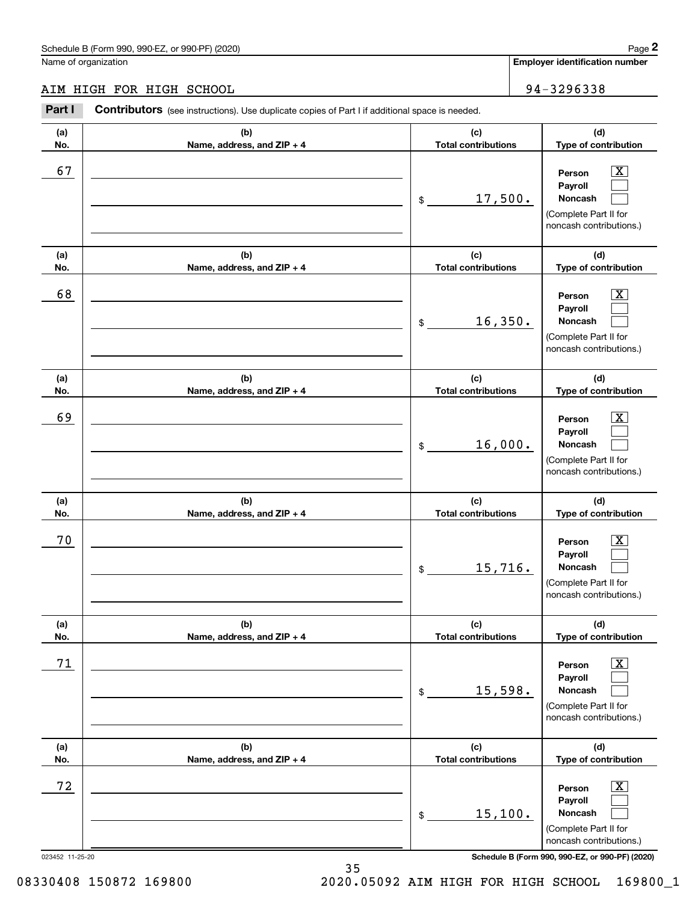Schedule B (Form 990, 990-EZ, or 990-PF) (2020)

Name of organization: AIM HIGH FOR HIGH SCHOOL

Employer identification number: 94-3296338

**Part I** **Contributors** (see instructions). Use duplicate copies of Part I if additional space is needed.

| (a) No. | (b) Name, address, and ZIP + 4 | (c) Total contributions | (d) Type of contribution |
|---|---|---|---|
| 67 | | $ 17,500. | Person [X] Payroll [ ] Noncash [ ] (Complete Part II for noncash contributions.) |
| 68 | | $ 16,350. | Person [X] Payroll [ ] Noncash [ ] (Complete Part II for noncash contributions.) |
| 69 | | $ 16,000. | Person [X] Payroll [ ] Noncash [ ] (Complete Part II for noncash contributions.) |
| 70 | | $ 15,716. | Person [X] Payroll [ ] Noncash [ ] (Complete Part II for noncash contributions.) |
| 71 | | $ 15,598. | Person [X] Payroll [ ] Noncash [ ] (Complete Part II for noncash contributions.) |
| 72 | | $ 15,100. | Person [X] Payroll [ ] Noncash [ ] (Complete Part II for noncash contributions.) |

023452 11-25-20

Schedule B (Form 990, 990-EZ, or 990-PF) (2020)

08330408 150872 169800 2020.05092 AIM HIGH FOR HIGH SCHOOL 169800_1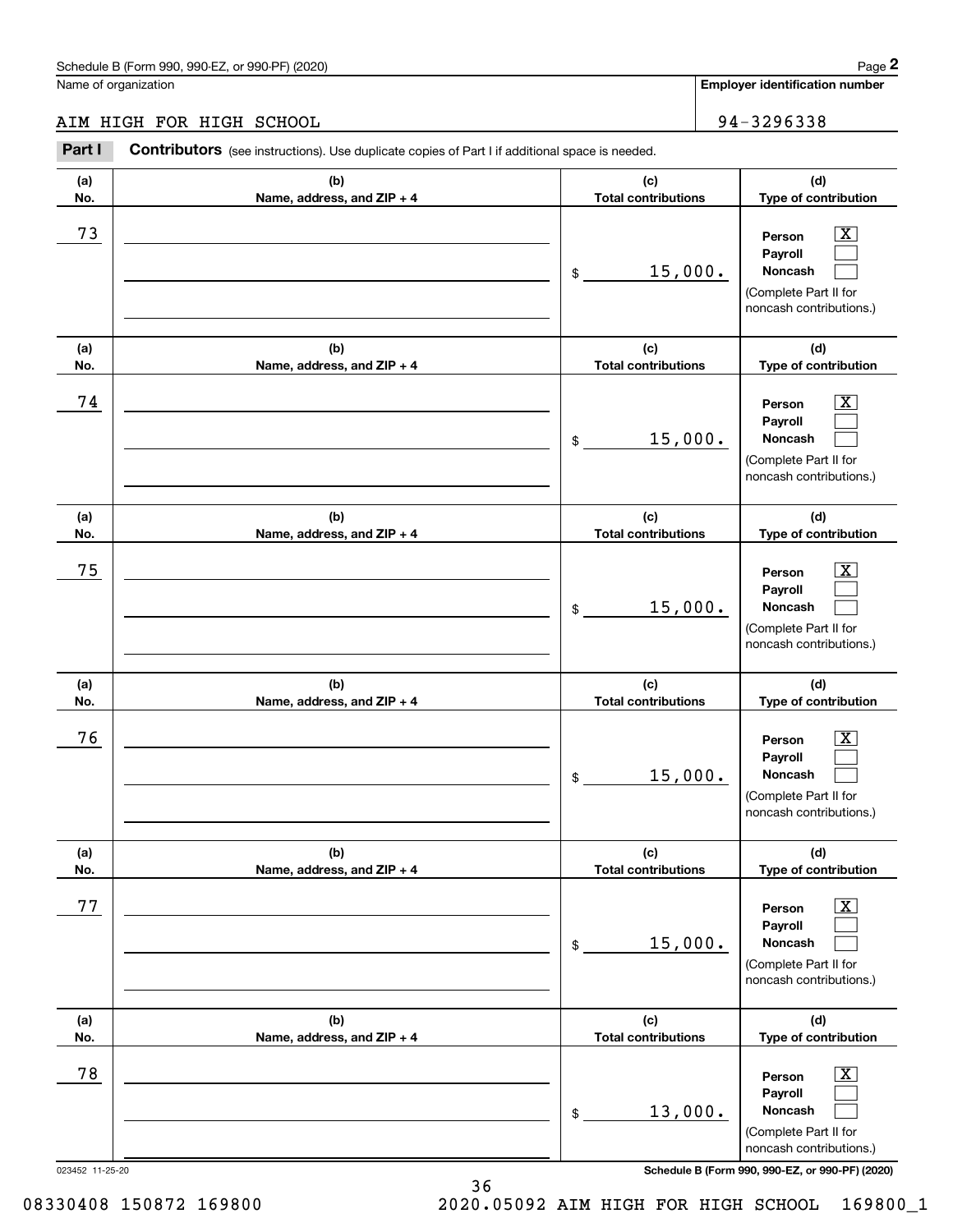Schedule B (Form 990, 990-EZ, or 990-PF) (2020)

Name of organization: AIM HIGH FOR HIGH SCHOOL

Employer identification number: 94-3296338

**Part I** **Contributors** (see instructions). Use duplicate copies of Part I if additional space is needed.

| (a) No. | (b) Name, address, and ZIP + 4 | (c) Total contributions | (d) Type of contribution |
|---|---|---|---|
| 73 | | $ 15,000. | Person [X] Payroll [ ] Noncash [ ] (Complete Part II for noncash contributions.) |
| 74 | | $ 15,000. | Person [X] Payroll [ ] Noncash [ ] (Complete Part II for noncash contributions.) |
| 75 | | $ 15,000. | Person [X] Payroll [ ] Noncash [ ] (Complete Part II for noncash contributions.) |
| 76 | | $ 15,000. | Person [X] Payroll [ ] Noncash [ ] (Complete Part II for noncash contributions.) |
| 77 | | $ 15,000. | Person [X] Payroll [ ] Noncash [ ] (Complete Part II for noncash contributions.) |
| 78 | | $ 13,000. | Person [X] Payroll [ ] Noncash [ ] (Complete Part II for noncash contributions.) |

023452 11-25-20 Schedule B (Form 990, 990-EZ, or 990-PF) (2020)

08330408 150872 169800 2020.05092 AIM HIGH FOR HIGH SCHOOL 169800_1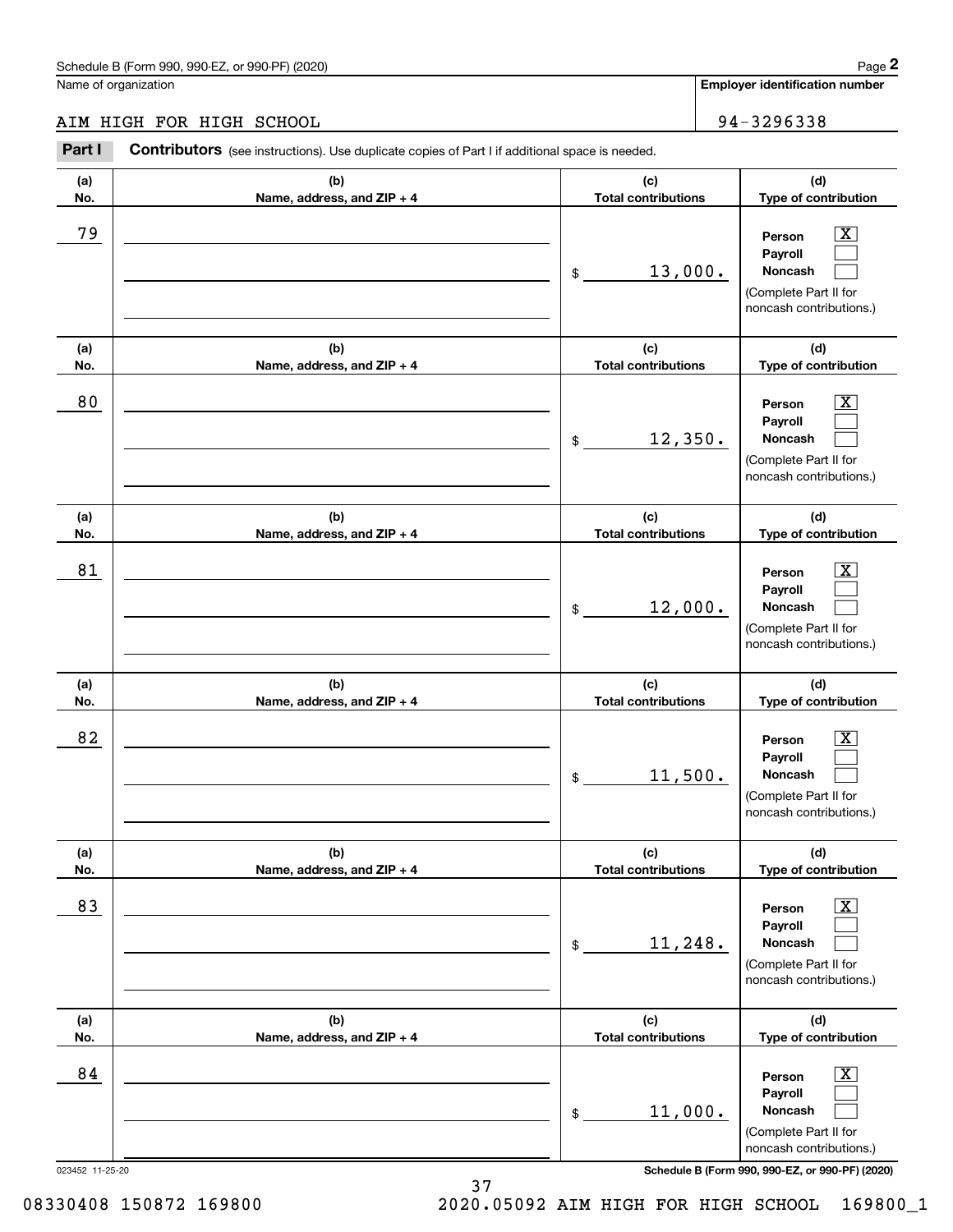Schedule B (Form 990, 990-EZ, or 990-PF) (2020)

Name of organization: AIM HIGH FOR HIGH SCHOOL

Employer identification number: 94-3296338

**Part I** **Contributors** (see instructions). Use duplicate copies of Part I if additional space is needed.

| (a) No. | (b) Name, address, and ZIP + 4 | (c) Total contributions | (d) Type of contribution |
|---|---|---|---|
| 79 | | $ 13,000. | Person [X] Payroll [ ] Noncash [ ] (Complete Part II for noncash contributions.) |
| 80 | | $ 12,350. | Person [X] Payroll [ ] Noncash [ ] (Complete Part II for noncash contributions.) |
| 81 | | $ 12,000. | Person [X] Payroll [ ] Noncash [ ] (Complete Part II for noncash contributions.) |
| 82 | | $ 11,500. | Person [X] Payroll [ ] Noncash [ ] (Complete Part II for noncash contributions.) |
| 83 | | $ 11,248. | Person [X] Payroll [ ] Noncash [ ] (Complete Part II for noncash contributions.) |
| 84 | | $ 11,000. | Person [X] Payroll [ ] Noncash [ ] (Complete Part II for noncash contributions.) |

023452 11-25-20

Schedule B (Form 990, 990-EZ, or 990-PF) (2020)

08330408 150872 169800 2020.05092 AIM HIGH FOR HIGH SCHOOL 169800_1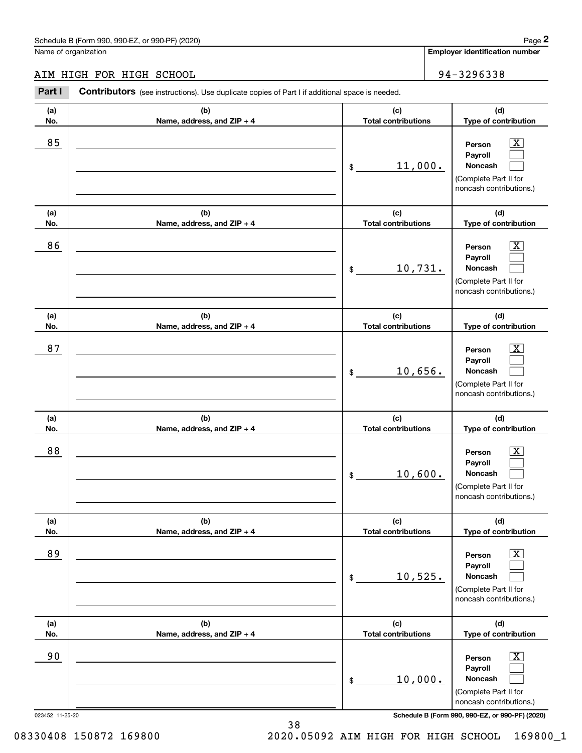Name of organization

AIM HIGH FOR HIGH SCHOOL

**Employer identification number**

94-3296338

**Part I** **Contributors** (see instructions). Use duplicate copies of Part I if additional space is needed.

| (a) No. | (b) Name, address, and ZIP + 4 | (c) Total contributions | (d) Type of contribution |
|---|---|---|---|
| 85 | | $ 11,000. | Person [X] Payroll [ ] Noncash [ ] (Complete Part II for noncash contributions.) |
| 86 | | $ 10,731. | Person [X] Payroll [ ] Noncash [ ] (Complete Part II for noncash contributions.) |
| 87 | | $ 10,656. | Person [X] Payroll [ ] Noncash [ ] (Complete Part II for noncash contributions.) |
| 88 | | $ 10,600. | Person [X] Payroll [ ] Noncash [ ] (Complete Part II for noncash contributions.) |
| 89 | | $ 10,525. | Person [X] Payroll [ ] Noncash [ ] (Complete Part II for noncash contributions.) |
| 90 | | $ 10,000. | Person [X] Payroll [ ] Noncash [ ] (Complete Part II for noncash contributions.) |

023452 11-25-20

**Schedule B (Form 990, 990-EZ, or 990-PF) (2020)**

08330408 150872 169800 2020.05092 AIM HIGH FOR HIGH SCHOOL 169800_1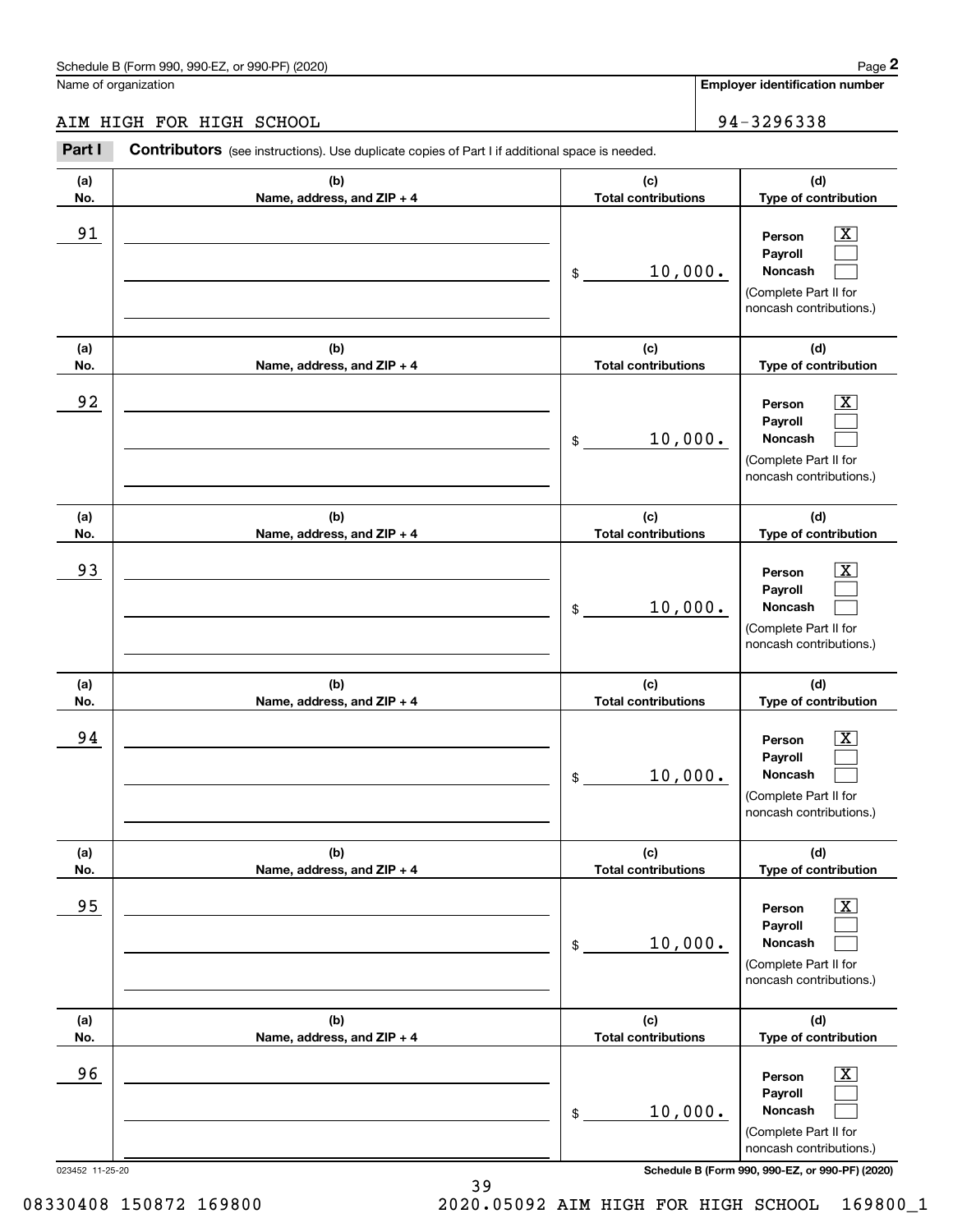Schedule B (Form 990, 990-EZ, or 990-PF) (2020)

Name of organization: AIM HIGH FOR HIGH SCHOOL

Employer identification number: 94-3296338

**Part I** **Contributors** (see instructions). Use duplicate copies of Part I if additional space is needed.

| (a) No. | (b) Name, address, and ZIP + 4 | (c) Total contributions | (d) Type of contribution |
|---|---|---|---|
| 91 | | $ 10,000. | Person [X] Payroll [ ] Noncash [ ] (Complete Part II for noncash contributions.) |
| 92 | | $ 10,000. | Person [X] Payroll [ ] Noncash [ ] (Complete Part II for noncash contributions.) |
| 93 | | $ 10,000. | Person [X] Payroll [ ] Noncash [ ] (Complete Part II for noncash contributions.) |
| 94 | | $ 10,000. | Person [X] Payroll [ ] Noncash [ ] (Complete Part II for noncash contributions.) |
| 95 | | $ 10,000. | Person [X] Payroll [ ] Noncash [ ] (Complete Part II for noncash contributions.) |
| 96 | | $ 10,000. | Person [X] Payroll [ ] Noncash [ ] (Complete Part II for noncash contributions.) |

023452 11-25-20

Schedule B (Form 990, 990-EZ, or 990-PF) (2020)

08330408 150872 169800 2020.05092 AIM HIGH FOR HIGH SCHOOL 169800_1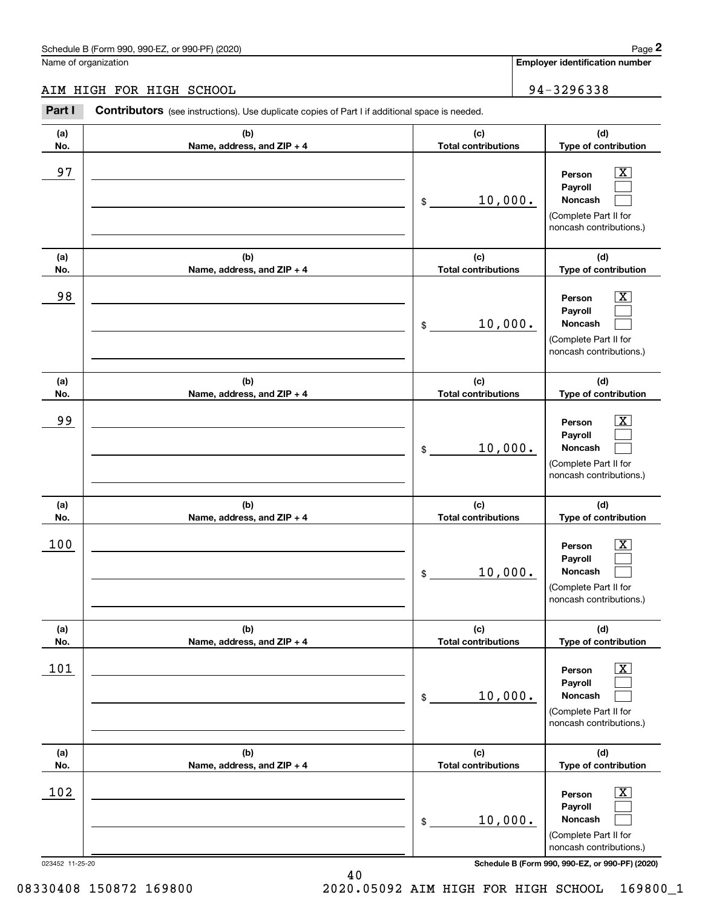Schedule B (Form 990, 990-EZ, or 990-PF) (2020)

Name of organization: AIM HIGH FOR HIGH SCHOOL

Employer identification number: 94-3296338

## Part I Contributors (see instructions). Use duplicate copies of Part I if additional space is needed.

| (a) No. | (b) Name, address, and ZIP + 4 | (c) Total contributions | (d) Type of contribution |
|---|---|---|---|
| 97 | | $ 10,000. | Person [X] Payroll [ ] Noncash [ ] (Complete Part II for noncash contributions.) |
| 98 | | $ 10,000. | Person [X] Payroll [ ] Noncash [ ] (Complete Part II for noncash contributions.) |
| 99 | | $ 10,000. | Person [X] Payroll [ ] Noncash [ ] (Complete Part II for noncash contributions.) |
| 100 | | $ 10,000. | Person [X] Payroll [ ] Noncash [ ] (Complete Part II for noncash contributions.) |
| 101 | | $ 10,000. | Person [X] Payroll [ ] Noncash [ ] (Complete Part II for noncash contributions.) |
| 102 | | $ 10,000. | Person [X] Payroll [ ] Noncash [ ] (Complete Part II for noncash contributions.) |

023452 11-25-20

08330408 150872 169800 2020.05092 AIM HIGH FOR HIGH SCHOOL 169800_1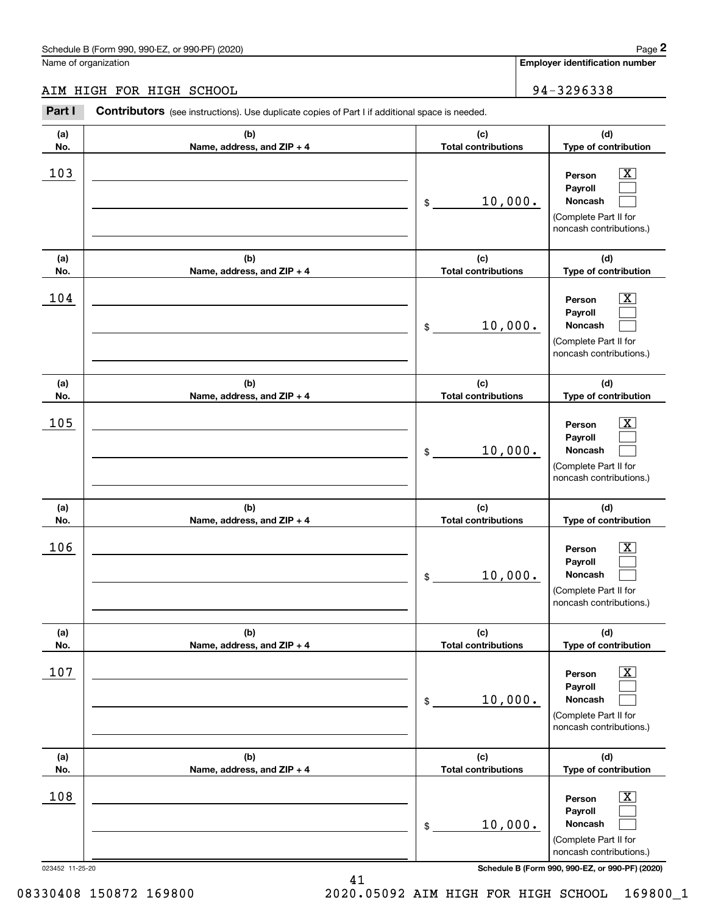Schedule B (Form 990, 990-EZ, or 990-PF) (2020)

Name of organization: AIM HIGH FOR HIGH SCHOOL

Employer identification number: 94-3296338

**Part I — Contributors** (see instructions). Use duplicate copies of Part I if additional space is needed.

| (a) No. | (b) Name, address, and ZIP + 4 | (c) Total contributions | (d) Type of contribution |
|---|---|---|---|
| 103 | | $ 10,000. | Person [X] Payroll [ ] Noncash [ ] (Complete Part II for noncash contributions.) |
| 104 | | $ 10,000. | Person [X] Payroll [ ] Noncash [ ] (Complete Part II for noncash contributions.) |
| 105 | | $ 10,000. | Person [X] Payroll [ ] Noncash [ ] (Complete Part II for noncash contributions.) |
| 106 | | $ 10,000. | Person [X] Payroll [ ] Noncash [ ] (Complete Part II for noncash contributions.) |
| 107 | | $ 10,000. | Person [X] Payroll [ ] Noncash [ ] (Complete Part II for noncash contributions.) |
| 108 | | $ 10,000. | Person [X] Payroll [ ] Noncash [ ] (Complete Part II for noncash contributions.) |

023452 11-25-20

Schedule B (Form 990, 990-EZ, or 990-PF) (2020)

08330408 150872 169800 2020.05092 AIM HIGH FOR HIGH SCHOOL 169800_1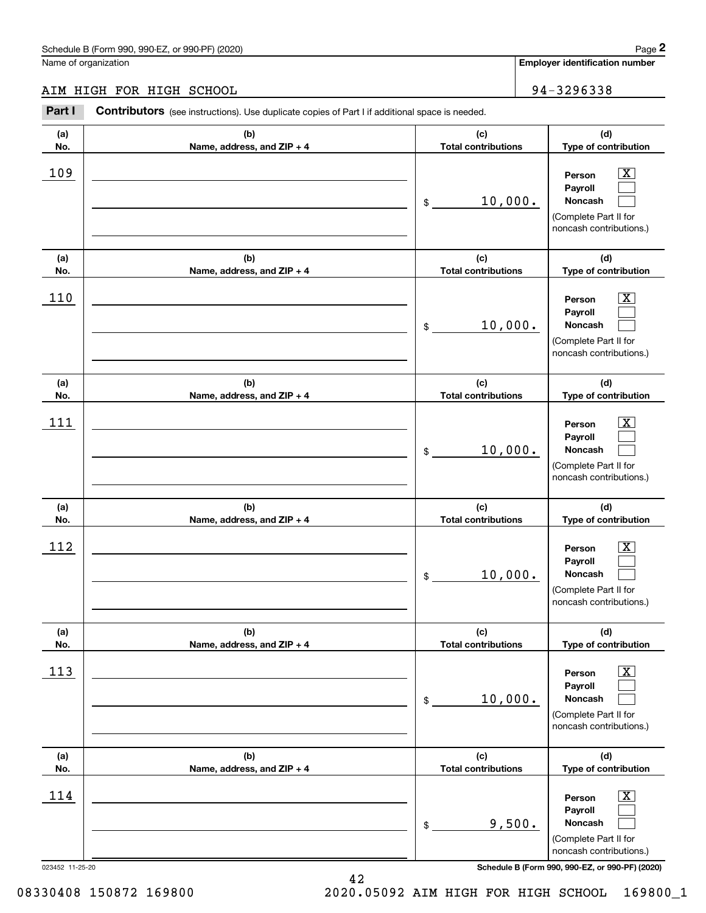Schedule B (Form 990, 990-EZ, or 990-PF) (2020)

Name of organization: AIM HIGH FOR HIGH SCHOOL

Employer identification number: 94-3296338

**Part I** **Contributors** (see instructions). Use duplicate copies of Part I if additional space is needed.

| (a) No. | (b) Name, address, and ZIP + 4 | (c) Total contributions | (d) Type of contribution |
|---|---|---|---|
| 109 | | $ 10,000. | Person [X] Payroll [ ] Noncash [ ] (Complete Part II for noncash contributions.) |
| 110 | | $ 10,000. | Person [X] Payroll [ ] Noncash [ ] (Complete Part II for noncash contributions.) |
| 111 | | $ 10,000. | Person [X] Payroll [ ] Noncash [ ] (Complete Part II for noncash contributions.) |
| 112 | | $ 10,000. | Person [X] Payroll [ ] Noncash [ ] (Complete Part II for noncash contributions.) |
| 113 | | $ 10,000. | Person [X] Payroll [ ] Noncash [ ] (Complete Part II for noncash contributions.) |
| 114 | | $ 9,500. | Person [X] Payroll [ ] Noncash [ ] (Complete Part II for noncash contributions.) |

023452 11-25-20

Schedule B (Form 990, 990-EZ, or 990-PF) (2020)

08330408 150872 169800 2020.05092 AIM HIGH FOR HIGH SCHOOL 169800_1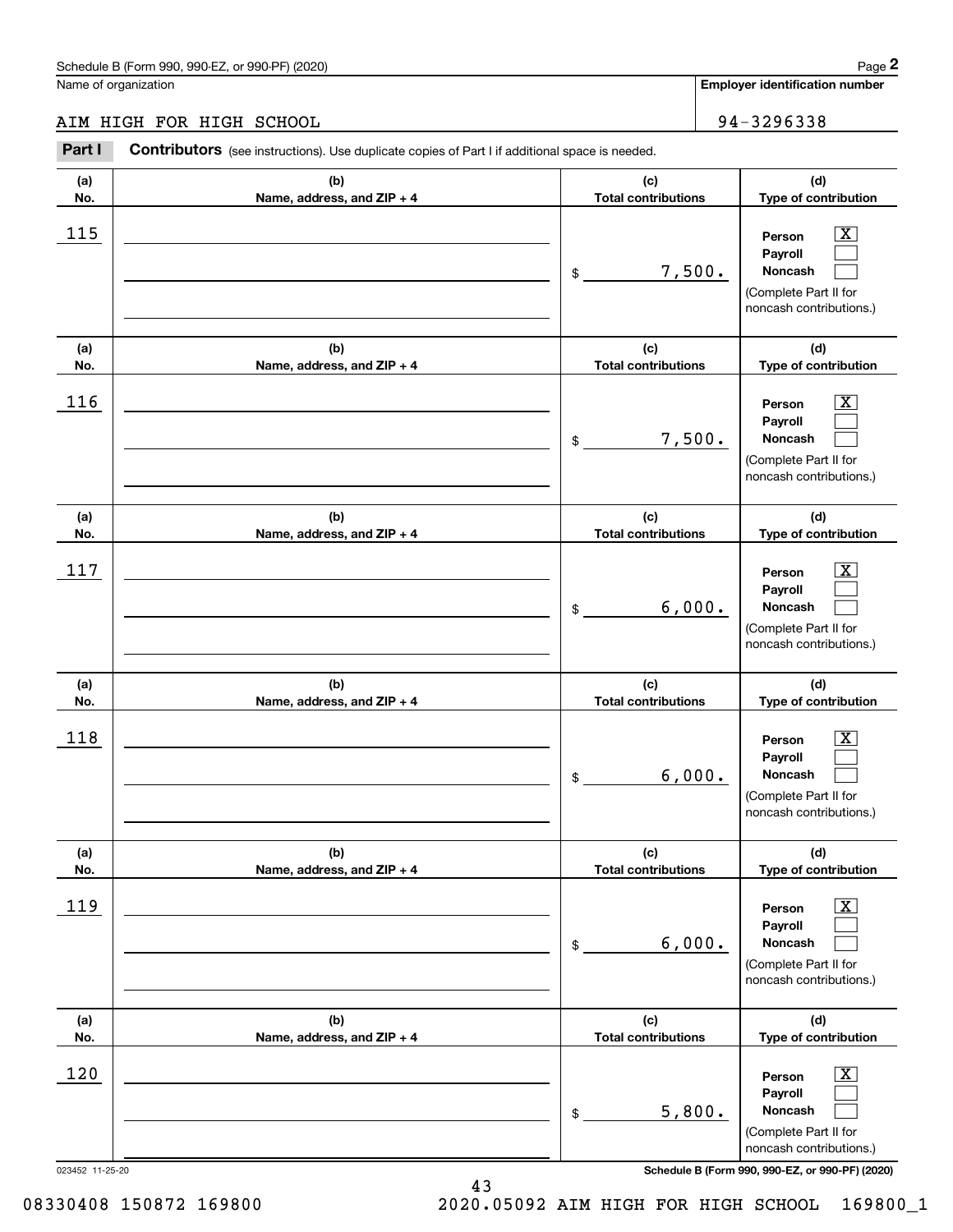Schedule B (Form 990, 990-EZ, or 990-PF) (2020)

Name of organization: AIM HIGH FOR HIGH SCHOOL

Employer identification number: 94-3296338

**Part I** **Contributors** (see instructions). Use duplicate copies of Part I if additional space is needed.

| (a) No. | (b) Name, address, and ZIP + 4 | (c) Total contributions | (d) Type of contribution |
|---|---|---|---|
| 115 | | $ 7,500. | Person [X] Payroll [ ] Noncash [ ] (Complete Part II for noncash contributions.) |
| 116 | | $ 7,500. | Person [X] Payroll [ ] Noncash [ ] (Complete Part II for noncash contributions.) |
| 117 | | $ 6,000. | Person [X] Payroll [ ] Noncash [ ] (Complete Part II for noncash contributions.) |
| 118 | | $ 6,000. | Person [X] Payroll [ ] Noncash [ ] (Complete Part II for noncash contributions.) |
| 119 | | $ 6,000. | Person [X] Payroll [ ] Noncash [ ] (Complete Part II for noncash contributions.) |
| 120 | | $ 5,800. | Person [X] Payroll [ ] Noncash [ ] (Complete Part II for noncash contributions.) |

023452 11-25-20

Schedule B (Form 990, 990-EZ, or 990-PF) (2020)

08330408 150872 169800 2020.05092 AIM HIGH FOR HIGH SCHOOL 169800_1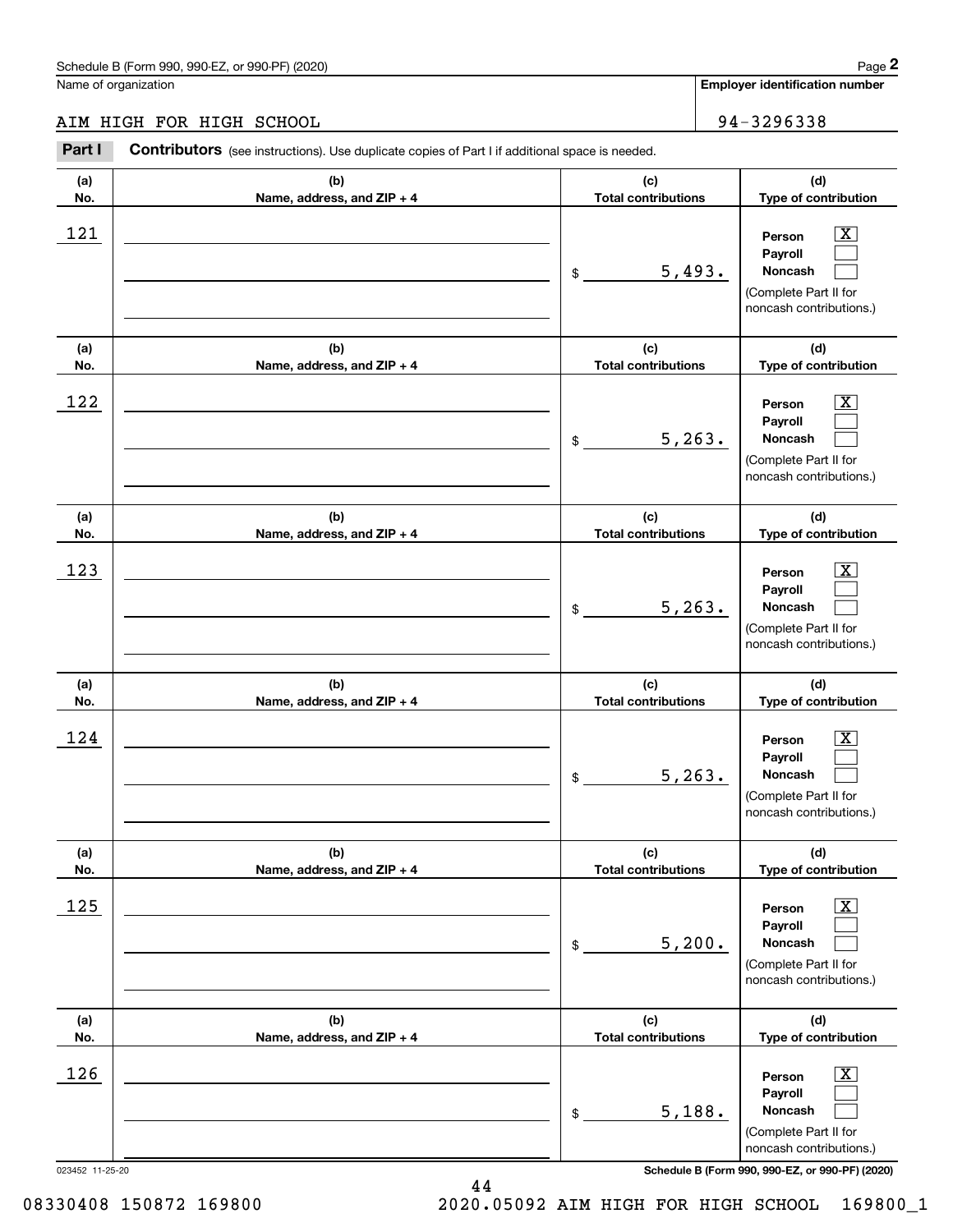Schedule B (Form 990, 990-EZ, or 990-PF) (2020)

Name of organization: AIM HIGH FOR HIGH SCHOOL

Employer identification number: 94-3296338

**Part I** **Contributors** (see instructions). Use duplicate copies of Part I if additional space is needed.

| (a) No. | (b) Name, address, and ZIP + 4 | (c) Total contributions | (d) Type of contribution |
|---|---|---|---|
| 121 | | $ 5,493. | Person [X] Payroll [ ] Noncash [ ] (Complete Part II for noncash contributions.) |
| 122 | | $ 5,263. | Person [X] Payroll [ ] Noncash [ ] (Complete Part II for noncash contributions.) |
| 123 | | $ 5,263. | Person [X] Payroll [ ] Noncash [ ] (Complete Part II for noncash contributions.) |
| 124 | | $ 5,263. | Person [X] Payroll [ ] Noncash [ ] (Complete Part II for noncash contributions.) |
| 125 | | $ 5,200. | Person [X] Payroll [ ] Noncash [ ] (Complete Part II for noncash contributions.) |
| 126 | | $ 5,188. | Person [X] Payroll [ ] Noncash [ ] (Complete Part II for noncash contributions.) |

023452 11-25-20 Schedule B (Form 990, 990-EZ, or 990-PF) (2020)

08330408 150872 169800 2020.05092 AIM HIGH FOR HIGH SCHOOL 169800_1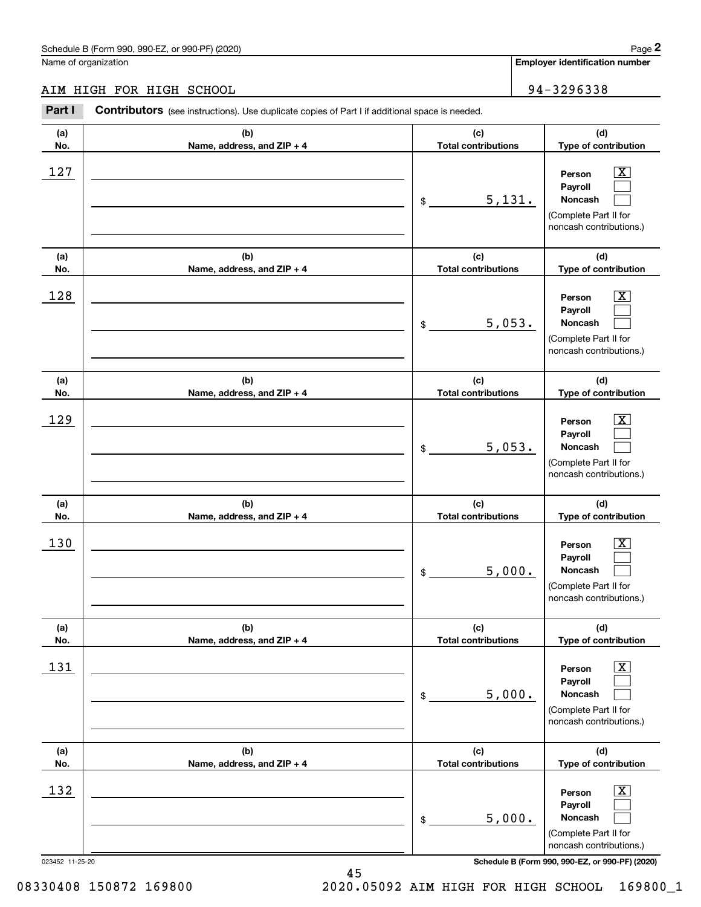Schedule B (Form 990, 990-EZ, or 990-PF) (2020)

Name of organization: AIM HIGH FOR HIGH SCHOOL

Employer identification number: 94-3296338

**Part I Contributors** (see instructions). Use duplicate copies of Part I if additional space is needed.

| (a) No. | (b) Name, address, and ZIP + 4 | (c) Total contributions | (d) Type of contribution |
|---|---|---|---|
| 127 | | $ 5,131. | Person [X] Payroll [ ] Noncash [ ] (Complete Part II for noncash contributions.) |
| 128 | | $ 5,053. | Person [X] Payroll [ ] Noncash [ ] (Complete Part II for noncash contributions.) |
| 129 | | $ 5,053. | Person [X] Payroll [ ] Noncash [ ] (Complete Part II for noncash contributions.) |
| 130 | | $ 5,000. | Person [X] Payroll [ ] Noncash [ ] (Complete Part II for noncash contributions.) |
| 131 | | $ 5,000. | Person [X] Payroll [ ] Noncash [ ] (Complete Part II for noncash contributions.) |
| 132 | | $ 5,000. | Person [X] Payroll [ ] Noncash [ ] (Complete Part II for noncash contributions.) |

023452 11-25-20

Schedule B (Form 990, 990-EZ, or 990-PF) (2020)

08330408 150872 169800 2020.05092 AIM HIGH FOR HIGH SCHOOL 169800_1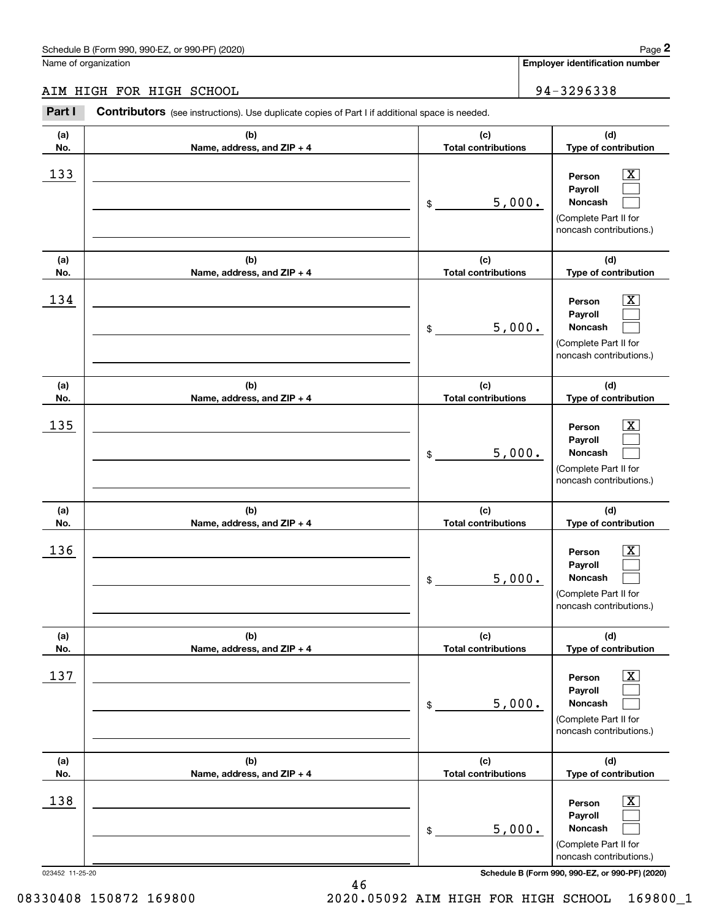Schedule B (Form 990, 990-EZ, or 990-PF) (2020)

Name of organization: AIM HIGH FOR HIGH SCHOOL

Employer identification number: 94-3296338

**Part I** **Contributors** (see instructions). Use duplicate copies of Part I if additional space is needed.

| (a) No. | (b) Name, address, and ZIP + 4 | (c) Total contributions | (d) Type of contribution |
|---|---|---|---|
| 133 | | $ 5,000. | Person [X] Payroll [ ] Noncash [ ] (Complete Part II for noncash contributions.) |
| 134 | | $ 5,000. | Person [X] Payroll [ ] Noncash [ ] (Complete Part II for noncash contributions.) |
| 135 | | $ 5,000. | Person [X] Payroll [ ] Noncash [ ] (Complete Part II for noncash contributions.) |
| 136 | | $ 5,000. | Person [X] Payroll [ ] Noncash [ ] (Complete Part II for noncash contributions.) |
| 137 | | $ 5,000. | Person [X] Payroll [ ] Noncash [ ] (Complete Part II for noncash contributions.) |
| 138 | | $ 5,000. | Person [X] Payroll [ ] Noncash [ ] (Complete Part II for noncash contributions.) |

023452 11-25-20

Schedule B (Form 990, 990-EZ, or 990-PF) (2020)

08330408 150872 169800 2020.05092 AIM HIGH FOR HIGH SCHOOL 169800_1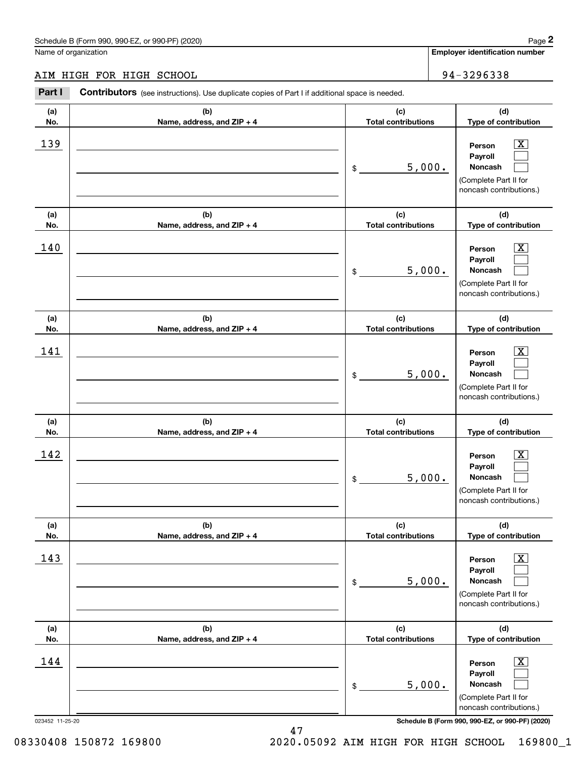Schedule B (Form 990, 990-EZ, or 990-PF) (2020)

Name of organization: AIM HIGH FOR HIGH SCHOOL

Employer identification number: 94-3296338

**Part I** **Contributors** (see instructions). Use duplicate copies of Part I if additional space is needed.

| (a) No. | (b) Name, address, and ZIP + 4 | (c) Total contributions | (d) Type of contribution |
|---|---|---|---|
| 139 | | $ 5,000. | Person [X] Payroll [ ] Noncash [ ] (Complete Part II for noncash contributions.) |
| 140 | | $ 5,000. | Person [X] Payroll [ ] Noncash [ ] (Complete Part II for noncash contributions.) |
| 141 | | $ 5,000. | Person [X] Payroll [ ] Noncash [ ] (Complete Part II for noncash contributions.) |
| 142 | | $ 5,000. | Person [X] Payroll [ ] Noncash [ ] (Complete Part II for noncash contributions.) |
| 143 | | $ 5,000. | Person [X] Payroll [ ] Noncash [ ] (Complete Part II for noncash contributions.) |
| 144 | | $ 5,000. | Person [X] Payroll [ ] Noncash [ ] (Complete Part II for noncash contributions.) |

023452 11-25-20

Schedule B (Form 990, 990-EZ, or 990-PF) (2020)

08330408 150872 169800 2020.05092 AIM HIGH FOR HIGH SCHOOL 169800_1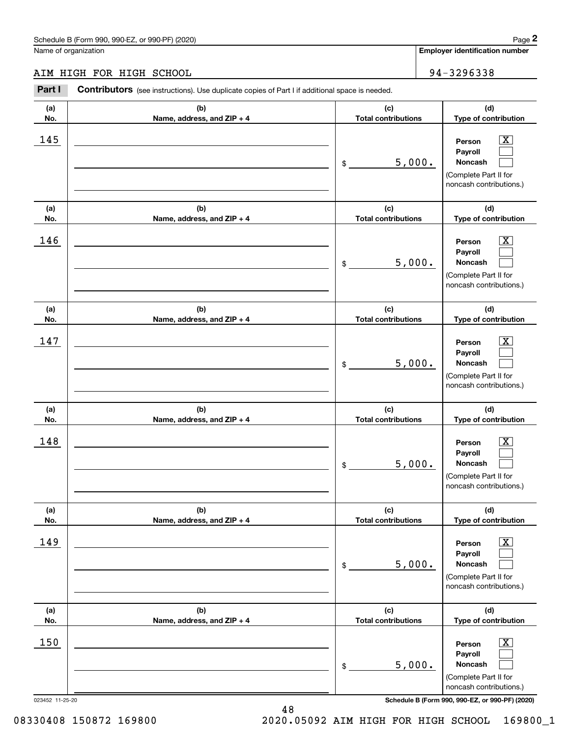Schedule B (Form 990, 990-EZ, or 990-PF) (2020)

Name of organization: AIM HIGH FOR HIGH SCHOOL

**Employer identification number:** 94-3296338

**Part I** **Contributors** (see instructions). Use duplicate copies of Part I if additional space is needed.

| (a) No. | (b) Name, address, and ZIP + 4 | (c) Total contributions | (d) Type of contribution |
|---|---|---|---|
| 145 | | $ 5,000. | Person [X] Payroll [ ] Noncash [ ] (Complete Part II for noncash contributions.) |
| 146 | | $ 5,000. | Person [X] Payroll [ ] Noncash [ ] (Complete Part II for noncash contributions.) |
| 147 | | $ 5,000. | Person [X] Payroll [ ] Noncash [ ] (Complete Part II for noncash contributions.) |
| 148 | | $ 5,000. | Person [X] Payroll [ ] Noncash [ ] (Complete Part II for noncash contributions.) |
| 149 | | $ 5,000. | Person [X] Payroll [ ] Noncash [ ] (Complete Part II for noncash contributions.) |
| 150 | | $ 5,000. | Person [X] Payroll [ ] Noncash [ ] (Complete Part II for noncash contributions.) |

023452 11-25-20

08330408 150872 169800 2020.05092 AIM HIGH FOR HIGH SCHOOL 169800_1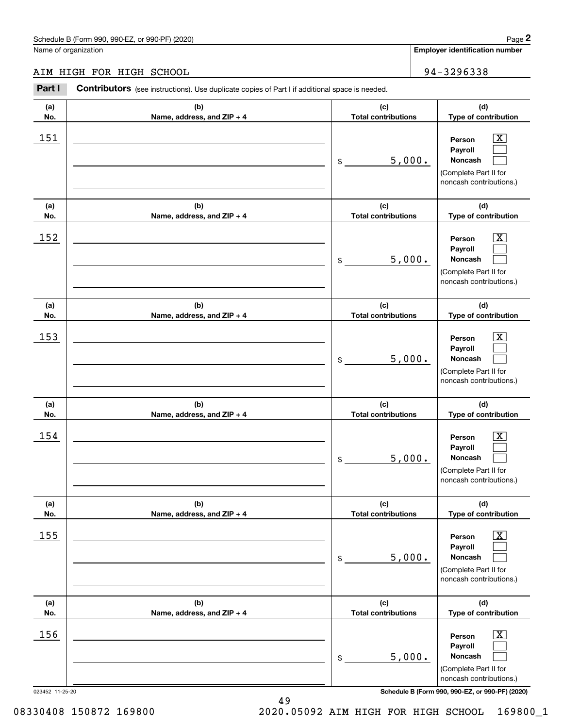Schedule B (Form 990, 990-EZ, or 990-PF) (2020)

Name of organization: AIM HIGH FOR HIGH SCHOOL

Employer identification number: 94-3296338

**Part I** **Contributors** (see instructions). Use duplicate copies of Part I if additional space is needed.

| (a) No. | (b) Name, address, and ZIP + 4 | (c) Total contributions | (d) Type of contribution |
|---|---|---|---|
| 151 | | $ 5,000. | Person [X] Payroll [ ] Noncash [ ] (Complete Part II for noncash contributions.) |
| 152 | | $ 5,000. | Person [X] Payroll [ ] Noncash [ ] (Complete Part II for noncash contributions.) |
| 153 | | $ 5,000. | Person [X] Payroll [ ] Noncash [ ] (Complete Part II for noncash contributions.) |
| 154 | | $ 5,000. | Person [X] Payroll [ ] Noncash [ ] (Complete Part II for noncash contributions.) |
| 155 | | $ 5,000. | Person [X] Payroll [ ] Noncash [ ] (Complete Part II for noncash contributions.) |
| 156 | | $ 5,000. | Person [X] Payroll [ ] Noncash [ ] (Complete Part II for noncash contributions.) |

023452 11-25-20

Schedule B (Form 990, 990-EZ, or 990-PF) (2020)

08330408 150872 169800 2020.05092 AIM HIGH FOR HIGH SCHOOL 169800_1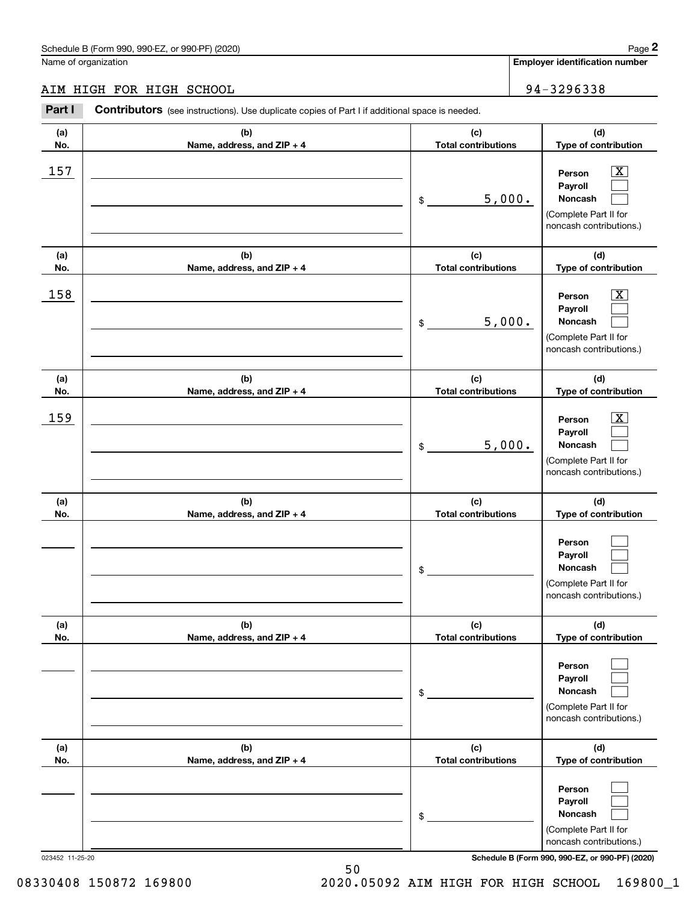Schedule B (Form 990, 990-EZ, or 990-PF) (2020)

Name of organization: AIM HIGH FOR HIGH SCHOOL

Employer identification number: 94-3296338

**Part I Contributors** (see instructions). Use duplicate copies of Part I if additional space is needed.

| (a) No. | (b) Name, address, and ZIP + 4 | (c) Total contributions | (d) Type of contribution |
|---|---|---|---|
| 157 | | $ 5,000. | Person [X] Payroll [ ] Noncash [ ] (Complete Part II for noncash contributions.) |
| 158 | | $ 5,000. | Person [X] Payroll [ ] Noncash [ ] (Complete Part II for noncash contributions.) |
| 159 | | $ 5,000. | Person [X] Payroll [ ] Noncash [ ] (Complete Part II for noncash contributions.) |
| | | $ | Person [ ] Payroll [ ] Noncash [ ] (Complete Part II for noncash contributions.) |
| | | $ | Person [ ] Payroll [ ] Noncash [ ] (Complete Part II for noncash contributions.) |
| | | $ | Person [ ] Payroll [ ] Noncash [ ] (Complete Part II for noncash contributions.) |

023452 11-25-20

Schedule B (Form 990, 990-EZ, or 990-PF) (2020)

08330408 150872 169800 2020.05092 AIM HIGH FOR HIGH SCHOOL 169800_1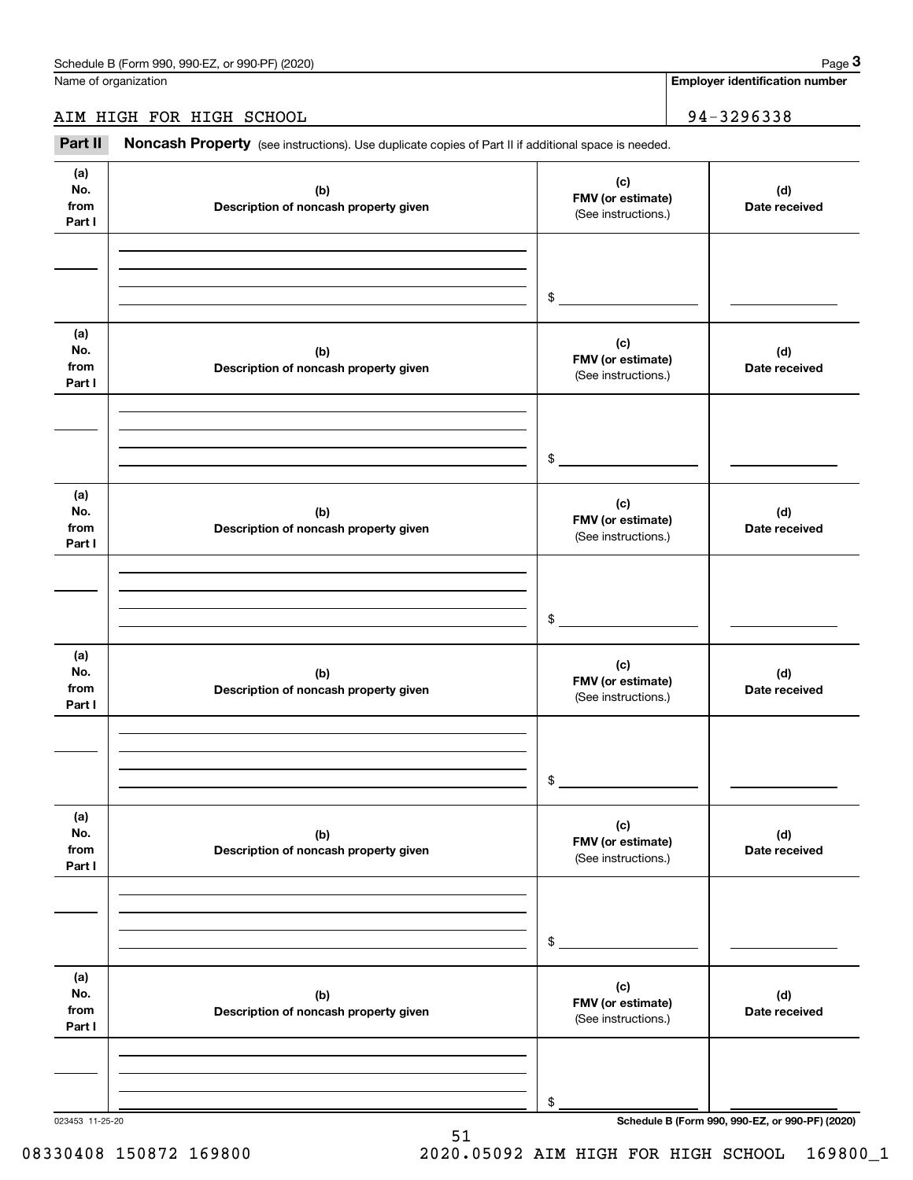Schedule B (Form 990, 990-EZ, or 990-PF) (2020)

Name of organization: AIM HIGH FOR HIGH SCHOOL

Employer identification number: 94-3296338

**Part II** **Noncash Property** (see instructions). Use duplicate copies of Part II if additional space is needed.

| (a) No. from Part I | (b) Description of noncash property given | (c) FMV (or estimate) (See instructions.) | (d) Date received |
|---|---|---|---|
| | | $ | |
| | | $ | |
| | | $ | |
| | | $ | |
| | | $ | |
| | | $ | |

023453 11-25-20

Schedule B (Form 990, 990-EZ, or 990-PF) (2020)

08330408 150872 169800 2020.05092 AIM HIGH FOR HIGH SCHOOL 169800_1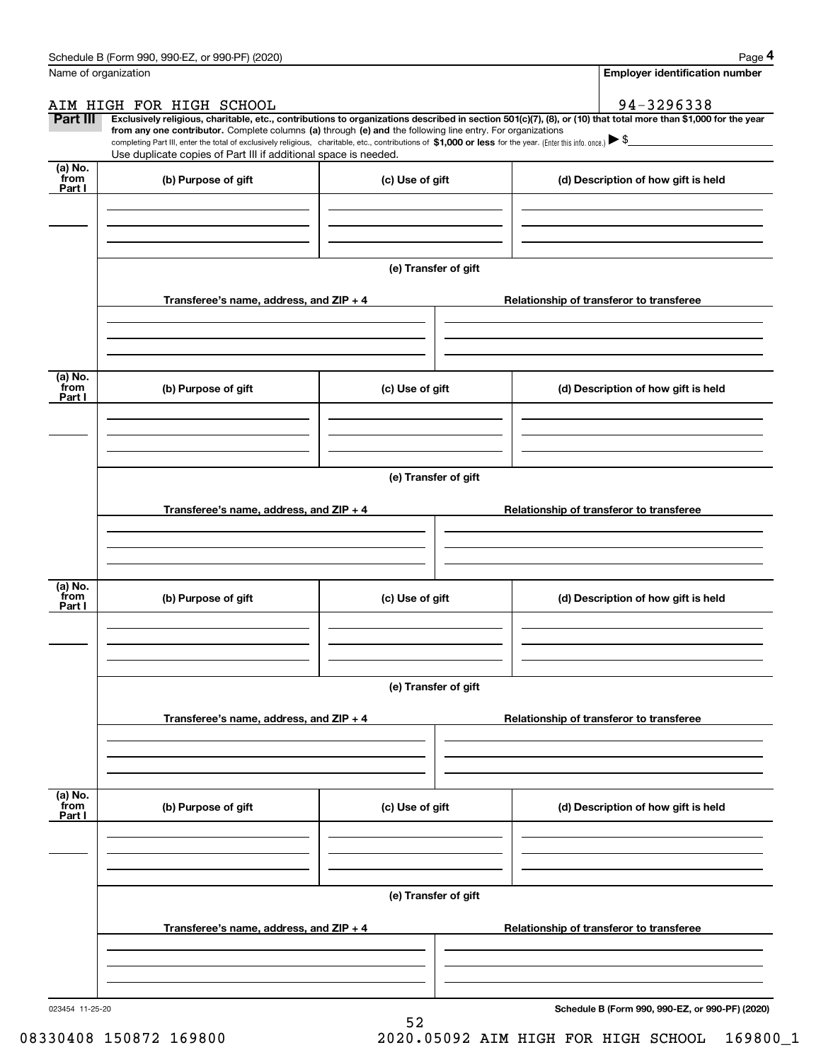Schedule B (Form 990, 990-EZ, or 990-PF) (2020) Page **4**

Name of organization: AIM HIGH FOR HIGH SCHOOL

**Employer identification number**: 94-3296338

**Part III** **Exclusively religious, charitable, etc., contributions to organizations described in section 501(c)(7), (8), or (10) that total more than $1,000 for the year from any one contributor.** Complete columns **(a)** through **(e) and** the following line entry. For organizations completing Part III, enter the total of exclusively religious, charitable, etc., contributions of **$1,000 or less** for the year. (Enter this info. once.) ▶ $

Use duplicate copies of Part III if additional space is needed.

| (a) No. from Part I | (b) Purpose of gift | (c) Use of gift | (d) Description of how gift is held |
| --- | --- | --- | --- |
| | | | |

(e) Transfer of gift

| Transferee's name, address, and ZIP + 4 | Relationship of transferor to transferee |
| --- | --- |
| | |

| (a) No. from Part I | (b) Purpose of gift | (c) Use of gift | (d) Description of how gift is held |
| --- | --- | --- | --- |
| | | | |

(e) Transfer of gift

| Transferee's name, address, and ZIP + 4 | Relationship of transferor to transferee |
| --- | --- |
| | |

| (a) No. from Part I | (b) Purpose of gift | (c) Use of gift | (d) Description of how gift is held |
| --- | --- | --- | --- |
| | | | |

(e) Transfer of gift

| Transferee's name, address, and ZIP + 4 | Relationship of transferor to transferee |
| --- | --- |
| | |

| (a) No. from Part I | (b) Purpose of gift | (c) Use of gift | (d) Description of how gift is held |
| --- | --- | --- | --- |
| | | | |

(e) Transfer of gift

| Transferee's name, address, and ZIP + 4 | Relationship of transferor to transferee |
| --- | --- |
| | |

023454 11-25-20 **Schedule B (Form 990, 990-EZ, or 990-PF) (2020)**

08330408 150872 169800 2020.05092 AIM HIGH FOR HIGH SCHOOL 169800_1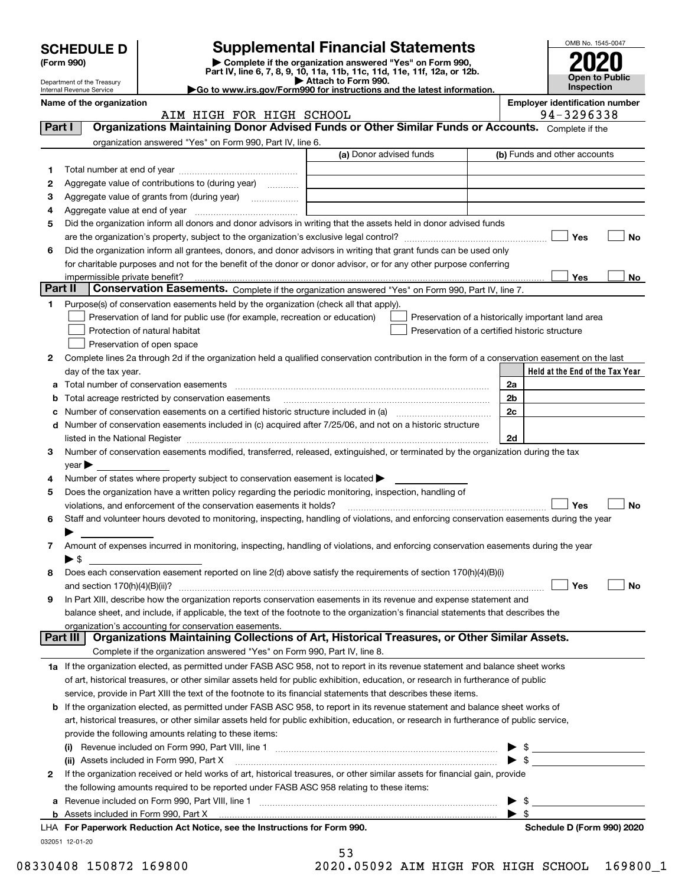# SCHEDULE D (Form 990)

Department of the Treasury
Internal Revenue Service

## Supplemental Financial Statements

▶ Complete if the organization answered "Yes" on Form 990, Part IV, line 6, 7, 8, 9, 10, 11a, 11b, 11c, 11d, 11e, 11f, 12a, or 12b.
▶ Attach to Form 990.
▶Go to www.irs.gov/Form990 for instructions and the latest information.

OMB No. 1545-0047

**2020**

**Open to Public Inspection**

**Name of the organization**
AIM HIGH FOR HIGH SCHOOL

**Employer identification number**
94-3296338

**Part I — Organizations Maintaining Donor Advised Funds or Other Similar Funds or Accounts.** Complete if the organization answered "Yes" on Form 990, Part IV, line 6.

| | | (a) Donor advised funds | (b) Funds and other accounts |
|---|---|---|---|
| 1 | Total number at end of year | | |
| 2 | Aggregate value of contributions to (during year) | | |
| 3 | Aggregate value of grants from (during year) | | |
| 4 | Aggregate value at end of year | | |

5 Did the organization inform all donors and donor advisors in writing that the assets held in donor advised funds are the organization's property, subject to the organization's exclusive legal control? ☐ Yes ☐ No

6 Did the organization inform all grantees, donors, and donor advisors in writing that grant funds can be used only for charitable purposes and not for the benefit of the donor or donor advisor, or for any other purpose conferring impermissible private benefit? ☐ Yes ☐ No

**Part II — Conservation Easements.** Complete if the organization answered "Yes" on Form 990, Part IV, line 7.

1 Purpose(s) of conservation easements held by the organization (check all that apply).

☐ Preservation of land for public use (for example, recreation or education)
☐ Protection of natural habitat
☐ Preservation of open space
☐ Preservation of a historically important land area
☐ Preservation of a certified historic structure

2 Complete lines 2a through 2d if the organization held a qualified conservation contribution in the form of a conservation easement on the last day of the tax year.

| | | | Held at the End of the Tax Year |
|---|---|---|---|
| a | Total number of conservation easements | 2a | |
| b | Total acreage restricted by conservation easements | 2b | |
| c | Number of conservation easements on a certified historic structure included in (a) | 2c | |
| d | Number of conservation easements included in (c) acquired after 7/25/06, and not on a historic structure listed in the National Register | 2d | |

3 Number of conservation easements modified, transferred, released, extinguished, or terminated by the organization during the tax year ▶

4 Number of states where property subject to conservation easement is located ▶

5 Does the organization have a written policy regarding the periodic monitoring, inspection, handling of violations, and enforcement of the conservation easements it holds? ☐ Yes ☐ No

6 Staff and volunteer hours devoted to monitoring, inspecting, handling of violations, and enforcing conservation easements during the year ▶

7 Amount of expenses incurred in monitoring, inspecting, handling of violations, and enforcing conservation easements during the year ▶ $

8 Does each conservation easement reported on line 2(d) above satisfy the requirements of section 170(h)(4)(B)(i) and section 170(h)(4)(B)(ii)? ☐ Yes ☐ No

9 In Part XIII, describe how the organization reports conservation easements in its revenue and expense statement and balance sheet, and include, if applicable, the text of the footnote to the organization's financial statements that describes the organization's accounting for conservation easements.

**Part III — Organizations Maintaining Collections of Art, Historical Treasures, or Other Similar Assets.** Complete if the organization answered "Yes" on Form 990, Part IV, line 8.

1a If the organization elected, as permitted under FASB ASC 958, not to report in its revenue statement and balance sheet works of art, historical treasures, or other similar assets held for public exhibition, education, or research in furtherance of public service, provide in Part XIII the text of the footnote to its financial statements that describes these items.

b If the organization elected, as permitted under FASB ASC 958, to report in its revenue statement and balance sheet works of art, historical treasures, or other similar assets held for public exhibition, education, or research in furtherance of public service, provide the following amounts relating to these items:

(i) Revenue included on Form 990, Part VIII, line 1 ▶ $

(ii) Assets included in Form 990, Part X ▶ $

2 If the organization received or held works of art, historical treasures, or other similar assets for financial gain, provide the following amounts required to be reported under FASB ASC 958 relating to these items:

a Revenue included on Form 990, Part VIII, line 1 ▶ $

b Assets included in Form 990, Part X ▶ $

LHA **For Paperwork Reduction Act Notice, see the Instructions for Form 990.** **Schedule D (Form 990) 2020**

032051 12-01-20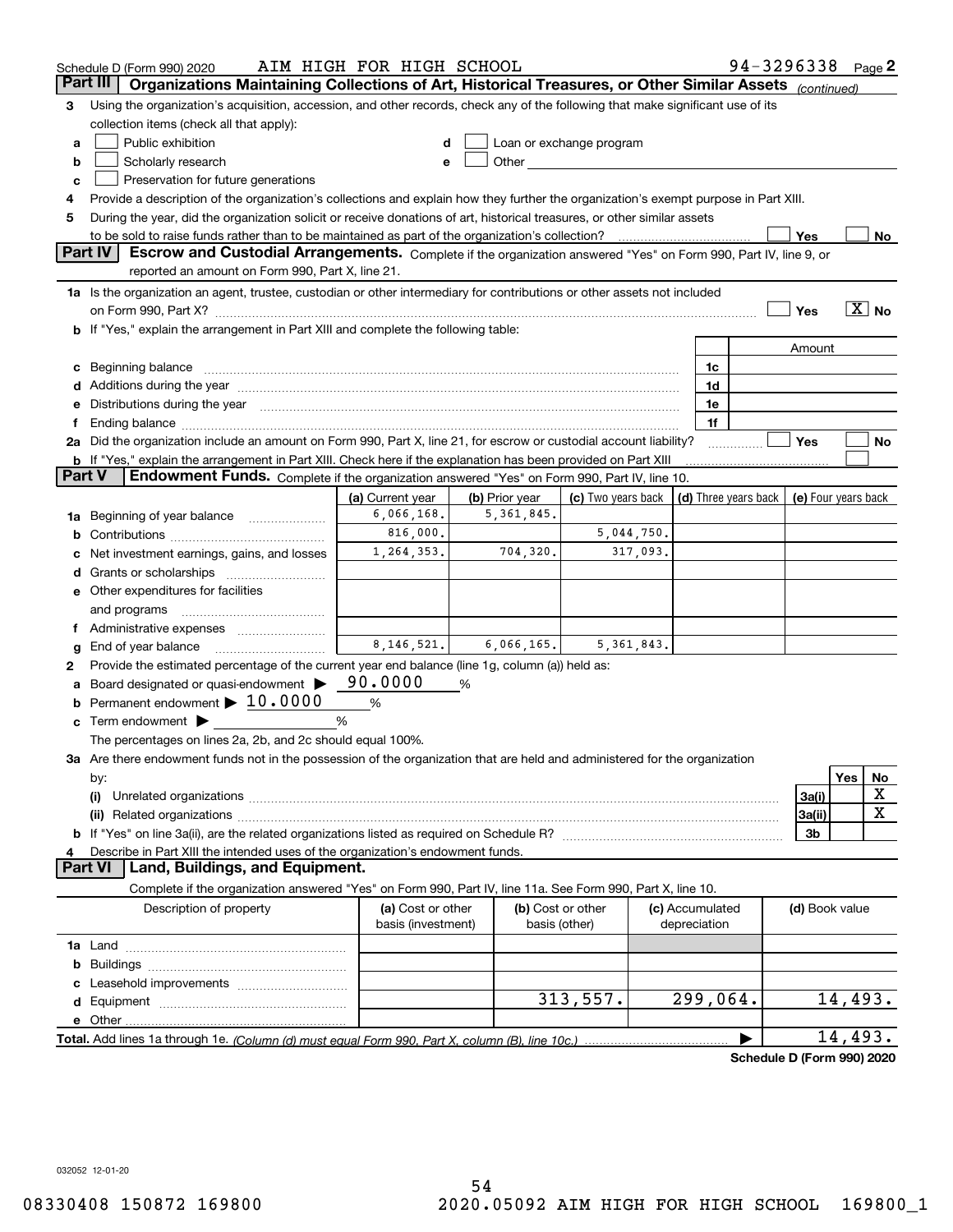Schedule D (Form 990) 2020 AIM HIGH FOR HIGH SCHOOL 94-3296338 Page 2

## Part III Organizations Maintaining Collections of Art, Historical Treasures, or Other Similar Assets *(continued)*

3 Using the organization's acquisition, accession, and other records, check any of the following that make significant use of its collection items (check all that apply):

a [ ] Public exhibition
b [ ] Scholarly research
c [ ] Preservation for future generations
d [ ] Loan or exchange program
e [ ] Other

4 Provide a description of the organization's collections and explain how they further the organization's exempt purpose in Part XIII.

5 During the year, did the organization solicit or receive donations of art, historical treasures, or other similar assets to be sold to raise funds rather than to be maintained as part of the organization's collection? [ ] Yes [ ] No

## Part IV Escrow and Custodial Arrangements.

Complete if the organization answered "Yes" on Form 990, Part IV, line 9, or reported an amount on Form 990, Part X, line 21.

1a Is the organization an agent, trustee, custodian or other intermediary for contributions or other assets not included on Form 990, Part X? [ ] Yes [X] No

b If "Yes," explain the arrangement in Part XIII and complete the following table:

| | | Amount |
|---|---|---|
| c Beginning balance | 1c | |
| d Additions during the year | 1d | |
| e Distributions during the year | 1e | |
| f Ending balance | 1f | |

2a Did the organization include an amount on Form 990, Part X, line 21, for escrow or custodial account liability? [ ] Yes [ ] No

b If "Yes," explain the arrangement in Part XIII. Check here if the explanation has been provided on Part XIII [ ]

## Part V Endowment Funds.

Complete if the organization answered "Yes" on Form 990, Part IV, line 10.

| | (a) Current year | (b) Prior year | (c) Two years back | (d) Three years back | (e) Four years back |
|---|---|---|---|---|---|
| 1a Beginning of year balance | 6,066,168. | 5,361,845. | | | |
| b Contributions | 816,000. | | 5,044,750. | | |
| c Net investment earnings, gains, and losses | 1,264,353. | 704,320. | 317,093. | | |
| d Grants or scholarships | | | | | |
| e Other expenditures for facilities and programs | | | | | |
| f Administrative expenses | | | | | |
| g End of year balance | 8,146,521. | 6,066,165. | 5,361,843. | | |

2 Provide the estimated percentage of the current year end balance (line 1g, column (a)) held as:

a Board designated or quasi-endowment ▶ 90.0000 %
b Permanent endowment ▶ 10.0000 %
c Term endowment ▶ %

The percentages on lines 2a, 2b, and 2c should equal 100%.

3a Are there endowment funds not in the possession of the organization that are held and administered for the organization by:

| | | Yes | No |
|---|---|---|---|
| (i) Unrelated organizations | 3a(i) | | X |
| (ii) Related organizations | 3a(ii) | | X |
| b If "Yes" on line 3a(ii), are the related organizations listed as required on Schedule R? | 3b | | |

4 Describe in Part XIII the intended uses of the organization's endowment funds.

## Part VI Land, Buildings, and Equipment.

Complete if the organization answered "Yes" on Form 990, Part IV, line 11a. See Form 990, Part X, line 10.

| Description of property | (a) Cost or other basis (investment) | (b) Cost or other basis (other) | (c) Accumulated depreciation | (d) Book value |
|---|---|---|---|---|
| 1a Land | | | | |
| b Buildings | | | | |
| c Leasehold improvements | | | | |
| d Equipment | | 313,557. | 299,064. | 14,493. |
| e Other | | | | |

Total. Add lines 1a through 1e. *(Column (d) must equal Form 990, Part X, column (B), line 10c.)* ▶ 14,493.

Schedule D (Form 990) 2020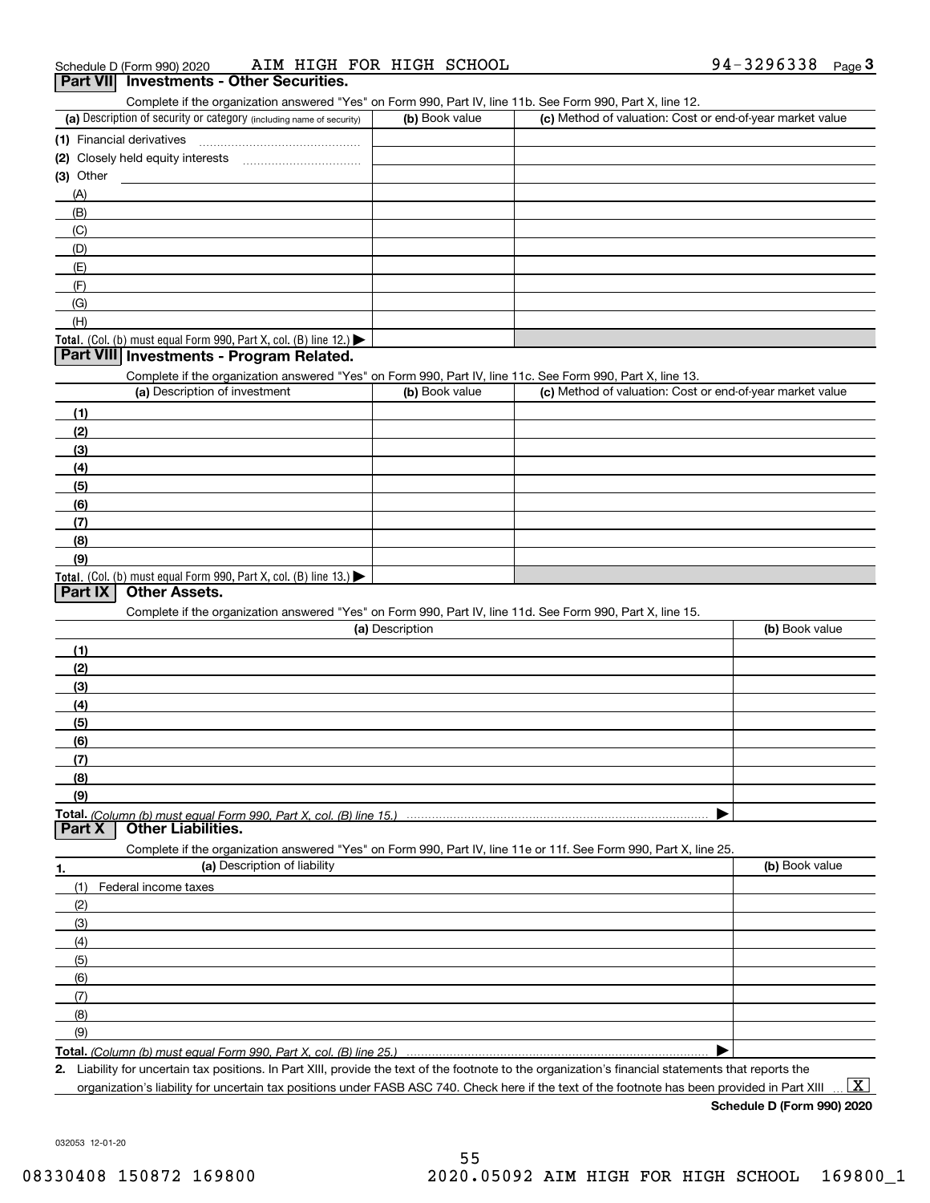Schedule D (Form 990) 2020 AIM HIGH FOR HIGH SCHOOL 94-3296338 Page 3

## Part VII Investments - Other Securities.

Complete if the organization answered "Yes" on Form 990, Part IV, line 11b. See Form 990, Part X, line 12.

| (a) Description of security or category (including name of security) | (b) Book value | (c) Method of valuation: Cost or end-of-year market value |
|---|---|---|
| (1) Financial derivatives | | |
| (2) Closely held equity interests | | |
| (3) Other | | |
| (A) | | |
| (B) | | |
| (C) | | |
| (D) | | |
| (E) | | |
| (F) | | |
| (G) | | |
| (H) | | |
| **Total.** (Col. (b) must equal Form 990, Part X, col. (B) line 12.) ▶ | | |

## Part VIII Investments - Program Related.

Complete if the organization answered "Yes" on Form 990, Part IV, line 11c. See Form 990, Part X, line 13.

| (a) Description of investment | (b) Book value | (c) Method of valuation: Cost or end-of-year market value |
|---|---|---|
| (1) | | |
| (2) | | |
| (3) | | |
| (4) | | |
| (5) | | |
| (6) | | |
| (7) | | |
| (8) | | |
| (9) | | |
| **Total.** (Col. (b) must equal Form 990, Part X, col. (B) line 13.) ▶ | | |

## Part IX Other Assets.

Complete if the organization answered "Yes" on Form 990, Part IV, line 11d. See Form 990, Part X, line 15.

| (a) Description | (b) Book value |
|---|---|
| (1) | |
| (2) | |
| (3) | |
| (4) | |
| (5) | |
| (6) | |
| (7) | |
| (8) | |
| (9) | |
| **Total.** *(Column (b) must equal Form 990, Part X, col. (B) line 15.)* ▶ | |

## Part X Other Liabilities.

Complete if the organization answered "Yes" on Form 990, Part IV, line 11e or 11f. See Form 990, Part X, line 25.

| 1. (a) Description of liability | (b) Book value |
|---|---|
| (1) Federal income taxes | |
| (2) | |
| (3) | |
| (4) | |
| (5) | |
| (6) | |
| (7) | |
| (8) | |
| (9) | |
| **Total.** *(Column (b) must equal Form 990, Part X, col. (B) line 25.)* ▶ | |

**2.** Liability for uncertain tax positions. In Part XIII, provide the text of the footnote to the organization's financial statements that reports the organization's liability for uncertain tax positions under FASB ASC 740. Check here if the text of the footnote has been provided in Part XIII ... [X]

**Schedule D (Form 990) 2020**

032053 12-01-20

08330408 150872 169800 2020.05092 AIM HIGH FOR HIGH SCHOOL 169800_1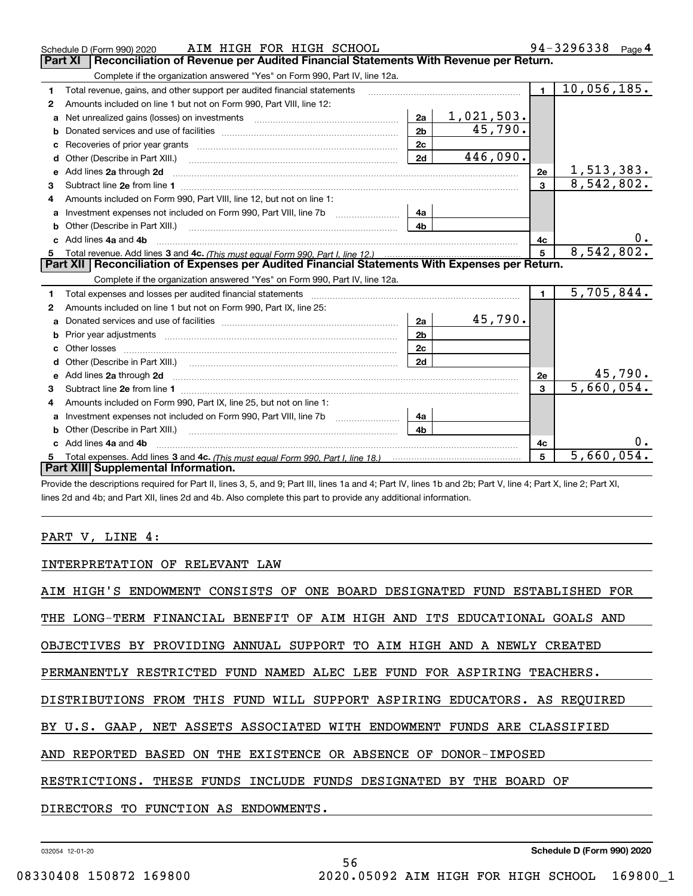Schedule D (Form 990) 2020 AIM HIGH FOR HIGH SCHOOL 94-3296338 Page 4

## Part XI Reconciliation of Revenue per Audited Financial Statements With Revenue per Return.

Complete if the organization answered "Yes" on Form 990, Part IV, line 12a.

| | | | | | |
|---|---|---|---|---|---|
| 1 | Total revenue, gains, and other support per audited financial statements | | | 1 | 10,056,185. |
| 2 | Amounts included on line 1 but not on Form 990, Part VIII, line 12: | | | | |
| a | Net unrealized gains (losses) on investments | 2a | 1,021,503. | | |
| b | Donated services and use of facilities | 2b | 45,790. | | |
| c | Recoveries of prior year grants | 2c | | | |
| d | Other (Describe in Part XIII.) | 2d | 446,090. | | |
| e | Add lines 2a through 2d | | | 2e | 1,513,383. |
| 3 | Subtract line 2e from line 1 | | | 3 | 8,542,802. |
| 4 | Amounts included on Form 990, Part VIII, line 12, but not on line 1: | | | | |
| a | Investment expenses not included on Form 990, Part VIII, line 7b | 4a | | | |
| b | Other (Describe in Part XIII.) | 4b | | | |
| c | Add lines 4a and 4b | | | 4c | 0. |
| 5 | Total revenue. Add lines 3 and 4c. *(This must equal Form 990, Part I, line 12.)* | | | 5 | 8,542,802. |

## Part XII Reconciliation of Expenses per Audited Financial Statements With Expenses per Return.

Complete if the organization answered "Yes" on Form 990, Part IV, line 12a.

| | | | | | |
|---|---|---|---|---|---|
| 1 | Total expenses and losses per audited financial statements | | | 1 | 5,705,844. |
| 2 | Amounts included on line 1 but not on Form 990, Part IX, line 25: | | | | |
| a | Donated services and use of facilities | 2a | 45,790. | | |
| b | Prior year adjustments | 2b | | | |
| c | Other losses | 2c | | | |
| d | Other (Describe in Part XIII.) | 2d | | | |
| e | Add lines 2a through 2d | | | 2e | 45,790. |
| 3 | Subtract line 2e from line 1 | | | 3 | 5,660,054. |
| 4 | Amounts included on Form 990, Part IX, line 25, but not on line 1: | | | | |
| a | Investment expenses not included on Form 990, Part VIII, line 7b | 4a | | | |
| b | Other (Describe in Part XIII.) | 4b | | | |
| c | Add lines 4a and 4b | | | 4c | 0. |
| 5 | Total expenses. Add lines 3 and 4c. *(This must equal Form 990, Part I, line 18.)* | | | 5 | 5,660,054. |

## Part XIII Supplemental Information.

Provide the descriptions required for Part II, lines 3, 5, and 9; Part III, lines 1a and 4; Part IV, lines 1b and 2b; Part V, line 4; Part X, line 2; Part XI, lines 2d and 4b; and Part XII, lines 2d and 4b. Also complete this part to provide any additional information.

PART V, LINE 4:

INTERPRETATION OF RELEVANT LAW

AIM HIGH'S ENDOWMENT CONSISTS OF ONE BOARD DESIGNATED FUND ESTABLISHED FOR THE LONG-TERM FINANCIAL BENEFIT OF AIM HIGH AND ITS EDUCATIONAL GOALS AND OBJECTIVES BY PROVIDING ANNUAL SUPPORT TO AIM HIGH AND A NEWLY CREATED PERMANENTLY RESTRICTED FUND NAMED ALEC LEE FUND FOR ASPIRING TEACHERS. DISTRIBUTIONS FROM THIS FUND WILL SUPPORT ASPIRING EDUCATORS. AS REQUIRED BY U.S. GAAP, NET ASSETS ASSOCIATED WITH ENDOWMENT FUNDS ARE CLASSIFIED AND REPORTED BASED ON THE EXISTENCE OR ABSENCE OF DONOR-IMPOSED RESTRICTIONS. THESE FUNDS INCLUDE FUNDS DESIGNATED BY THE BOARD OF DIRECTORS TO FUNCTION AS ENDOWMENTS.

032054 12-01-20 Schedule D (Form 990) 2020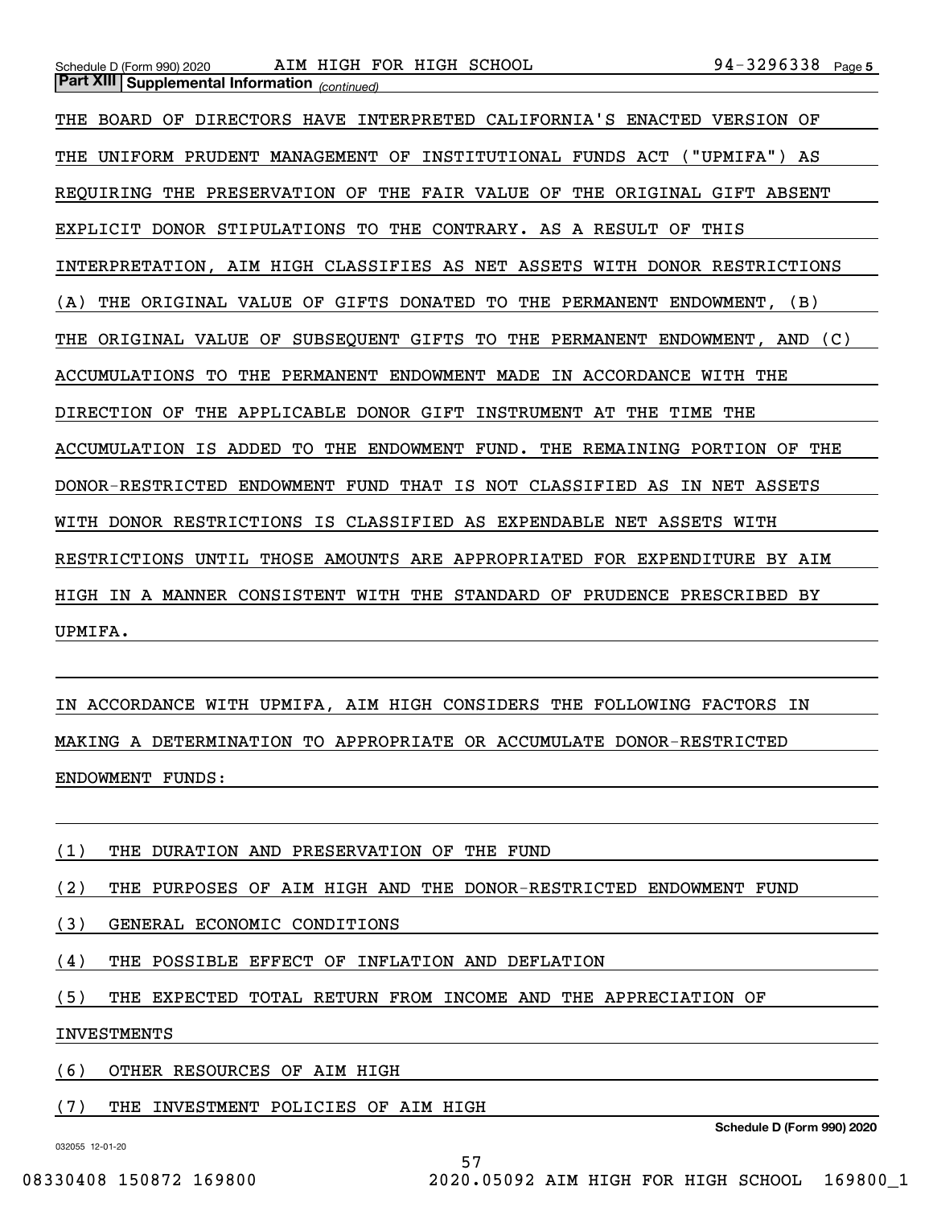**Part XIII Supplemental Information** *(continued)*

THE BOARD OF DIRECTORS HAVE INTERPRETED CALIFORNIA'S ENACTED VERSION OF THE UNIFORM PRUDENT MANAGEMENT OF INSTITUTIONAL FUNDS ACT ("UPMIFA") AS REQUIRING THE PRESERVATION OF THE FAIR VALUE OF THE ORIGINAL GIFT ABSENT EXPLICIT DONOR STIPULATIONS TO THE CONTRARY. AS A RESULT OF THIS INTERPRETATION, AIM HIGH CLASSIFIES AS NET ASSETS WITH DONOR RESTRICTIONS (A) THE ORIGINAL VALUE OF GIFTS DONATED TO THE PERMANENT ENDOWMENT, (B) THE ORIGINAL VALUE OF SUBSEQUENT GIFTS TO THE PERMANENT ENDOWMENT, AND (C) ACCUMULATIONS TO THE PERMANENT ENDOWMENT MADE IN ACCORDANCE WITH THE DIRECTION OF THE APPLICABLE DONOR GIFT INSTRUMENT AT THE TIME THE ACCUMULATION IS ADDED TO THE ENDOWMENT FUND. THE REMAINING PORTION OF THE DONOR-RESTRICTED ENDOWMENT FUND THAT IS NOT CLASSIFIED AS IN NET ASSETS WITH DONOR RESTRICTIONS IS CLASSIFIED AS EXPENDABLE NET ASSETS WITH RESTRICTIONS UNTIL THOSE AMOUNTS ARE APPROPRIATED FOR EXPENDITURE BY AIM HIGH IN A MANNER CONSISTENT WITH THE STANDARD OF PRUDENCE PRESCRIBED BY UPMIFA.

IN ACCORDANCE WITH UPMIFA, AIM HIGH CONSIDERS THE FOLLOWING FACTORS IN MAKING A DETERMINATION TO APPROPRIATE OR ACCUMULATE DONOR-RESTRICTED ENDOWMENT FUNDS:

(1) THE DURATION AND PRESERVATION OF THE FUND

(2) THE PURPOSES OF AIM HIGH AND THE DONOR-RESTRICTED ENDOWMENT FUND

(3) GENERAL ECONOMIC CONDITIONS

(4) THE POSSIBLE EFFECT OF INFLATION AND DEFLATION

(5) THE EXPECTED TOTAL RETURN FROM INCOME AND THE APPRECIATION OF INVESTMENTS

(6) OTHER RESOURCES OF AIM HIGH

(7) THE INVESTMENT POLICIES OF AIM HIGH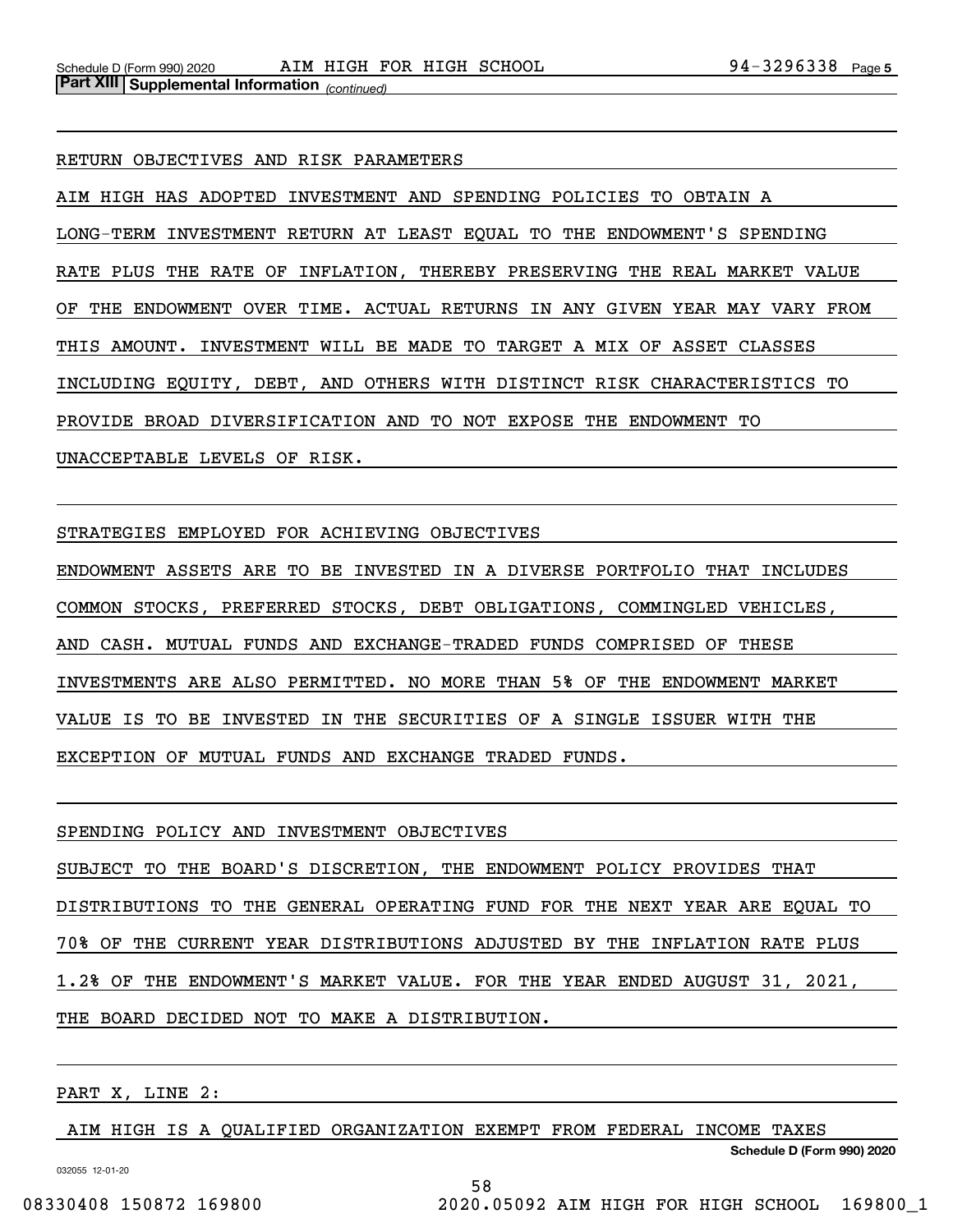**Part XIII | Supplemental Information** *(continued)*

RETURN OBJECTIVES AND RISK PARAMETERS

AIM HIGH HAS ADOPTED INVESTMENT AND SPENDING POLICIES TO OBTAIN A LONG-TERM INVESTMENT RETURN AT LEAST EQUAL TO THE ENDOWMENT'S SPENDING RATE PLUS THE RATE OF INFLATION, THEREBY PRESERVING THE REAL MARKET VALUE OF THE ENDOWMENT OVER TIME. ACTUAL RETURNS IN ANY GIVEN YEAR MAY VARY FROM THIS AMOUNT. INVESTMENT WILL BE MADE TO TARGET A MIX OF ASSET CLASSES INCLUDING EQUITY, DEBT, AND OTHERS WITH DISTINCT RISK CHARACTERISTICS TO PROVIDE BROAD DIVERSIFICATION AND TO NOT EXPOSE THE ENDOWMENT TO UNACCEPTABLE LEVELS OF RISK.

STRATEGIES EMPLOYED FOR ACHIEVING OBJECTIVES

ENDOWMENT ASSETS ARE TO BE INVESTED IN A DIVERSE PORTFOLIO THAT INCLUDES COMMON STOCKS, PREFERRED STOCKS, DEBT OBLIGATIONS, COMMINGLED VEHICLES, AND CASH. MUTUAL FUNDS AND EXCHANGE-TRADED FUNDS COMPRISED OF THESE INVESTMENTS ARE ALSO PERMITTED. NO MORE THAN 5% OF THE ENDOWMENT MARKET VALUE IS TO BE INVESTED IN THE SECURITIES OF A SINGLE ISSUER WITH THE EXCEPTION OF MUTUAL FUNDS AND EXCHANGE TRADED FUNDS.

SPENDING POLICY AND INVESTMENT OBJECTIVES

SUBJECT TO THE BOARD'S DISCRETION, THE ENDOWMENT POLICY PROVIDES THAT DISTRIBUTIONS TO THE GENERAL OPERATING FUND FOR THE NEXT YEAR ARE EQUAL TO 70% OF THE CURRENT YEAR DISTRIBUTIONS ADJUSTED BY THE INFLATION RATE PLUS 1.2% OF THE ENDOWMENT'S MARKET VALUE. FOR THE YEAR ENDED AUGUST 31, 2021, THE BOARD DECIDED NOT TO MAKE A DISTRIBUTION.

PART X, LINE 2:

AIM HIGH IS A QUALIFIED ORGANIZATION EXEMPT FROM FEDERAL INCOME TAXES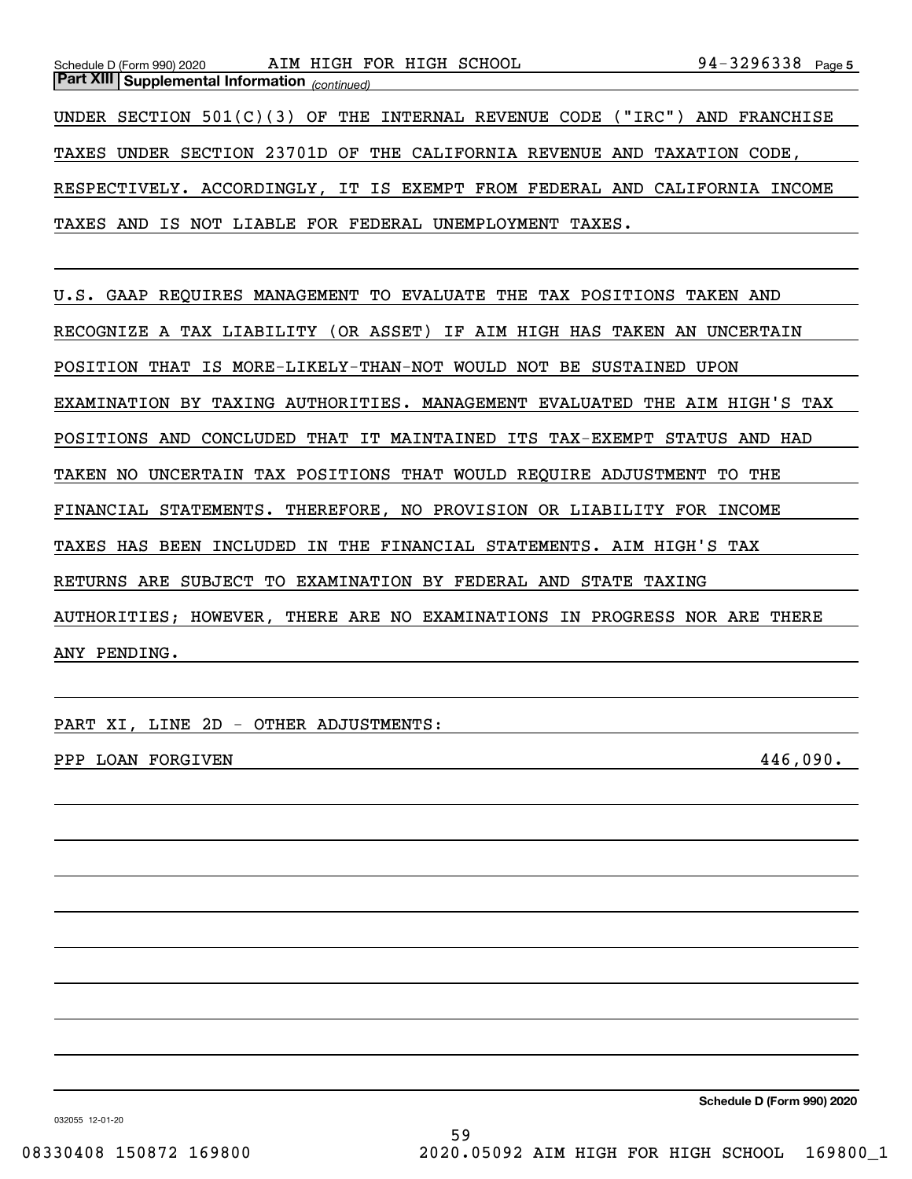Schedule D (Form 990) 2020 AIM HIGH FOR HIGH SCHOOL 94-3296338 Page 5

**Part XIII | Supplemental Information** *(continued)*

UNDER SECTION 501(C)(3) OF THE INTERNAL REVENUE CODE ("IRC") AND FRANCHISE TAXES UNDER SECTION 23701D OF THE CALIFORNIA REVENUE AND TAXATION CODE, RESPECTIVELY. ACCORDINGLY, IT IS EXEMPT FROM FEDERAL AND CALIFORNIA INCOME TAXES AND IS NOT LIABLE FOR FEDERAL UNEMPLOYMENT TAXES.

U.S. GAAP REQUIRES MANAGEMENT TO EVALUATE THE TAX POSITIONS TAKEN AND RECOGNIZE A TAX LIABILITY (OR ASSET) IF AIM HIGH HAS TAKEN AN UNCERTAIN POSITION THAT IS MORE-LIKELY-THAN-NOT WOULD NOT BE SUSTAINED UPON EXAMINATION BY TAXING AUTHORITIES. MANAGEMENT EVALUATED THE AIM HIGH'S TAX POSITIONS AND CONCLUDED THAT IT MAINTAINED ITS TAX-EXEMPT STATUS AND HAD TAKEN NO UNCERTAIN TAX POSITIONS THAT WOULD REQUIRE ADJUSTMENT TO THE FINANCIAL STATEMENTS. THEREFORE, NO PROVISION OR LIABILITY FOR INCOME TAXES HAS BEEN INCLUDED IN THE FINANCIAL STATEMENTS. AIM HIGH'S TAX RETURNS ARE SUBJECT TO EXAMINATION BY FEDERAL AND STATE TAXING AUTHORITIES; HOWEVER, THERE ARE NO EXAMINATIONS IN PROGRESS NOR ARE THERE ANY PENDING.

PART XI, LINE 2D - OTHER ADJUSTMENTS:

| | |
|---|---|
| PPP LOAN FORGIVEN | 446,090. |

Schedule D (Form 990) 2020

032055 12-01-20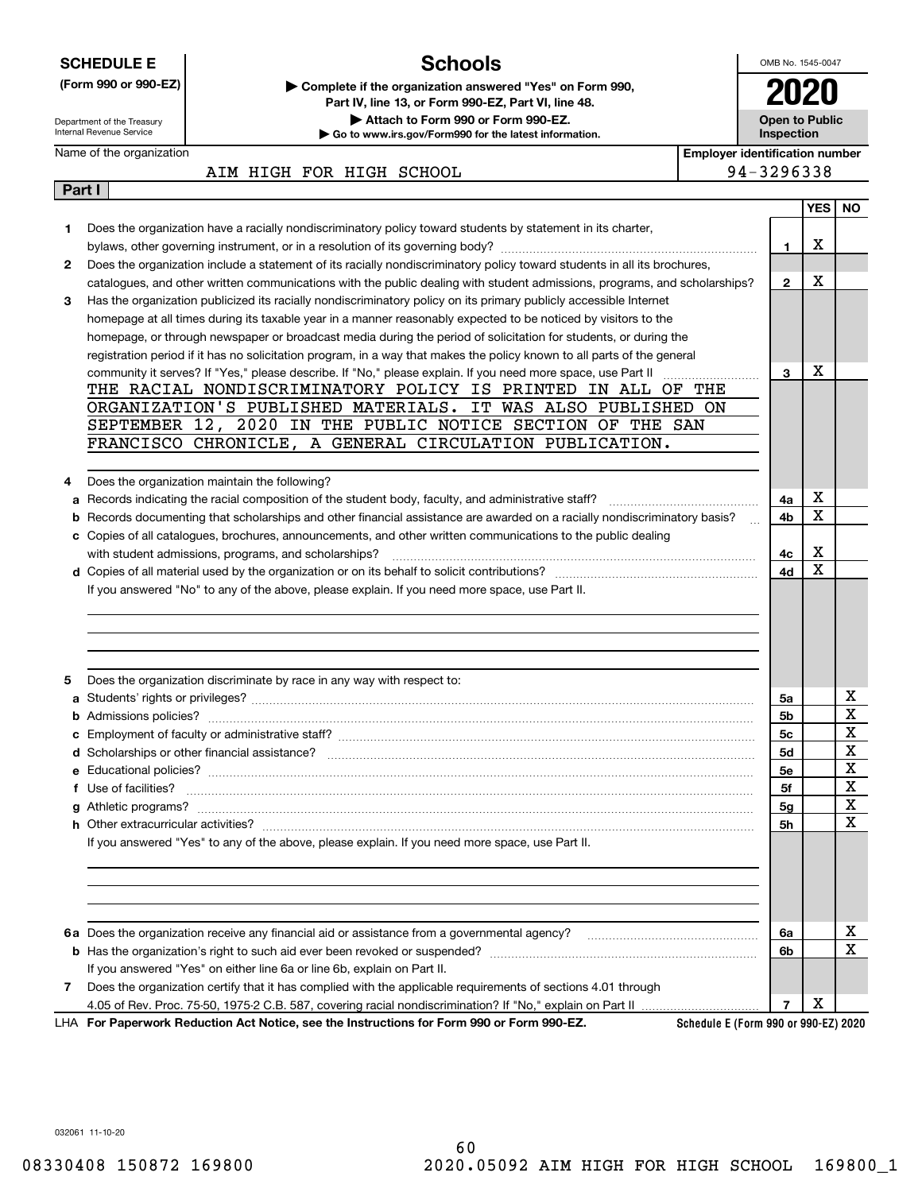**SCHEDULE E**
**(Form 990 or 990-EZ)**

Department of the Treasury
Internal Revenue Service

# Schools

▶ **Complete if the organization answered "Yes" on Form 990, Part IV, line 13, or Form 990-EZ, Part VI, line 48.**
▶ **Attach to Form 990 or Form 990-EZ.**
▶ **Go to www.irs.gov/Form990 for the latest information.**

OMB No. 1545-0047
**2020**
**Open to Public Inspection**

Name of the organization: AIM HIGH FOR HIGH SCHOOL
Employer identification number: 94-3296338

**Part I**

| | | | YES | NO |
|---|---|---|---|---|
| 1 | Does the organization have a racially nondiscriminatory policy toward students by statement in its charter, bylaws, other governing instrument, or in a resolution of its governing body? | 1 | X | |
| 2 | Does the organization include a statement of its racially nondiscriminatory policy toward students in all its brochures, catalogues, and other written communications with the public dealing with student admissions, programs, and scholarships? | 2 | X | |
| 3 | Has the organization publicized its racially nondiscriminatory policy on its primary publicly accessible Internet homepage at all times during its taxable year in a manner reasonably expected to be noticed by visitors to the homepage, or through newspaper or broadcast media during the period of solicitation for students, or during the registration period if it has no solicitation program, in a way that makes the policy known to all parts of the general community it serves? If "Yes," please describe. If "No," please explain. If you need more space, use Part II | 3 | X | |

THE RACIAL NONDISCRIMINATORY POLICY IS PRINTED IN ALL OF THE ORGANIZATION'S PUBLISHED MATERIALS. IT WAS ALSO PUBLISHED ON SEPTEMBER 12, 2020 IN THE PUBLIC NOTICE SECTION OF THE SAN FRANCISCO CHRONICLE, A GENERAL CIRCULATION PUBLICATION.

| | | | YES | NO |
|---|---|---|---|---|
| 4 | Does the organization maintain the following? | | | |
| a | Records indicating the racial composition of the student body, faculty, and administrative staff? | 4a | X | |
| b | Records documenting that scholarships and other financial assistance are awarded on a racially nondiscriminatory basis? | 4b | X | |
| c | Copies of all catalogues, brochures, announcements, and other written communications to the public dealing with student admissions, programs, and scholarships? | 4c | X | |
| d | Copies of all material used by the organization or on its behalf to solicit contributions? | 4d | X | |

If you answered "No" to any of the above, please explain. If you need more space, use Part II.

| | | | YES | NO |
|---|---|---|---|---|
| 5 | Does the organization discriminate by race in any way with respect to: | | | |
| a | Students' rights or privileges? | 5a | | X |
| b | Admissions policies? | 5b | | X |
| c | Employment of faculty or administrative staff? | 5c | | X |
| d | Scholarships or other financial assistance? | 5d | | X |
| e | Educational policies? | 5e | | X |
| f | Use of facilities? | 5f | | X |
| g | Athletic programs? | 5g | | X |
| h | Other extracurricular activities? | 5h | | X |

If you answered "Yes" to any of the above, please explain. If you need more space, use Part II.

| | | | YES | NO |
|---|---|---|---|---|
| 6a | Does the organization receive any financial aid or assistance from a governmental agency? | 6a | | X |
| b | Has the organization's right to such aid ever been revoked or suspended? | 6b | | X |
| | If you answered "Yes" on either line 6a or line 6b, explain on Part II. | | | |
| 7 | Does the organization certify that it has complied with the applicable requirements of sections 4.01 through 4.05 of Rev. Proc. 75-50, 1975-2 C.B. 587, covering racial nondiscrimination? If "No," explain on Part II | 7 | X | |

LHA **For Paperwork Reduction Act Notice, see the Instructions for Form 990 or Form 990-EZ.** **Schedule E (Form 990 or 990-EZ) 2020**

032061 11-10-20

08330408 150872 169800 2020.05092 AIM HIGH FOR HIGH SCHOOL 169800_1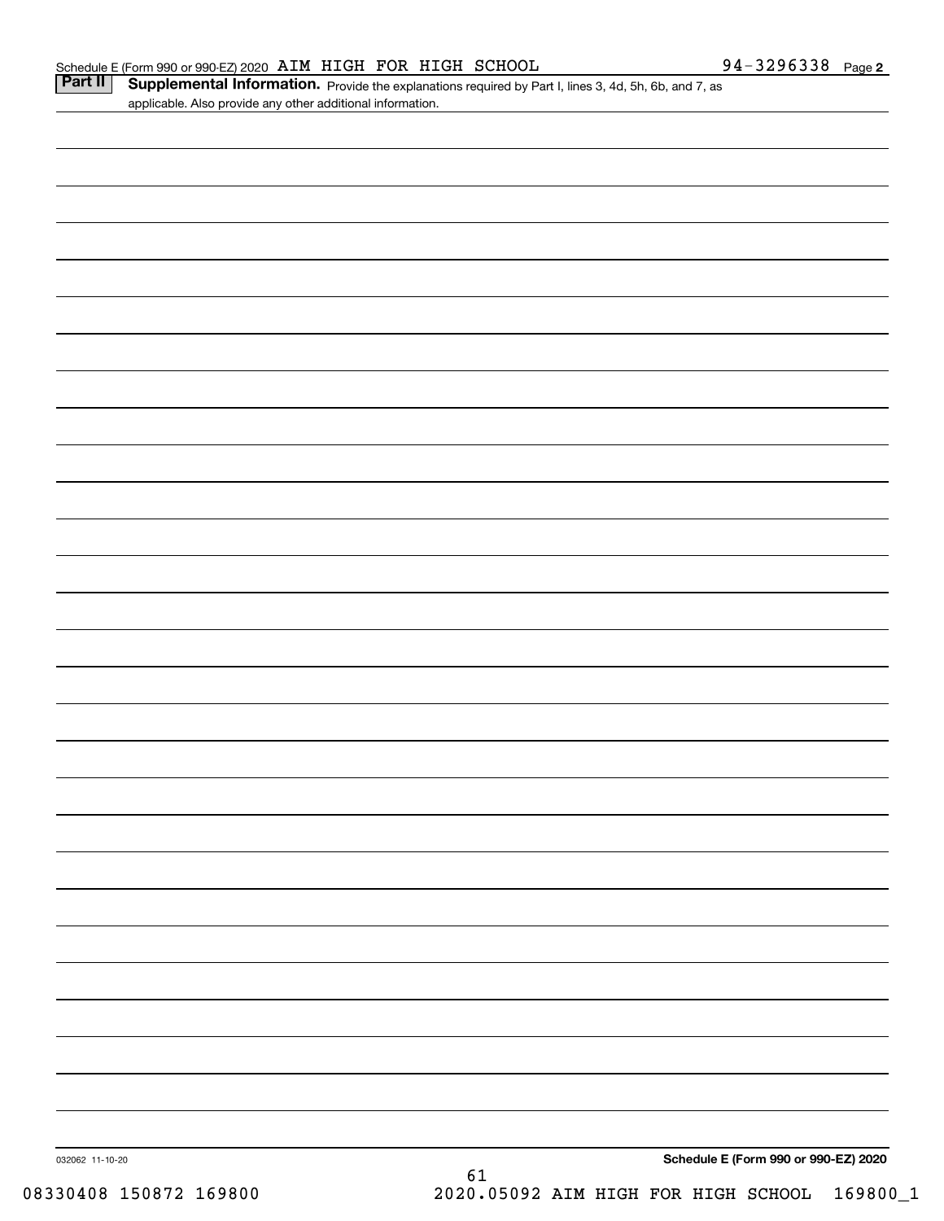Schedule E (Form 990 or 990-EZ) 2020 AIM HIGH FOR HIGH SCHOOL 94-3296338 Page **2**

**Part II** **Supplemental Information.** Provide the explanations required by Part I, lines 3, 4d, 5h, 6b, and 7, as applicable. Also provide any other additional information.

032062 11-10-20 **Schedule E (Form 990 or 990-EZ) 2020**

08330408 150872 169800 2020.05092 AIM HIGH FOR HIGH SCHOOL 169800_1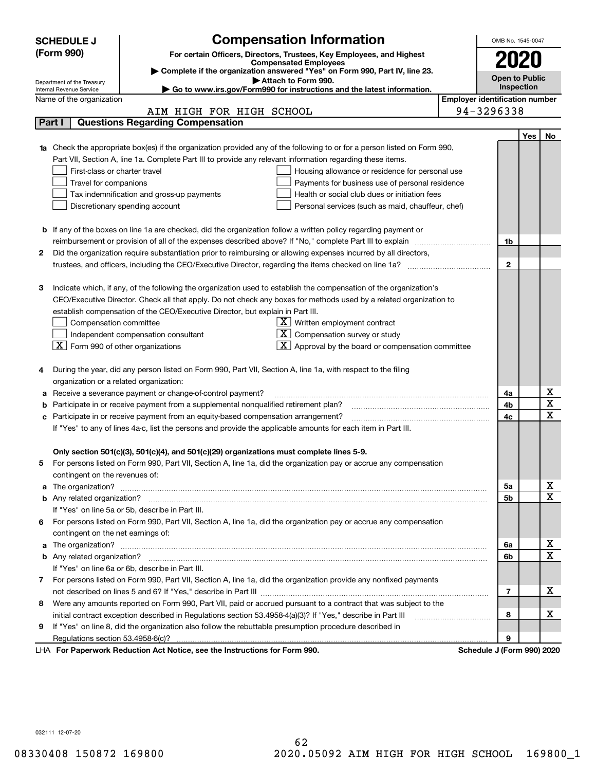**SCHEDULE J (Form 990)**

Department of the Treasury
Internal Revenue Service

# Compensation Information

**For certain Officers, Directors, Trustees, Key Employees, and Highest Compensated Employees**

▶ Complete if the organization answered "Yes" on Form 990, Part IV, line 23.
▶ Attach to Form 990.
▶ Go to www.irs.gov/Form990 for instructions and the latest information.

OMB No. 1545-0047

**2020**

**Open to Public Inspection**

Name of the organization: AIM HIGH FOR HIGH SCHOOL

Employer identification number: 94-3296338

## Part I Questions Regarding Compensation

| | | | Yes | No |
|---|---|---|---|---|
| **1a** | Check the appropriate box(es) if the organization provided any of the following to or for a person listed on Form 990, Part VII, Section A, line 1a. Complete Part III to provide any relevant information regarding these items.<br>☐ First-class or charter travel ☐ Housing allowance or residence for personal use<br>☐ Travel for companions ☐ Payments for business use of personal residence<br>☐ Tax indemnification and gross-up payments ☐ Health or social club dues or initiation fees<br>☐ Discretionary spending account ☐ Personal services (such as maid, chauffeur, chef) | | | |
| **b** | If any of the boxes on line 1a are checked, did the organization follow a written policy regarding payment or reimbursement or provision of all of the expenses described above? If "No," complete Part III to explain | 1b | | |
| **2** | Did the organization require substantiation prior to reimbursing or allowing expenses incurred by all directors, trustees, and officers, including the CEO/Executive Director, regarding the items checked on line 1a? | 2 | | |
| **3** | Indicate which, if any, of the following the organization used to establish the compensation of the organization's CEO/Executive Director. Check all that apply. Do not check any boxes for methods used by a related organization to establish compensation of the CEO/Executive Director, but explain in Part III.<br>☐ Compensation committee ☒ Written employment contract<br>☐ Independent compensation consultant ☒ Compensation survey or study<br>☒ Form 990 of other organizations ☒ Approval by the board or compensation committee | | | |
| **4** | During the year, did any person listed on Form 990, Part VII, Section A, line 1a, with respect to the filing organization or a related organization: | | | |
| **a** | Receive a severance payment or change-of-control payment? | 4a | | X |
| **b** | Participate in or receive payment from a supplemental nonqualified retirement plan? | 4b | | X |
| **c** | Participate in or receive payment from an equity-based compensation arrangement? | 4c | | X |
| | If "Yes" to any of lines 4a-c, list the persons and provide the applicable amounts for each item in Part III. | | | |
| | **Only section 501(c)(3), 501(c)(4), and 501(c)(29) organizations must complete lines 5-9.** | | | |
| **5** | For persons listed on Form 990, Part VII, Section A, line 1a, did the organization pay or accrue any compensation contingent on the revenues of: | | | |
| **a** | The organization? | 5a | | X |
| **b** | Any related organization? | 5b | | X |
| | If "Yes" on line 5a or 5b, describe in Part III. | | | |
| **6** | For persons listed on Form 990, Part VII, Section A, line 1a, did the organization pay or accrue any compensation contingent on the net earnings of: | | | |
| **a** | The organization? | 6a | | X |
| **b** | Any related organization? | 6b | | X |
| | If "Yes" on line 6a or 6b, describe in Part III. | | | |
| **7** | For persons listed on Form 990, Part VII, Section A, line 1a, did the organization provide any nonfixed payments not described on lines 5 and 6? If "Yes," describe in Part III | 7 | | X |
| **8** | Were any amounts reported on Form 990, Part VII, paid or accrued pursuant to a contract that was subject to the initial contract exception described in Regulations section 53.4958-4(a)(3)? If "Yes," describe in Part III | 8 | | X |
| **9** | If "Yes" on line 8, did the organization also follow the rebuttable presumption procedure described in Regulations section 53.4958-6(c)? | 9 | | |

LHA **For Paperwork Reduction Act Notice, see the Instructions for Form 990.** **Schedule J (Form 990) 2020**

032111 12-07-20

08330408 150872 169800 2020.05092 AIM HIGH FOR HIGH SCHOOL 169800_1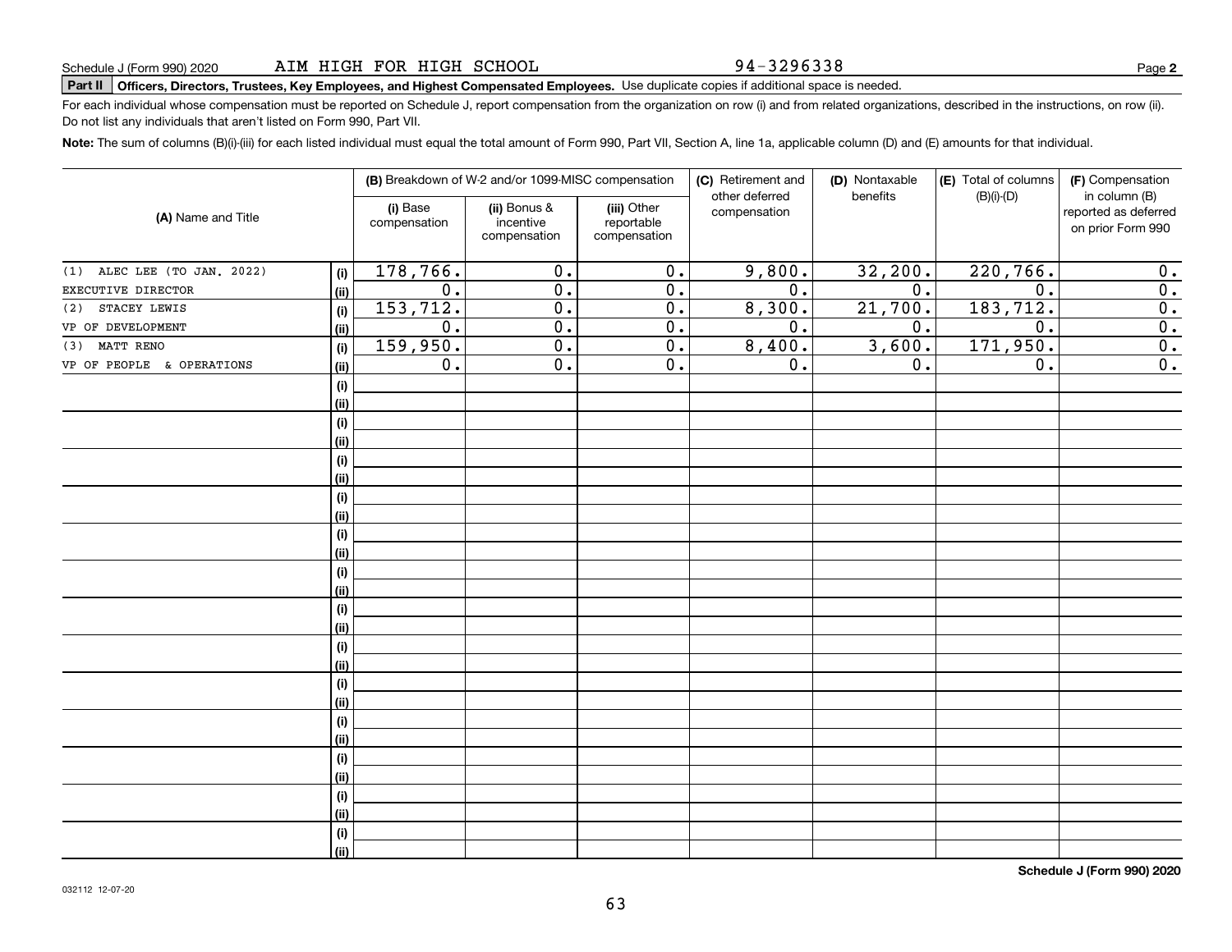Schedule J (Form 990) 2020 AIM HIGH FOR HIGH SCHOOL 94-3296338 Page **2**

**Part II** **Officers, Directors, Trustees, Key Employees, and Highest Compensated Employees.** Use duplicate copies if additional space is needed.

For each individual whose compensation must be reported on Schedule J, report compensation from the organization on row (i) and from related organizations, described in the instructions, on row (ii). Do not list any individuals that aren't listed on Form 990, Part VII.

**Note:** The sum of columns (B)(i)-(iii) for each listed individual must equal the total amount of Form 990, Part VII, Section A, line 1a, applicable column (D) and (E) amounts for that individual.

| (A) Name and Title | | (B) Breakdown of W-2 and/or 1099-MISC compensation | | | (C) Retirement and other deferred compensation | (D) Nontaxable benefits | (E) Total of columns (B)(i)-(D) | (F) Compensation in column (B) reported as deferred on prior Form 990 |
|---|---|---|---|---|---|---|---|---|
| | | (i) Base compensation | (ii) Bonus & incentive compensation | (iii) Other reportable compensation | | | | |
| (1) ALEC LEE (TO JAN. 2022) | (i) | 178,766. | 0. | 0. | 9,800. | 32,200. | 220,766. | 0. |
| EXECUTIVE DIRECTOR | (ii) | 0. | 0. | 0. | 0. | 0. | 0. | 0. |
| (2) STACEY LEWIS | (i) | 153,712. | 0. | 0. | 8,300. | 21,700. | 183,712. | 0. |
| VP OF DEVELOPMENT | (ii) | 0. | 0. | 0. | 0. | 0. | 0. | 0. |
| (3) MATT RENO | (i) | 159,950. | 0. | 0. | 8,400. | 3,600. | 171,950. | 0. |
| VP OF PEOPLE & OPERATIONS | (ii) | 0. | 0. | 0. | 0. | 0. | 0. | 0. |
| | (i) | | | | | | | |
| | (ii) | | | | | | | |
| | (i) | | | | | | | |
| | (ii) | | | | | | | |
| | (i) | | | | | | | |
| | (ii) | | | | | | | |
| | (i) | | | | | | | |
| | (ii) | | | | | | | |
| | (i) | | | | | | | |
| | (ii) | | | | | | | |
| | (i) | | | | | | | |
| | (ii) | | | | | | | |
| | (i) | | | | | | | |
| | (ii) | | | | | | | |
| | (i) | | | | | | | |
| | (ii) | | | | | | | |
| | (i) | | | | | | | |
| | (ii) | | | | | | | |
| | (i) | | | | | | | |
| | (ii) | | | | | | | |
| | (i) | | | | | | | |
| | (ii) | | | | | | | |
| | (i) | | | | | | | |
| | (ii) | | | | | | | |
| | (i) | | | | | | | |
| | (ii) | | | | | | | |

**Schedule J (Form 990) 2020**

032112 12-07-20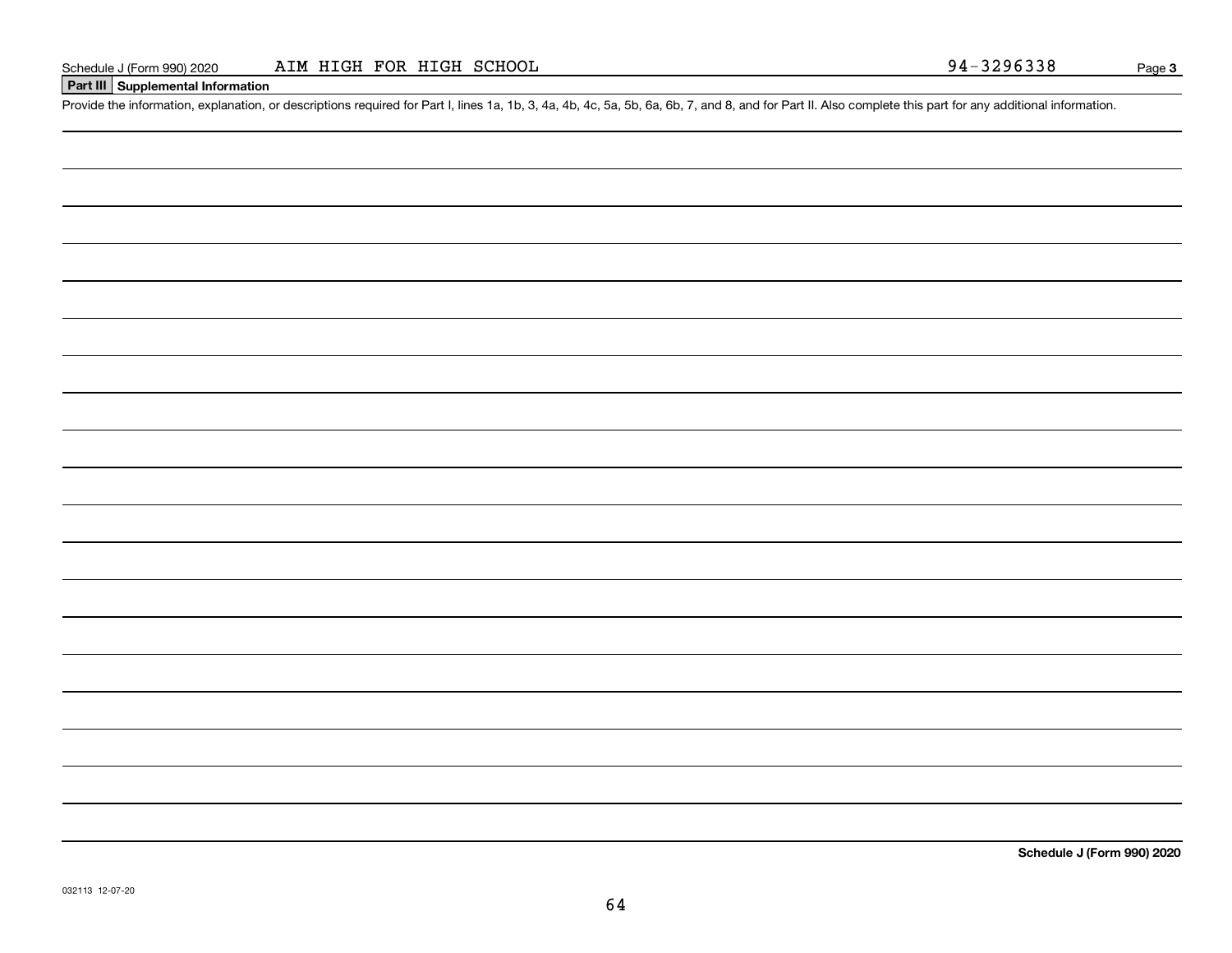Schedule J (Form 990) 2020 AIM HIGH FOR HIGH SCHOOL 94-3296338 Page **3**

## Part III Supplemental Information

Provide the information, explanation, or descriptions required for Part I, lines 1a, 1b, 3, 4a, 4b, 4c, 5a, 5b, 6a, 6b, 7, and 8, and for Part II. Also complete this part for any additional information.

**Schedule J (Form 990) 2020**

032113 12-07-20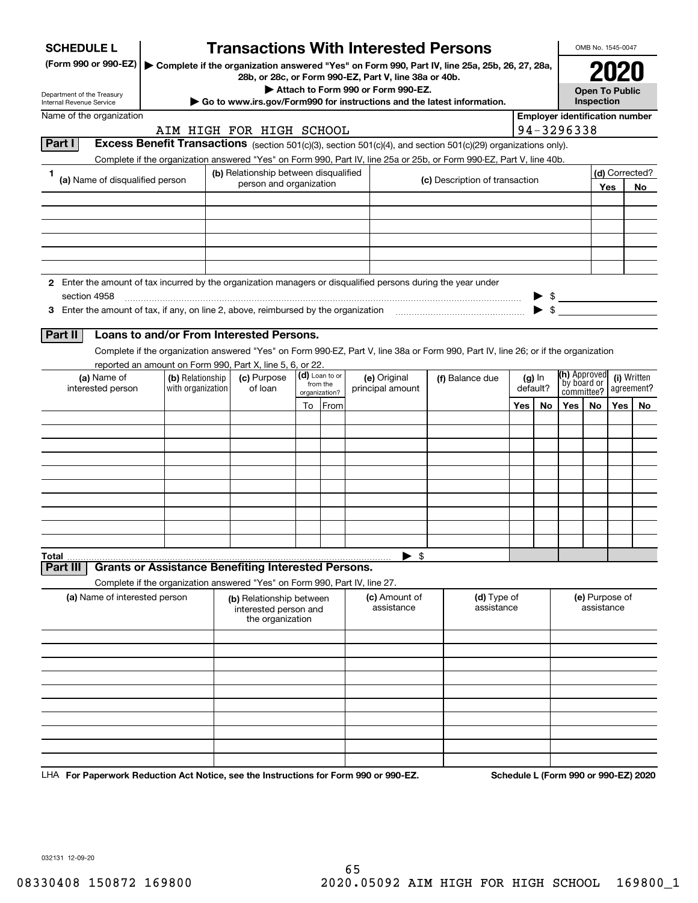**SCHEDULE L**
**(Form 990 or 990-EZ)**

Department of the Treasury
Internal Revenue Service

# Transactions With Interested Persons

▶ **Complete if the organization answered "Yes" on Form 990, Part IV, line 25a, 25b, 26, 27, 28a, 28b, or 28c, or Form 990-EZ, Part V, line 38a or 40b.**
▶ **Attach to Form 990 or Form 990-EZ.**
▶ **Go to www.irs.gov/Form990 for instructions and the latest information.**

OMB No. 1545-0047

**2020**

**Open To Public Inspection**

Name of the organization: AIM HIGH FOR HIGH SCHOOL

**Employer identification number**: 94-3296338

## Part I Excess Benefit Transactions (section 501(c)(3), section 501(c)(4), and section 501(c)(29) organizations only).

Complete if the organization answered "Yes" on Form 990, Part IV, line 25a or 25b, or Form 990-EZ, Part V, line 40b.

| 1 (a) Name of disqualified person | (b) Relationship between disqualified person and organization | (c) Description of transaction | (d) Corrected? Yes | No |
|---|---|---|---|---|
| | | | | |
| | | | | |
| | | | | |
| | | | | |
| | | | | |
| | | | | |

**2** Enter the amount of tax incurred by the organization managers or disqualified persons during the year under section 4958 ▶ $

**3** Enter the amount of tax, if any, on line 2, above, reimbursed by the organization ▶ $

## Part II Loans to and/or From Interested Persons.

Complete if the organization answered "Yes" on Form 990-EZ, Part V, line 38a or Form 990, Part IV, line 26; or if the organization reported an amount on Form 990, Part X, line 5, 6, or 22.

| (a) Name of interested person | (b) Relationship with organization | (c) Purpose of loan | (d) Loan to or from the organization? To | From | (e) Original principal amount | (f) Balance due | (g) In default? Yes | No | (h) Approved by board or committee? Yes | No | (i) Written agreement? Yes | No |
|---|---|---|---|---|---|---|---|---|---|---|---|---|
| | | | | | | | | | | | | |
| | | | | | | | | | | | | |
| | | | | | | | | | | | | |
| | | | | | | | | | | | | |
| | | | | | | | | | | | | |
| | | | | | | | | | | | | |
| | | | | | | | | | | | | |
| | | | | | | | | | | | | |
| | | | | | | | | | | | | |
| | | | | | | | | | | | | |
| **Total** | | | | | ▶ $ | | | | | | | |

## Part III Grants or Assistance Benefiting Interested Persons.

Complete if the organization answered "Yes" on Form 990, Part IV, line 27.

| (a) Name of interested person | (b) Relationship between interested person and the organization | (c) Amount of assistance | (d) Type of assistance | (e) Purpose of assistance |
|---|---|---|---|---|
| | | | | |
| | | | | |
| | | | | |
| | | | | |
| | | | | |
| | | | | |
| | | | | |
| | | | | |
| | | | | |
| | | | | |

LHA **For Paperwork Reduction Act Notice, see the Instructions for Form 990 or 990-EZ.** **Schedule L (Form 990 or 990-EZ) 2020**

032131 12-09-20

08330408 150872 169800 2020.05092 AIM HIGH FOR HIGH SCHOOL 169800_1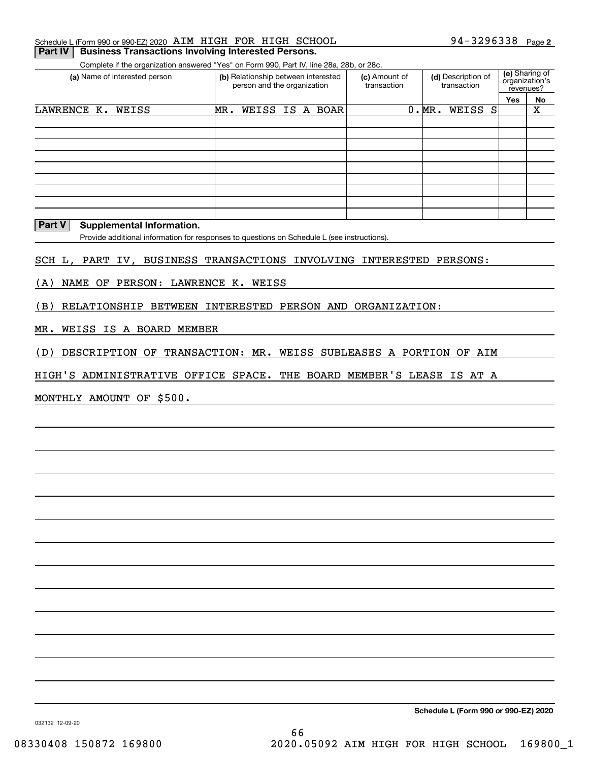Schedule L (Form 990 or 990-EZ) 2020 AIM HIGH FOR HIGH SCHOOL 94-3296338 Page 2

**Part IV Business Transactions Involving Interested Persons.**

Complete if the organization answered "Yes" on Form 990, Part IV, line 28a, 28b, or 28c.

| (a) Name of interested person | (b) Relationship between interested person and the organization | (c) Amount of transaction | (d) Description of transaction | (e) Sharing of organization's revenues? | |
|---|---|---|---|---|---|
| | | | | Yes | No |
| LAWRENCE K. WEISS | MR. WEISS IS A BOAR | 0. | MR. WEISS S | | X |
| | | | | | |
| | | | | | |
| | | | | | |
| | | | | | |
| | | | | | |
| | | | | | |
| | | | | | |
| | | | | | |
| | | | | | |

**Part V Supplemental Information.**

Provide additional information for responses to questions on Schedule L (see instructions).

SCH L, PART IV, BUSINESS TRANSACTIONS INVOLVING INTERESTED PERSONS:

(A) NAME OF PERSON: LAWRENCE K. WEISS

(B) RELATIONSHIP BETWEEN INTERESTED PERSON AND ORGANIZATION:

MR. WEISS IS A BOARD MEMBER

(D) DESCRIPTION OF TRANSACTION: MR. WEISS SUBLEASES A PORTION OF AIM HIGH'S ADMINISTRATIVE OFFICE SPACE. THE BOARD MEMBER'S LEASE IS AT A MONTHLY AMOUNT OF $500.

**Schedule L (Form 990 or 990-EZ) 2020**

032132 12-09-20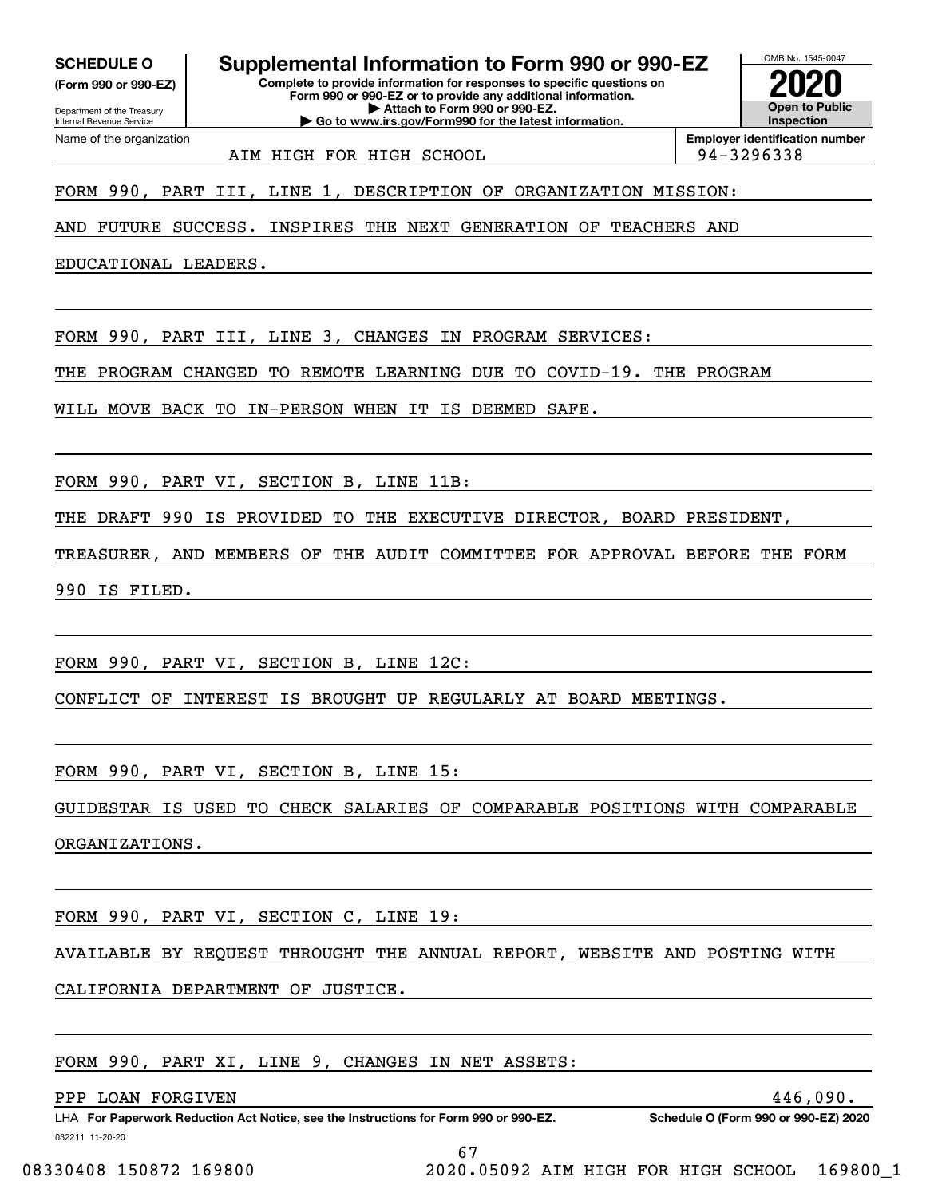**SCHEDULE O** (Form 990 or 990-EZ)

Department of the Treasury
Internal Revenue Service

# Supplemental Information to Form 990 or 990-EZ

**Complete to provide information for responses to specific questions on Form 990 or 990-EZ or to provide any additional information.**
**▶ Attach to Form 990 or 990-EZ.**
**▶ Go to www.irs.gov/Form990 for the latest information.**

OMB No. 1545-0047

**2020**

**Open to Public Inspection**

Name of the organization: AIM HIGH FOR HIGH SCHOOL

**Employer identification number:** 94-3296338

FORM 990, PART III, LINE 1, DESCRIPTION OF ORGANIZATION MISSION:

AND FUTURE SUCCESS. INSPIRES THE NEXT GENERATION OF TEACHERS AND EDUCATIONAL LEADERS.

FORM 990, PART III, LINE 3, CHANGES IN PROGRAM SERVICES:

THE PROGRAM CHANGED TO REMOTE LEARNING DUE TO COVID-19. THE PROGRAM WILL MOVE BACK TO IN-PERSON WHEN IT IS DEEMED SAFE.

FORM 990, PART VI, SECTION B, LINE 11B:

THE DRAFT 990 IS PROVIDED TO THE EXECUTIVE DIRECTOR, BOARD PRESIDENT, TREASURER, AND MEMBERS OF THE AUDIT COMMITTEE FOR APPROVAL BEFORE THE FORM 990 IS FILED.

FORM 990, PART VI, SECTION B, LINE 12C:

CONFLICT OF INTEREST IS BROUGHT UP REGULARLY AT BOARD MEETINGS.

FORM 990, PART VI, SECTION B, LINE 15:

GUIDESTAR IS USED TO CHECK SALARIES OF COMPARABLE POSITIONS WITH COMPARABLE ORGANIZATIONS.

FORM 990, PART VI, SECTION C, LINE 19:

AVAILABLE BY REQUEST THROUGHT THE ANNUAL REPORT, WEBSITE AND POSTING WITH CALIFORNIA DEPARTMENT OF JUSTICE.

FORM 990, PART XI, LINE 9, CHANGES IN NET ASSETS:

| PPP LOAN FORGIVEN | 446,090. |
|---|---|

LHA **For Paperwork Reduction Act Notice, see the Instructions for Form 990 or 990-EZ.** **Schedule O (Form 990 or 990-EZ) 2020**

032211 11-20-20

08330408 150872 169800 2020.05092 AIM HIGH FOR HIGH SCHOOL 169800_1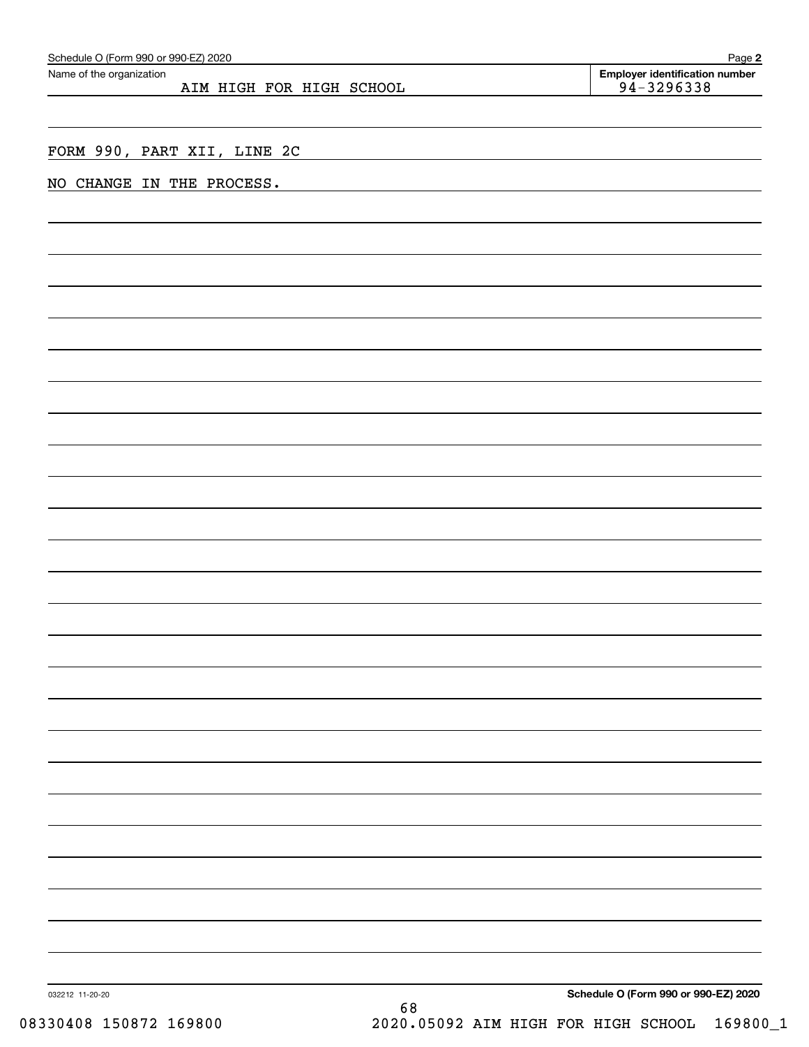Schedule O (Form 990 or 990-EZ) 2020

Name of the organization: AIM HIGH FOR HIGH SCHOOL

**Employer identification number**: 94-3296338

FORM 990, PART XII, LINE 2C

NO CHANGE IN THE PROCESS.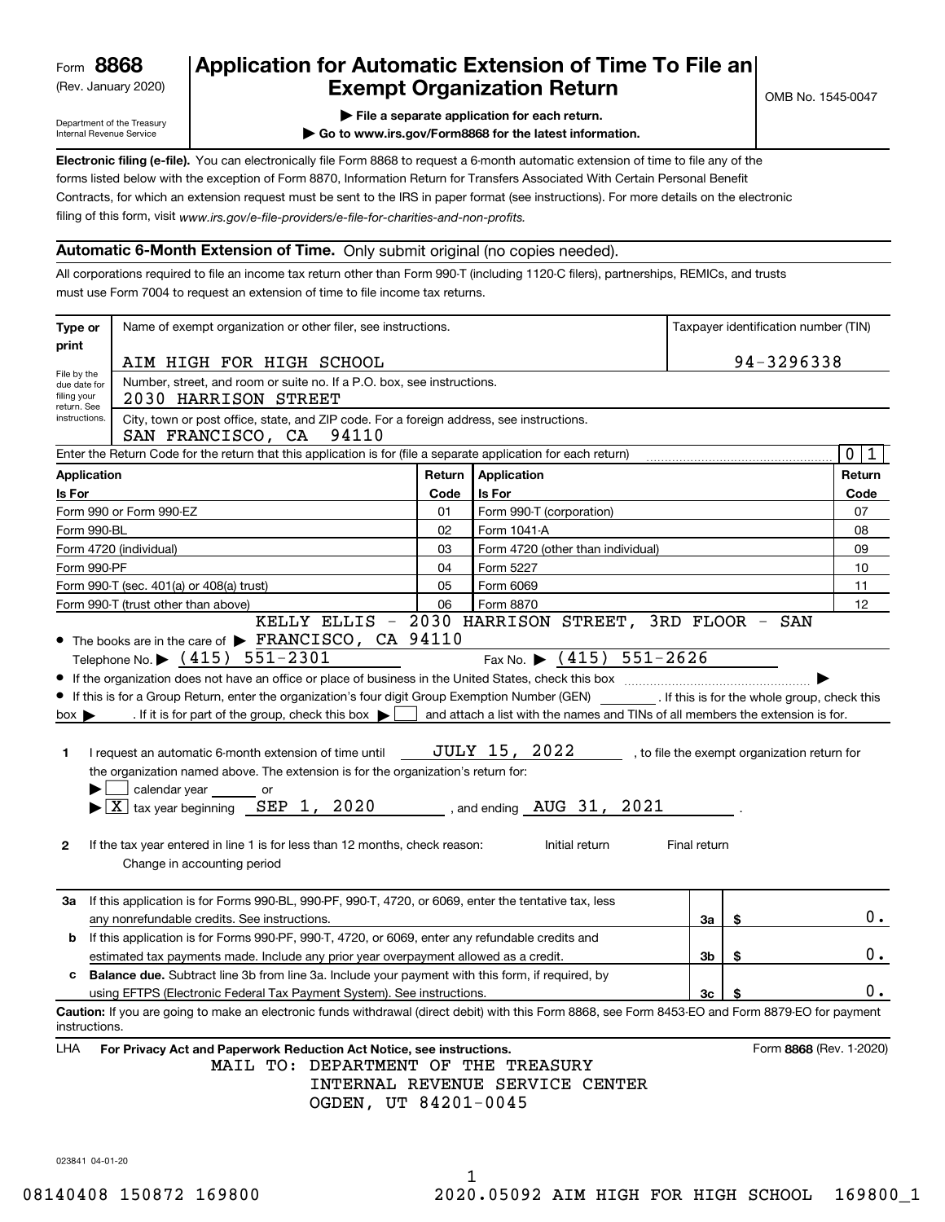Form **8868** (Rev. January 2020)

Department of the Treasury Internal Revenue Service

# Application for Automatic Extension of Time To File an Exempt Organization Return

▶ File a separate application for each return.

▶ Go to www.irs.gov/Form8868 for the latest information.

OMB No. 1545-0047

**Electronic filing (e-file).** You can electronically file Form 8868 to request a 6-month automatic extension of time to file any of the forms listed below with the exception of Form 8870, Information Return for Transfers Associated With Certain Personal Benefit Contracts, for which an extension request must be sent to the IRS in paper format (see instructions). For more details on the electronic filing of this form, visit *www.irs.gov/e-file-providers/e-file-for-charities-and-non-profits.*

## Automatic 6-Month Extension of Time. Only submit original (no copies needed).

All corporations required to file an income tax return other than Form 990-T (including 1120-C filers), partnerships, REMICs, and trusts must use Form 7004 to request an extension of time to file income tax returns.

| Type or print | | |
|---|---|---|
| File by the due date for filing your return. See instructions. | Name of exempt organization or other filer, see instructions. AIM HIGH FOR HIGH SCHOOL | Taxpayer identification number (TIN) 94-3296338 |
| | Number, street, and room or suite no. If a P.O. box, see instructions. 2030 HARRISON STREET | |
| | City, town or post office, state, and ZIP code. For a foreign address, see instructions. SAN FRANCISCO, CA 94110 | |

Enter the Return Code for the return that this application is for (file a separate application for each return) ..... 0 1

| Application Is For | Return Code | Application Is For | Return Code |
|---|---|---|---|
| Form 990 or Form 990-EZ | 01 | Form 990-T (corporation) | 07 |
| Form 990-BL | 02 | Form 1041-A | 08 |
| Form 4720 (individual) | 03 | Form 4720 (other than individual) | 09 |
| Form 990-PF | 04 | Form 5227 | 10 |
| Form 990-T (sec. 401(a) or 408(a) trust) | 05 | Form 6069 | 11 |
| Form 990-T (trust other than above) | 06 | Form 8870 | 12 |

- The books are in the care of ▶ KELLY ELLIS - 2030 HARRISON STREET, 3RD FLOOR - SAN FRANCISCO, CA 94110
  Telephone No. ▶ (415) 551-2301 Fax No. ▶ (415) 551-2626
- If the organization does not have an office or place of business in the United States, check this box ..... ▶
- If this is for a Group Return, enter the organization's four digit Group Exemption Number (GEN) ______. If this is for the whole group, check this box ▶ ☐. If it is for part of the group, check this box ▶ ☐ and attach a list with the names and TINs of all members the extension is for.

**1** I request an automatic 6-month extension of time until JULY 15, 2022, to file the exempt organization return for the organization named above. The extension is for the organization's return for:

▶ ☐ calendar year ______ or

▶ ☒ tax year beginning SEP 1, 2020, and ending AUG 31, 2021.

**2** If the tax year entered in line 1 is for less than 12 months, check reason: ☐ Initial return ☐ Final return ☐ Change in accounting period

| | | | |
|---|---|---|---|
| **3a** If this application is for Forms 990-BL, 990-PF, 990-T, 4720, or 6069, enter the tentative tax, less any nonrefundable credits. See instructions. | 3a | $ | 0. |
| **b** If this application is for Forms 990-PF, 990-T, 4720, or 6069, enter any refundable credits and estimated tax payments made. Include any prior year overpayment allowed as a credit. | 3b | $ | 0. |
| **c Balance due.** Subtract line 3b from line 3a. Include your payment with this form, if required, by using EFTPS (Electronic Federal Tax Payment System). See instructions. | 3c | $ | 0. |

**Caution:** If you are going to make an electronic funds withdrawal (direct debit) with this Form 8868, see Form 8453-EO and Form 8879-EO for payment instructions.

LHA **For Privacy Act and Paperwork Reduction Act Notice, see instructions.** Form **8868** (Rev. 1-2020)

MAIL TO: DEPARTMENT OF THE TREASURY
INTERNAL REVENUE SERVICE CENTER
OGDEN, UT 84201-0045

023841 04-01-20

08140408 150872 169800 2020.05092 AIM HIGH FOR HIGH SCHOOL 169800_1